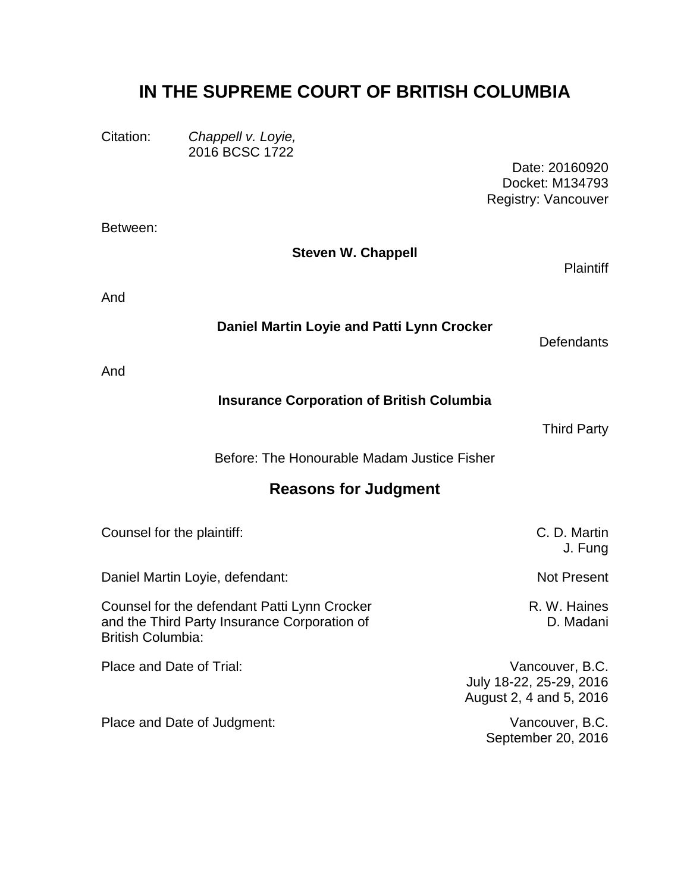# IN THE SUPREME COURT OF BRITISH COLUMBIA

Citation: *Chappell v. Loyie,* 2016 BCSC 1722

Date: 20160920
Docket: M134793
Registry: Vancouver

Between:

**Steven W. Chappell**

Plaintiff

And

**Daniel Martin Loyie and Patti Lynn Crocker**

Defendants

And

**Insurance Corporation of British Columbia**

Third Party

Before: The Honourable Madam Justice Fisher

## Reasons for Judgment

| | |
|---|---|
| Counsel for the plaintiff: | C. D. Martin<br>J. Fung |
| Daniel Martin Loyie, defendant: | Not Present |
| Counsel for the defendant Patti Lynn Crocker and the Third Party Insurance Corporation of British Columbia: | R. W. Haines<br>D. Madani |
| Place and Date of Trial: | Vancouver, B.C.<br>July 18-22, 25-29, 2016<br>August 2, 4 and 5, 2016 |
| Place and Date of Judgment: | Vancouver, B.C.<br>September 20, 2016 |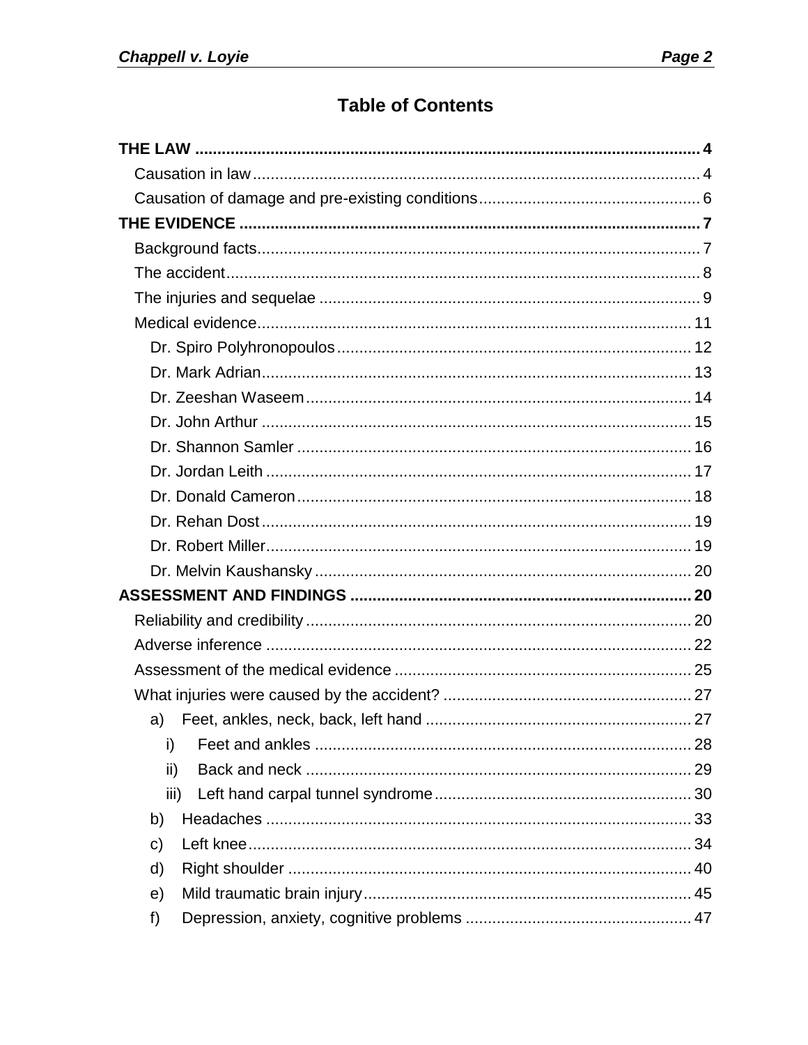# Table of Contents

**THE LAW** ..... 4

- Causation in law ..... 4
- Causation of damage and pre-existing conditions ..... 6

**THE EVIDENCE** ..... 7

- Background facts ..... 7
- The accident ..... 8
- The injuries and sequelae ..... 9
- Medical evidence ..... 11
  - Dr. Spiro Polyhronopoulos ..... 12
  - Dr. Mark Adrian ..... 13
  - Dr. Zeeshan Waseem ..... 14
  - Dr. John Arthur ..... 15
  - Dr. Shannon Samler ..... 16
  - Dr. Jordan Leith ..... 17
  - Dr. Donald Cameron ..... 18
  - Dr. Rehan Dost ..... 19
  - Dr. Robert Miller ..... 19
  - Dr. Melvin Kaushansky ..... 20

**ASSESSMENT AND FINDINGS** ..... 20

- Reliability and credibility ..... 20
- Adverse inference ..... 22
- Assessment of the medical evidence ..... 25
- What injuries were caused by the accident? ..... 27
  - a) Feet, ankles, neck, back, left hand ..... 27
    - i) Feet and ankles ..... 28
    - ii) Back and neck ..... 29
    - iii) Left hand carpal tunnel syndrome ..... 30
  - b) Headaches ..... 33
  - c) Left knee ..... 34
  - d) Right shoulder ..... 40
  - e) Mild traumatic brain injury ..... 45
  - f) Depression, anxiety, cognitive problems ..... 47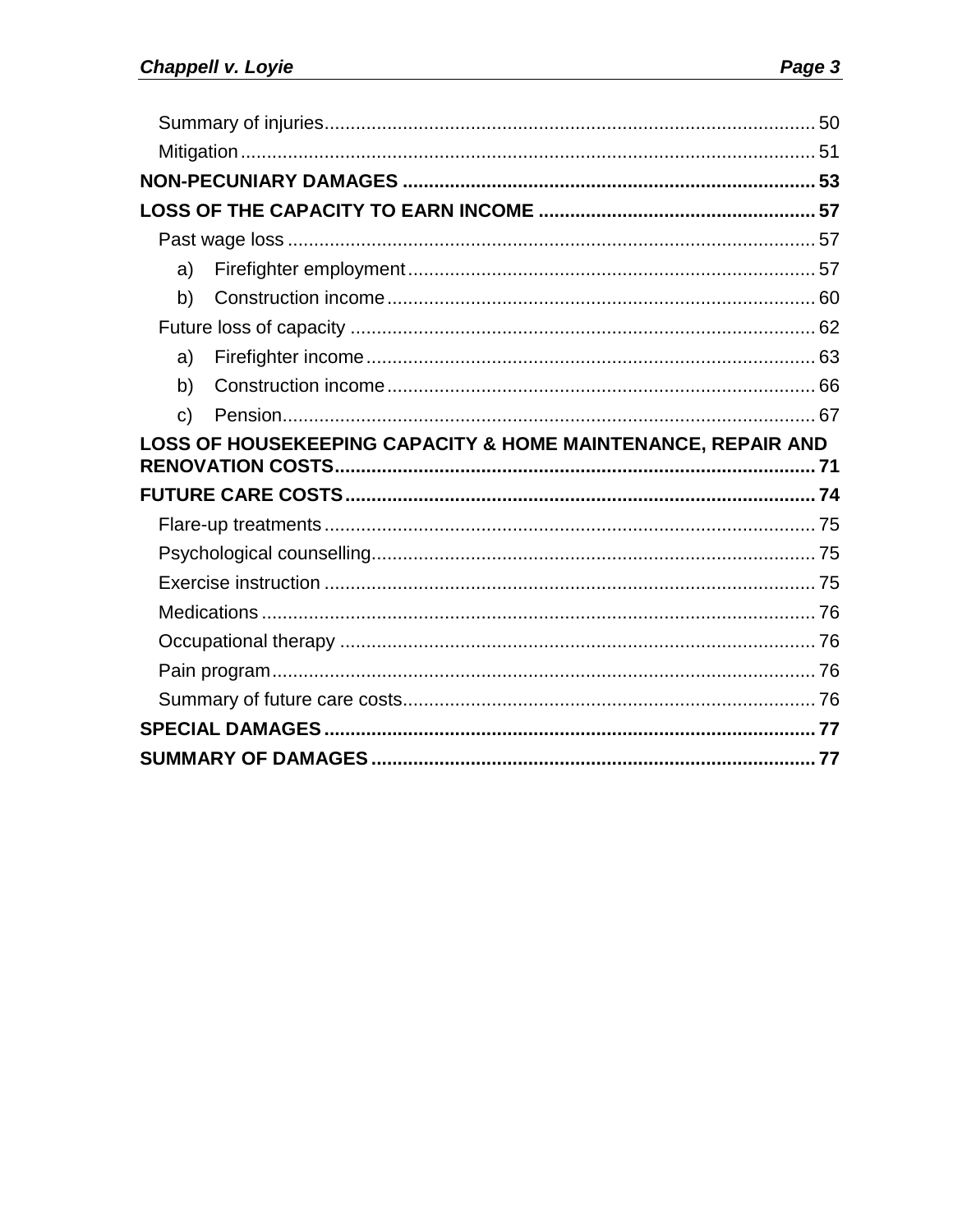Summary of injuries ............................................................................................ 50

Mitigation ............................................................................................................ 51

**NON-PECUNIARY DAMAGES .............................................................................. 53**

**LOSS OF THE CAPACITY TO EARN INCOME ..................................................... 57**

Past wage loss ..................................................................................................... 57

a) Firefighter employment ............................................................................. 57

b) Construction income ................................................................................. 60

Future loss of capacity ......................................................................................... 62

a) Firefighter income ..................................................................................... 63

b) Construction income ................................................................................. 66

c) Pension ...................................................................................................... 67

**LOSS OF HOUSEKEEPING CAPACITY & HOME MAINTENANCE, REPAIR AND RENOVATION COSTS .......................................................................................... 71**

**FUTURE CARE COSTS ......................................................................................... 74**

Flare-up treatments ............................................................................................. 75

Psychological counselling .................................................................................... 75

Exercise instruction ............................................................................................. 75

Medications ......................................................................................................... 76

Occupational therapy .......................................................................................... 76

Pain program ....................................................................................................... 76

Summary of future care costs .............................................................................. 76

**SPECIAL DAMAGES ............................................................................................. 77**

**SUMMARY OF DAMAGES .................................................................................... 77**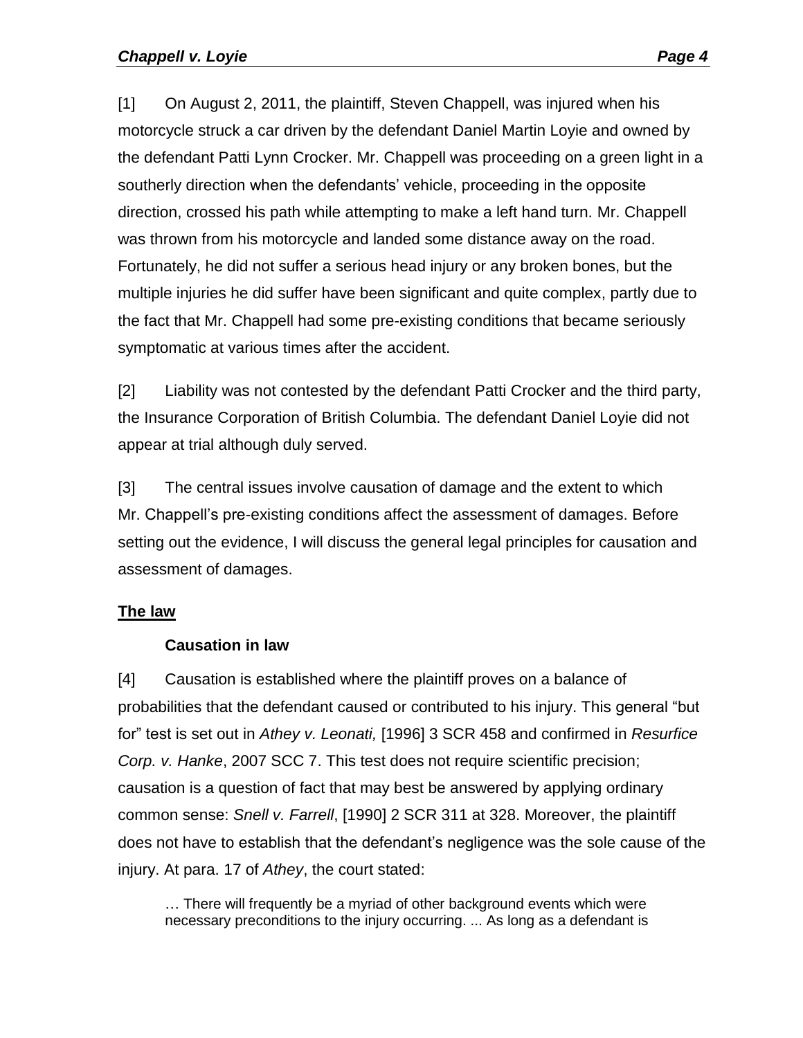[1] On August 2, 2011, the plaintiff, Steven Chappell, was injured when his motorcycle struck a car driven by the defendant Daniel Martin Loyie and owned by the defendant Patti Lynn Crocker. Mr. Chappell was proceeding on a green light in a southerly direction when the defendants' vehicle, proceeding in the opposite direction, crossed his path while attempting to make a left hand turn. Mr. Chappell was thrown from his motorcycle and landed some distance away on the road. Fortunately, he did not suffer a serious head injury or any broken bones, but the multiple injuries he did suffer have been significant and quite complex, partly due to the fact that Mr. Chappell had some pre-existing conditions that became seriously symptomatic at various times after the accident.

[2] Liability was not contested by the defendant Patti Crocker and the third party, the Insurance Corporation of British Columbia. The defendant Daniel Loyie did not appear at trial although duly served.

[3] The central issues involve causation of damage and the extent to which Mr. Chappell's pre-existing conditions affect the assessment of damages. Before setting out the evidence, I will discuss the general legal principles for causation and assessment of damages.

## The law

### Causation in law

[4] Causation is established where the plaintiff proves on a balance of probabilities that the defendant caused or contributed to his injury. This general "but for" test is set out in *Athey v. Leonati,* [1996] 3 SCR 458 and confirmed in *Resurfice Corp. v. Hanke*, 2007 SCC 7. This test does not require scientific precision; causation is a question of fact that may best be answered by applying ordinary common sense: *Snell v. Farrell*, [1990] 2 SCR 311 at 328. Moreover, the plaintiff does not have to establish that the defendant's negligence was the sole cause of the injury. At para. 17 of *Athey*, the court stated:

> … There will frequently be a myriad of other background events which were necessary preconditions to the injury occurring. ... As long as a defendant is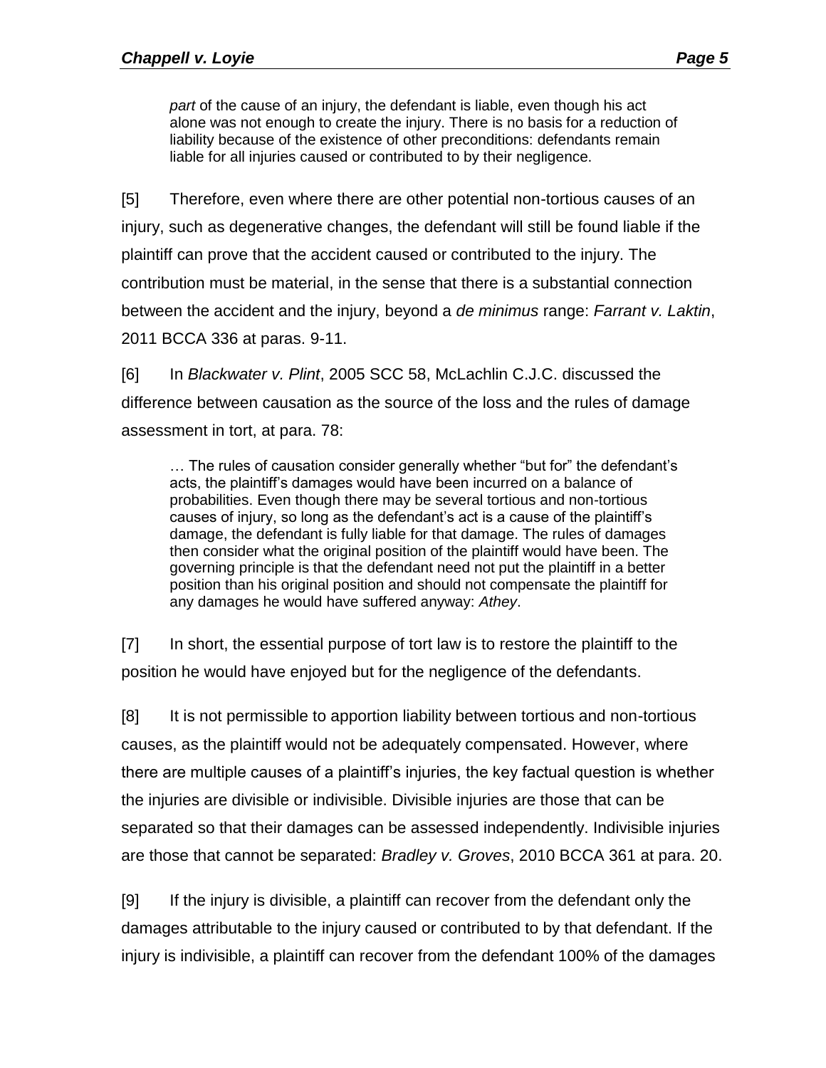> *part* of the cause of an injury, the defendant is liable, even though his act alone was not enough to create the injury. There is no basis for a reduction of liability because of the existence of other preconditions: defendants remain liable for all injuries caused or contributed to by their negligence.

[5] Therefore, even where there are other potential non-tortious causes of an injury, such as degenerative changes, the defendant will still be found liable if the plaintiff can prove that the accident caused or contributed to the injury. The contribution must be material, in the sense that there is a substantial connection between the accident and the injury, beyond a *de minimus* range: *Farrant v. Laktin*, 2011 BCCA 336 at paras. 9-11.

[6] In *Blackwater v. Plint*, 2005 SCC 58, McLachlin C.J.C. discussed the difference between causation as the source of the loss and the rules of damage assessment in tort, at para. 78:

> … The rules of causation consider generally whether "but for" the defendant's acts, the plaintiff's damages would have been incurred on a balance of probabilities. Even though there may be several tortious and non-tortious causes of injury, so long as the defendant's act is a cause of the plaintiff's damage, the defendant is fully liable for that damage. The rules of damages then consider what the original position of the plaintiff would have been. The governing principle is that the defendant need not put the plaintiff in a better position than his original position and should not compensate the plaintiff for any damages he would have suffered anyway: *Athey*.

[7] In short, the essential purpose of tort law is to restore the plaintiff to the position he would have enjoyed but for the negligence of the defendants.

[8] It is not permissible to apportion liability between tortious and non-tortious causes, as the plaintiff would not be adequately compensated. However, where there are multiple causes of a plaintiff's injuries, the key factual question is whether the injuries are divisible or indivisible. Divisible injuries are those that can be separated so that their damages can be assessed independently. Indivisible injuries are those that cannot be separated: *Bradley v. Groves*, 2010 BCCA 361 at para. 20.

[9] If the injury is divisible, a plaintiff can recover from the defendant only the damages attributable to the injury caused or contributed to by that defendant. If the injury is indivisible, a plaintiff can recover from the defendant 100% of the damages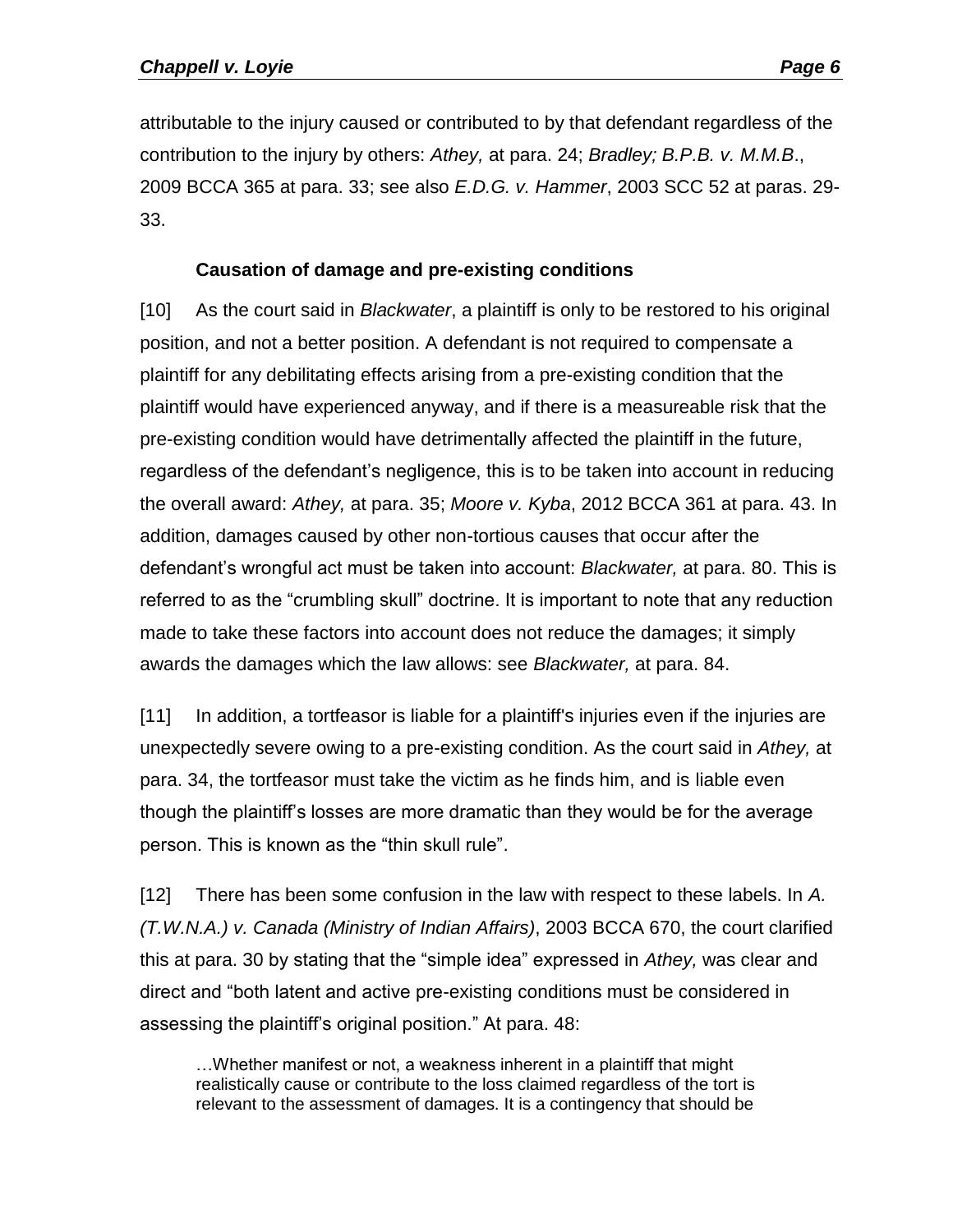attributable to the injury caused or contributed to by that defendant regardless of the contribution to the injury by others: *Athey,* at para. 24; *Bradley; B.P.B. v. M.M.B*., 2009 BCCA 365 at para. 33; see also *E.D.G. v. Hammer*, 2003 SCC 52 at paras. 29-33.

**Causation of damage and pre-existing conditions**

[10] As the court said in *Blackwater*, a plaintiff is only to be restored to his original position, and not a better position. A defendant is not required to compensate a plaintiff for any debilitating effects arising from a pre-existing condition that the plaintiff would have experienced anyway, and if there is a measureable risk that the pre-existing condition would have detrimentally affected the plaintiff in the future, regardless of the defendant's negligence, this is to be taken into account in reducing the overall award: *Athey,* at para. 35; *Moore v. Kyba*, 2012 BCCA 361 at para. 43. In addition, damages caused by other non-tortious causes that occur after the defendant's wrongful act must be taken into account: *Blackwater,* at para. 80. This is referred to as the "crumbling skull" doctrine. It is important to note that any reduction made to take these factors into account does not reduce the damages; it simply awards the damages which the law allows: see *Blackwater,* at para. 84.

[11] In addition, a tortfeasor is liable for a plaintiff's injuries even if the injuries are unexpectedly severe owing to a pre-existing condition. As the court said in *Athey,* at para. 34, the tortfeasor must take the victim as he finds him, and is liable even though the plaintiff's losses are more dramatic than they would be for the average person. This is known as the "thin skull rule".

[12] There has been some confusion in the law with respect to these labels. In *A. (T.W.N.A.) v. Canada (Ministry of Indian Affairs)*, 2003 BCCA 670, the court clarified this at para. 30 by stating that the "simple idea" expressed in *Athey,* was clear and direct and "both latent and active pre-existing conditions must be considered in assessing the plaintiff's original position." At para. 48:

> …Whether manifest or not, a weakness inherent in a plaintiff that might realistically cause or contribute to the loss claimed regardless of the tort is relevant to the assessment of damages. It is a contingency that should be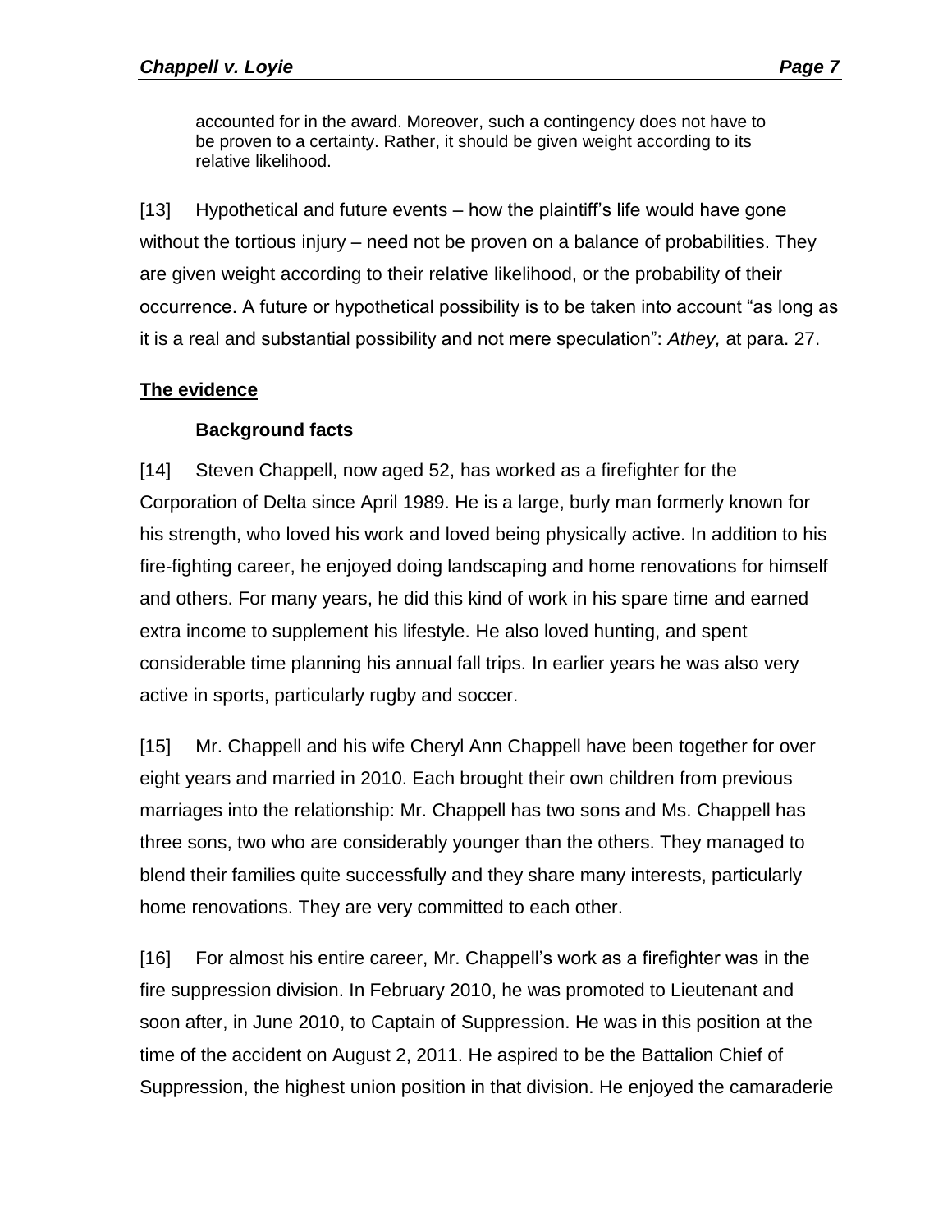> accounted for in the award. Moreover, such a contingency does not have to be proven to a certainty. Rather, it should be given weight according to its relative likelihood.

[13] Hypothetical and future events – how the plaintiff's life would have gone without the tortious injury – need not be proven on a balance of probabilities. They are given weight according to their relative likelihood, or the probability of their occurrence. A future or hypothetical possibility is to be taken into account "as long as it is a real and substantial possibility and not mere speculation": *Athey,* at para. 27.

## The evidence

### Background facts

[14] Steven Chappell, now aged 52, has worked as a firefighter for the Corporation of Delta since April 1989. He is a large, burly man formerly known for his strength, who loved his work and loved being physically active. In addition to his fire-fighting career, he enjoyed doing landscaping and home renovations for himself and others. For many years, he did this kind of work in his spare time and earned extra income to supplement his lifestyle. He also loved hunting, and spent considerable time planning his annual fall trips. In earlier years he was also very active in sports, particularly rugby and soccer.

[15] Mr. Chappell and his wife Cheryl Ann Chappell have been together for over eight years and married in 2010. Each brought their own children from previous marriages into the relationship: Mr. Chappell has two sons and Ms. Chappell has three sons, two who are considerably younger than the others. They managed to blend their families quite successfully and they share many interests, particularly home renovations. They are very committed to each other.

[16] For almost his entire career, Mr. Chappell's work as a firefighter was in the fire suppression division. In February 2010, he was promoted to Lieutenant and soon after, in June 2010, to Captain of Suppression. He was in this position at the time of the accident on August 2, 2011. He aspired to be the Battalion Chief of Suppression, the highest union position in that division. He enjoyed the camaraderie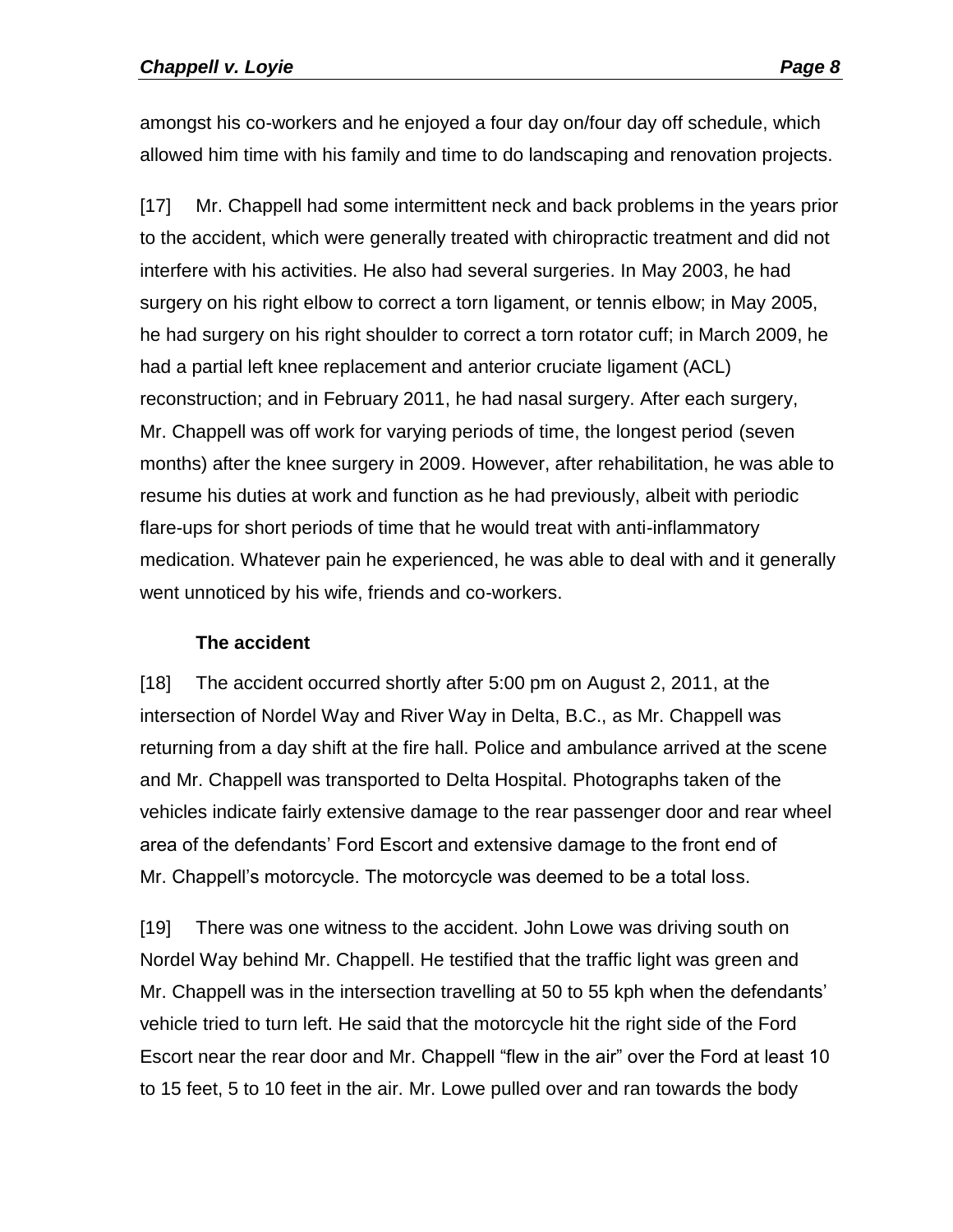amongst his co-workers and he enjoyed a four day on/four day off schedule, which allowed him time with his family and time to do landscaping and renovation projects.

[17] Mr. Chappell had some intermittent neck and back problems in the years prior to the accident, which were generally treated with chiropractic treatment and did not interfere with his activities. He also had several surgeries. In May 2003, he had surgery on his right elbow to correct a torn ligament, or tennis elbow; in May 2005, he had surgery on his right shoulder to correct a torn rotator cuff; in March 2009, he had a partial left knee replacement and anterior cruciate ligament (ACL) reconstruction; and in February 2011, he had nasal surgery. After each surgery, Mr. Chappell was off work for varying periods of time, the longest period (seven months) after the knee surgery in 2009. However, after rehabilitation, he was able to resume his duties at work and function as he had previously, albeit with periodic flare-ups for short periods of time that he would treat with anti-inflammatory medication. Whatever pain he experienced, he was able to deal with and it generally went unnoticed by his wife, friends and co-workers.

### The accident

[18] The accident occurred shortly after 5:00 pm on August 2, 2011, at the intersection of Nordel Way and River Way in Delta, B.C., as Mr. Chappell was returning from a day shift at the fire hall. Police and ambulance arrived at the scene and Mr. Chappell was transported to Delta Hospital. Photographs taken of the vehicles indicate fairly extensive damage to the rear passenger door and rear wheel area of the defendants' Ford Escort and extensive damage to the front end of Mr. Chappell's motorcycle. The motorcycle was deemed to be a total loss.

[19] There was one witness to the accident. John Lowe was driving south on Nordel Way behind Mr. Chappell. He testified that the traffic light was green and Mr. Chappell was in the intersection travelling at 50 to 55 kph when the defendants' vehicle tried to turn left. He said that the motorcycle hit the right side of the Ford Escort near the rear door and Mr. Chappell "flew in the air" over the Ford at least 10 to 15 feet, 5 to 10 feet in the air. Mr. Lowe pulled over and ran towards the body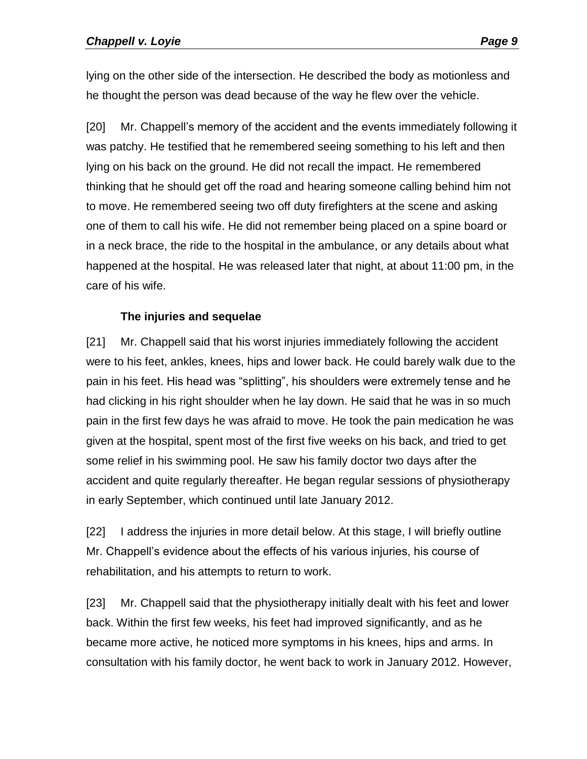lying on the other side of the intersection. He described the body as motionless and he thought the person was dead because of the way he flew over the vehicle.

[20] Mr. Chappell's memory of the accident and the events immediately following it was patchy. He testified that he remembered seeing something to his left and then lying on his back on the ground. He did not recall the impact. He remembered thinking that he should get off the road and hearing someone calling behind him not to move. He remembered seeing two off duty firefighters at the scene and asking one of them to call his wife. He did not remember being placed on a spine board or in a neck brace, the ride to the hospital in the ambulance, or any details about what happened at the hospital. He was released later that night, at about 11:00 pm, in the care of his wife.

### The injuries and sequelae

[21] Mr. Chappell said that his worst injuries immediately following the accident were to his feet, ankles, knees, hips and lower back. He could barely walk due to the pain in his feet. His head was "splitting", his shoulders were extremely tense and he had clicking in his right shoulder when he lay down. He said that he was in so much pain in the first few days he was afraid to move. He took the pain medication he was given at the hospital, spent most of the first five weeks on his back, and tried to get some relief in his swimming pool. He saw his family doctor two days after the accident and quite regularly thereafter. He began regular sessions of physiotherapy in early September, which continued until late January 2012.

[22] I address the injuries in more detail below. At this stage, I will briefly outline Mr. Chappell's evidence about the effects of his various injuries, his course of rehabilitation, and his attempts to return to work.

[23] Mr. Chappell said that the physiotherapy initially dealt with his feet and lower back. Within the first few weeks, his feet had improved significantly, and as he became more active, he noticed more symptoms in his knees, hips and arms. In consultation with his family doctor, he went back to work in January 2012. However,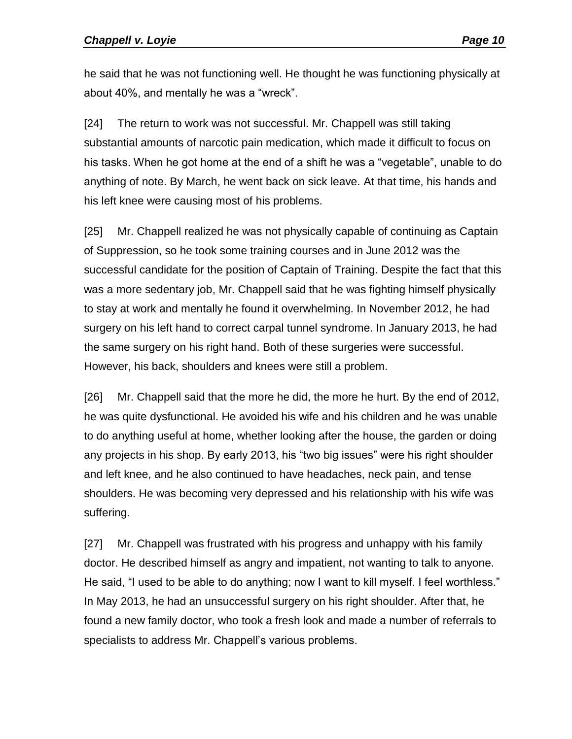he said that he was not functioning well. He thought he was functioning physically at about 40%, and mentally he was a "wreck".

[24] The return to work was not successful. Mr. Chappell was still taking substantial amounts of narcotic pain medication, which made it difficult to focus on his tasks. When he got home at the end of a shift he was a "vegetable", unable to do anything of note. By March, he went back on sick leave. At that time, his hands and his left knee were causing most of his problems.

[25] Mr. Chappell realized he was not physically capable of continuing as Captain of Suppression, so he took some training courses and in June 2012 was the successful candidate for the position of Captain of Training. Despite the fact that this was a more sedentary job, Mr. Chappell said that he was fighting himself physically to stay at work and mentally he found it overwhelming. In November 2012, he had surgery on his left hand to correct carpal tunnel syndrome. In January 2013, he had the same surgery on his right hand. Both of these surgeries were successful. However, his back, shoulders and knees were still a problem.

[26] Mr. Chappell said that the more he did, the more he hurt. By the end of 2012, he was quite dysfunctional. He avoided his wife and his children and he was unable to do anything useful at home, whether looking after the house, the garden or doing any projects in his shop. By early 2013, his "two big issues" were his right shoulder and left knee, and he also continued to have headaches, neck pain, and tense shoulders. He was becoming very depressed and his relationship with his wife was suffering.

[27] Mr. Chappell was frustrated with his progress and unhappy with his family doctor. He described himself as angry and impatient, not wanting to talk to anyone. He said, "I used to be able to do anything; now I want to kill myself. I feel worthless." In May 2013, he had an unsuccessful surgery on his right shoulder. After that, he found a new family doctor, who took a fresh look and made a number of referrals to specialists to address Mr. Chappell's various problems.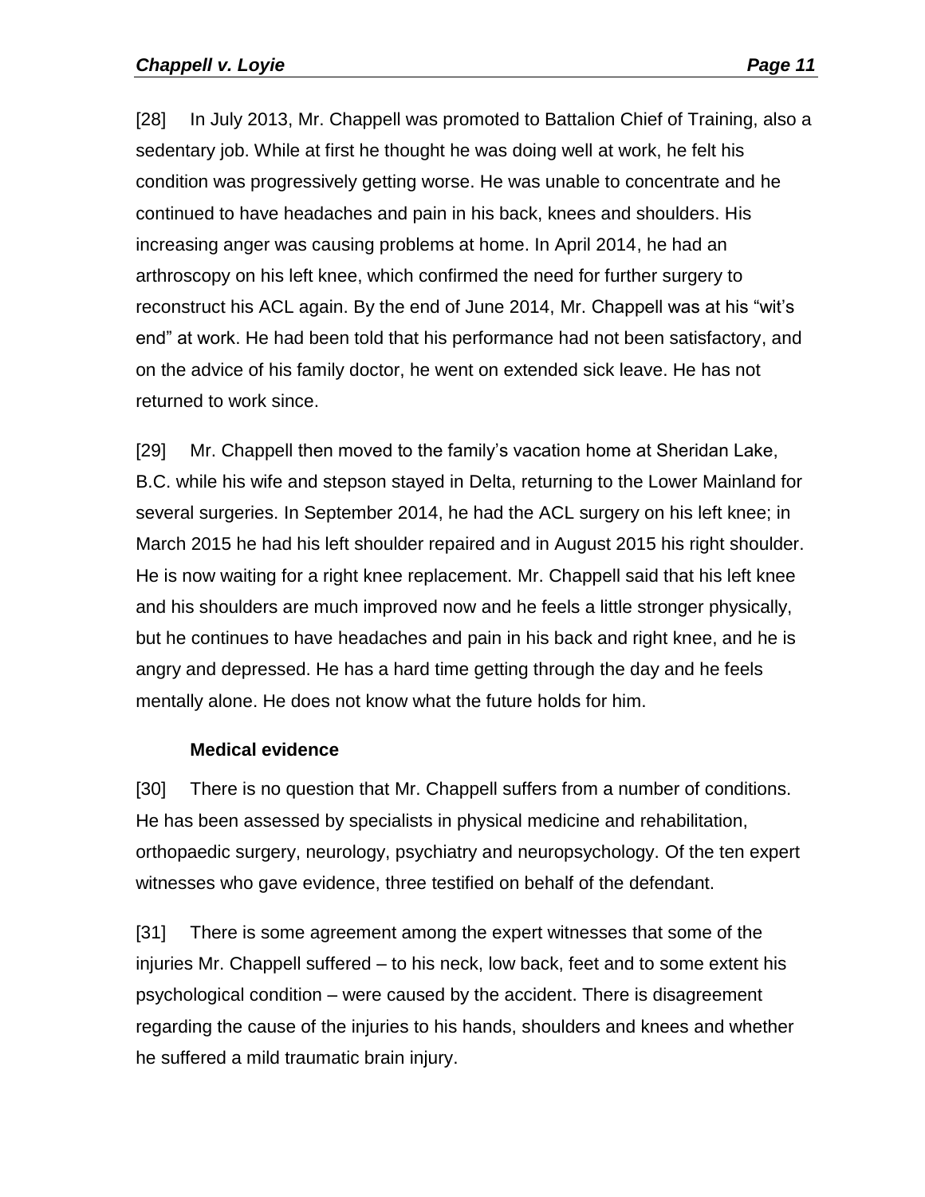[28] In July 2013, Mr. Chappell was promoted to Battalion Chief of Training, also a sedentary job. While at first he thought he was doing well at work, he felt his condition was progressively getting worse. He was unable to concentrate and he continued to have headaches and pain in his back, knees and shoulders. His increasing anger was causing problems at home. In April 2014, he had an arthroscopy on his left knee, which confirmed the need for further surgery to reconstruct his ACL again. By the end of June 2014, Mr. Chappell was at his "wit's end" at work. He had been told that his performance had not been satisfactory, and on the advice of his family doctor, he went on extended sick leave. He has not returned to work since.

[29] Mr. Chappell then moved to the family's vacation home at Sheridan Lake, B.C. while his wife and stepson stayed in Delta, returning to the Lower Mainland for several surgeries. In September 2014, he had the ACL surgery on his left knee; in March 2015 he had his left shoulder repaired and in August 2015 his right shoulder. He is now waiting for a right knee replacement. Mr. Chappell said that his left knee and his shoulders are much improved now and he feels a little stronger physically, but he continues to have headaches and pain in his back and right knee, and he is angry and depressed. He has a hard time getting through the day and he feels mentally alone. He does not know what the future holds for him.

### Medical evidence

[30] There is no question that Mr. Chappell suffers from a number of conditions. He has been assessed by specialists in physical medicine and rehabilitation, orthopaedic surgery, neurology, psychiatry and neuropsychology. Of the ten expert witnesses who gave evidence, three testified on behalf of the defendant.

[31] There is some agreement among the expert witnesses that some of the injuries Mr. Chappell suffered – to his neck, low back, feet and to some extent his psychological condition – were caused by the accident. There is disagreement regarding the cause of the injuries to his hands, shoulders and knees and whether he suffered a mild traumatic brain injury.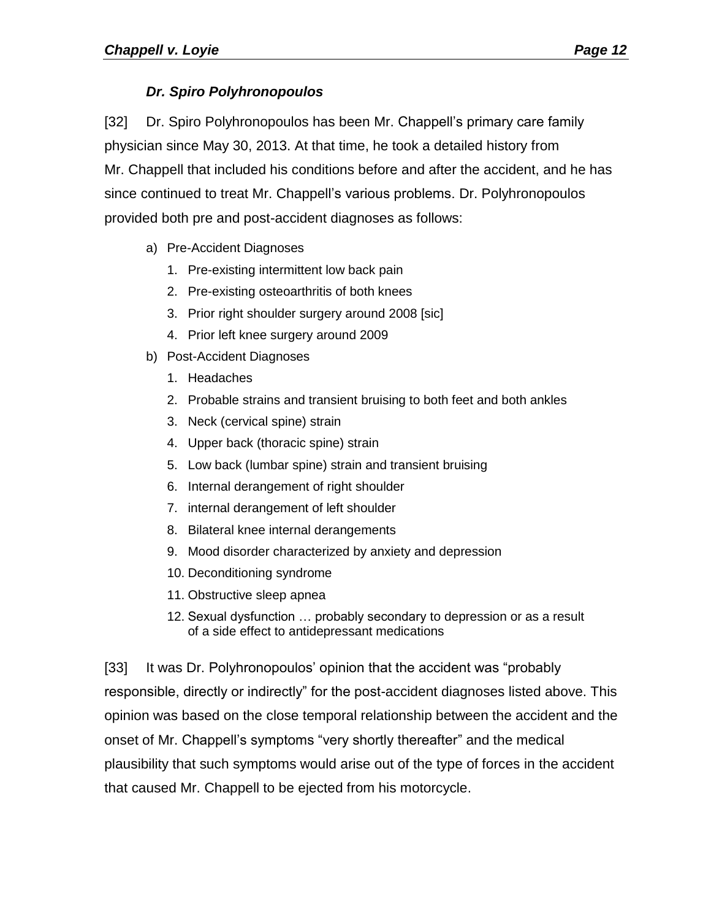***Dr. Spiro Polyhronopoulos***

[32] Dr. Spiro Polyhronopoulos has been Mr. Chappell's primary care family physician since May 30, 2013. At that time, he took a detailed history from Mr. Chappell that included his conditions before and after the accident, and he has since continued to treat Mr. Chappell's various problems. Dr. Polyhronopoulos provided both pre and post-accident diagnoses as follows:

a) Pre-Accident Diagnoses
   1. Pre-existing intermittent low back pain
   2. Pre-existing osteoarthritis of both knees
   3. Prior right shoulder surgery around 2008 [sic]
   4. Prior left knee surgery around 2009

b) Post-Accident Diagnoses
   1. Headaches
   2. Probable strains and transient bruising to both feet and both ankles
   3. Neck (cervical spine) strain
   4. Upper back (thoracic spine) strain
   5. Low back (lumbar spine) strain and transient bruising
   6. Internal derangement of right shoulder
   7. internal derangement of left shoulder
   8. Bilateral knee internal derangements
   9. Mood disorder characterized by anxiety and depression
   10. Deconditioning syndrome
   11. Obstructive sleep apnea
   12. Sexual dysfunction … probably secondary to depression or as a result of a side effect to antidepressant medications

[33] It was Dr. Polyhronopoulos' opinion that the accident was "probably responsible, directly or indirectly" for the post-accident diagnoses listed above. This opinion was based on the close temporal relationship between the accident and the onset of Mr. Chappell's symptoms "very shortly thereafter" and the medical plausibility that such symptoms would arise out of the type of forces in the accident that caused Mr. Chappell to be ejected from his motorcycle.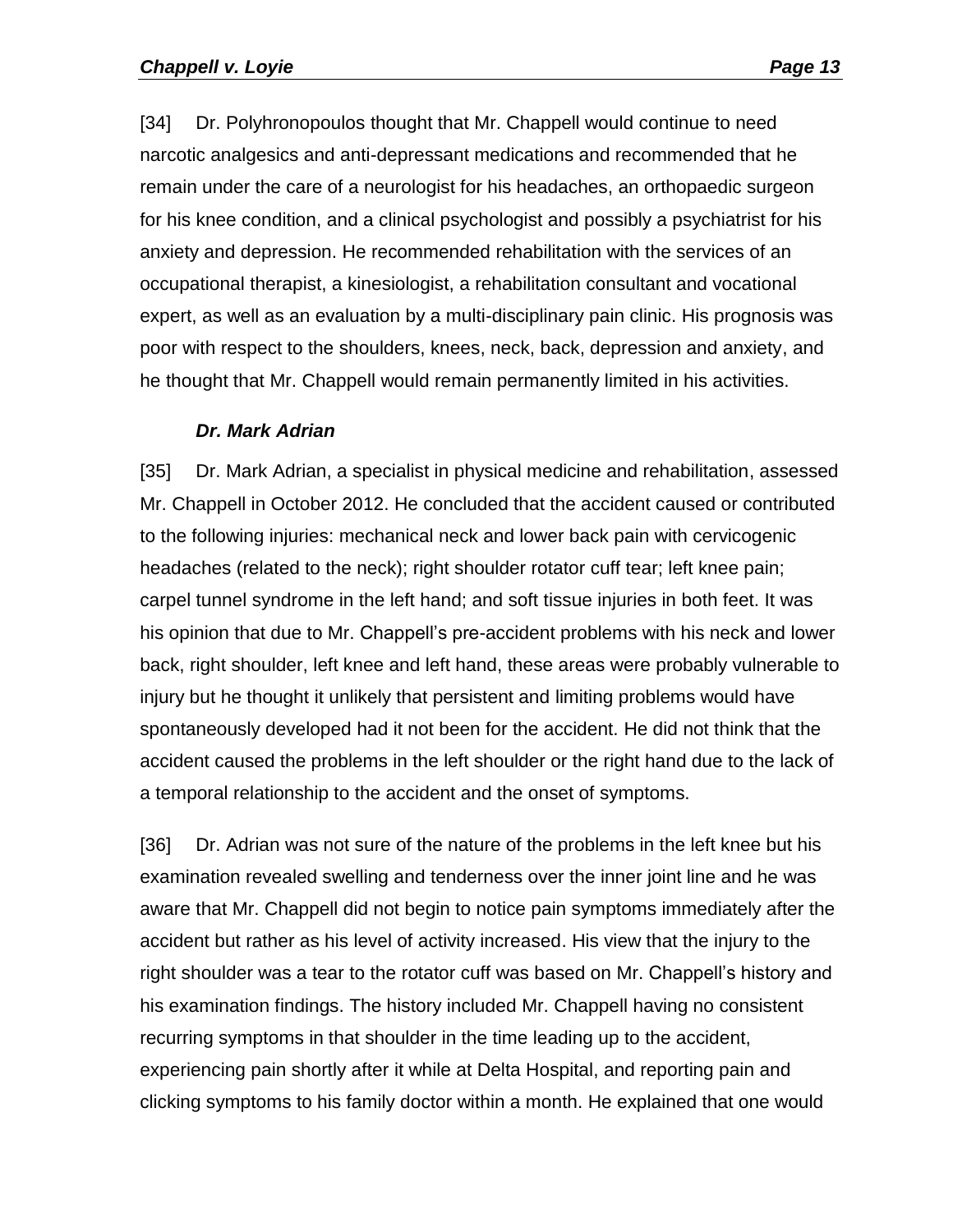[34] Dr. Polyhronopoulos thought that Mr. Chappell would continue to need narcotic analgesics and anti-depressant medications and recommended that he remain under the care of a neurologist for his headaches, an orthopaedic surgeon for his knee condition, and a clinical psychologist and possibly a psychiatrist for his anxiety and depression. He recommended rehabilitation with the services of an occupational therapist, a kinesiologist, a rehabilitation consultant and vocational expert, as well as an evaluation by a multi-disciplinary pain clinic. His prognosis was poor with respect to the shoulders, knees, neck, back, depression and anxiety, and he thought that Mr. Chappell would remain permanently limited in his activities.

### *Dr. Mark Adrian*

[35] Dr. Mark Adrian, a specialist in physical medicine and rehabilitation, assessed Mr. Chappell in October 2012. He concluded that the accident caused or contributed to the following injuries: mechanical neck and lower back pain with cervicogenic headaches (related to the neck); right shoulder rotator cuff tear; left knee pain; carpel tunnel syndrome in the left hand; and soft tissue injuries in both feet. It was his opinion that due to Mr. Chappell's pre-accident problems with his neck and lower back, right shoulder, left knee and left hand, these areas were probably vulnerable to injury but he thought it unlikely that persistent and limiting problems would have spontaneously developed had it not been for the accident. He did not think that the accident caused the problems in the left shoulder or the right hand due to the lack of a temporal relationship to the accident and the onset of symptoms.

[36] Dr. Adrian was not sure of the nature of the problems in the left knee but his examination revealed swelling and tenderness over the inner joint line and he was aware that Mr. Chappell did not begin to notice pain symptoms immediately after the accident but rather as his level of activity increased. His view that the injury to the right shoulder was a tear to the rotator cuff was based on Mr. Chappell's history and his examination findings. The history included Mr. Chappell having no consistent recurring symptoms in that shoulder in the time leading up to the accident, experiencing pain shortly after it while at Delta Hospital, and reporting pain and clicking symptoms to his family doctor within a month. He explained that one would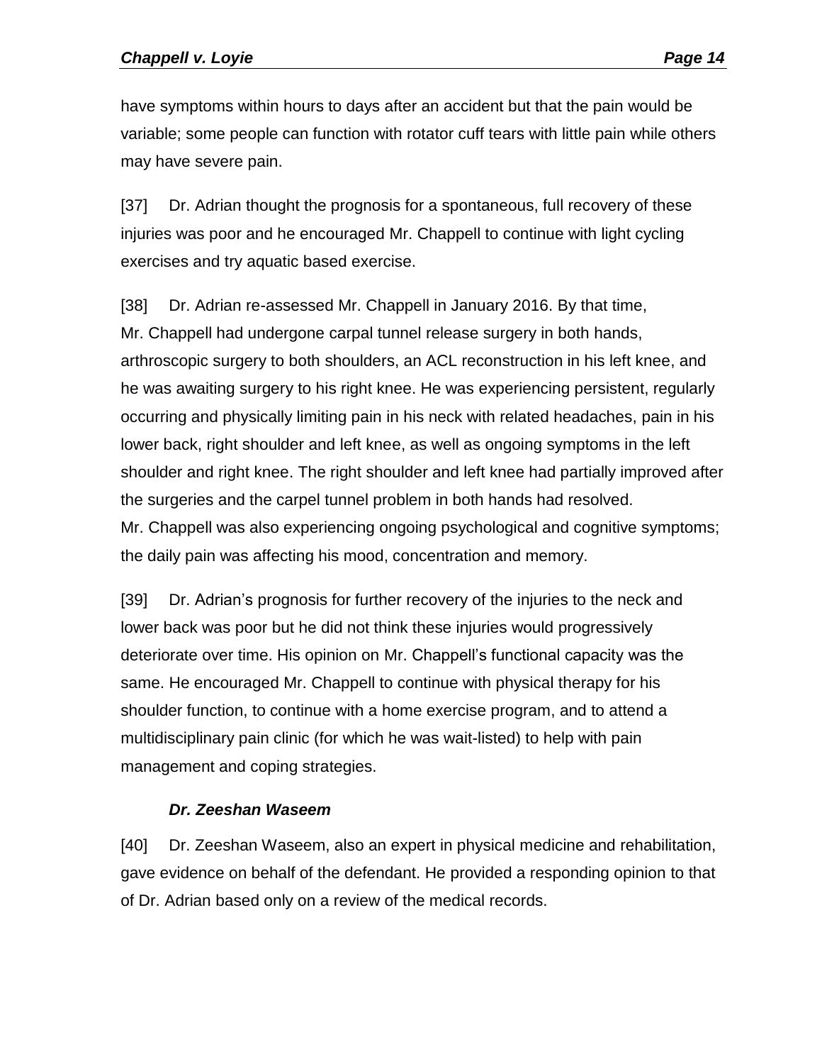have symptoms within hours to days after an accident but that the pain would be variable; some people can function with rotator cuff tears with little pain while others may have severe pain.

[37] Dr. Adrian thought the prognosis for a spontaneous, full recovery of these injuries was poor and he encouraged Mr. Chappell to continue with light cycling exercises and try aquatic based exercise.

[38] Dr. Adrian re-assessed Mr. Chappell in January 2016. By that time, Mr. Chappell had undergone carpal tunnel release surgery in both hands, arthroscopic surgery to both shoulders, an ACL reconstruction in his left knee, and he was awaiting surgery to his right knee. He was experiencing persistent, regularly occurring and physically limiting pain in his neck with related headaches, pain in his lower back, right shoulder and left knee, as well as ongoing symptoms in the left shoulder and right knee. The right shoulder and left knee had partially improved after the surgeries and the carpel tunnel problem in both hands had resolved. Mr. Chappell was also experiencing ongoing psychological and cognitive symptoms; the daily pain was affecting his mood, concentration and memory.

[39] Dr. Adrian's prognosis for further recovery of the injuries to the neck and lower back was poor but he did not think these injuries would progressively deteriorate over time. His opinion on Mr. Chappell's functional capacity was the same. He encouraged Mr. Chappell to continue with physical therapy for his shoulder function, to continue with a home exercise program, and to attend a multidisciplinary pain clinic (for which he was wait-listed) to help with pain management and coping strategies.

### *Dr. Zeeshan Waseem*

[40] Dr. Zeeshan Waseem, also an expert in physical medicine and rehabilitation, gave evidence on behalf of the defendant. He provided a responding opinion to that of Dr. Adrian based only on a review of the medical records.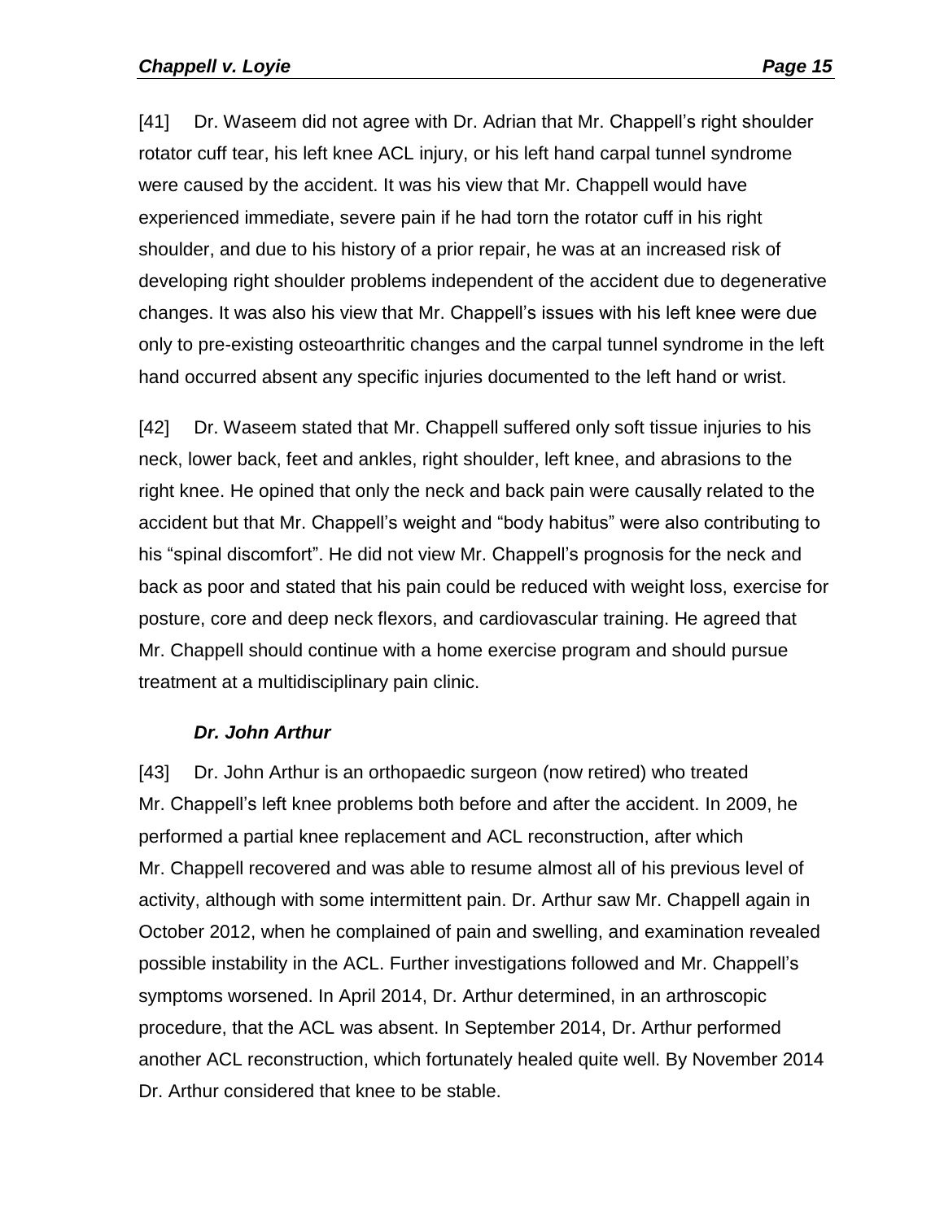[41] Dr. Waseem did not agree with Dr. Adrian that Mr. Chappell's right shoulder rotator cuff tear, his left knee ACL injury, or his left hand carpal tunnel syndrome were caused by the accident. It was his view that Mr. Chappell would have experienced immediate, severe pain if he had torn the rotator cuff in his right shoulder, and due to his history of a prior repair, he was at an increased risk of developing right shoulder problems independent of the accident due to degenerative changes. It was also his view that Mr. Chappell's issues with his left knee were due only to pre-existing osteoarthritic changes and the carpal tunnel syndrome in the left hand occurred absent any specific injuries documented to the left hand or wrist.

[42] Dr. Waseem stated that Mr. Chappell suffered only soft tissue injuries to his neck, lower back, feet and ankles, right shoulder, left knee, and abrasions to the right knee. He opined that only the neck and back pain were causally related to the accident but that Mr. Chappell's weight and "body habitus" were also contributing to his "spinal discomfort". He did not view Mr. Chappell's prognosis for the neck and back as poor and stated that his pain could be reduced with weight loss, exercise for posture, core and deep neck flexors, and cardiovascular training. He agreed that Mr. Chappell should continue with a home exercise program and should pursue treatment at a multidisciplinary pain clinic.

### *Dr. John Arthur*

[43] Dr. John Arthur is an orthopaedic surgeon (now retired) who treated Mr. Chappell's left knee problems both before and after the accident. In 2009, he performed a partial knee replacement and ACL reconstruction, after which Mr. Chappell recovered and was able to resume almost all of his previous level of activity, although with some intermittent pain. Dr. Arthur saw Mr. Chappell again in October 2012, when he complained of pain and swelling, and examination revealed possible instability in the ACL. Further investigations followed and Mr. Chappell's symptoms worsened. In April 2014, Dr. Arthur determined, in an arthroscopic procedure, that the ACL was absent. In September 2014, Dr. Arthur performed another ACL reconstruction, which fortunately healed quite well. By November 2014 Dr. Arthur considered that knee to be stable.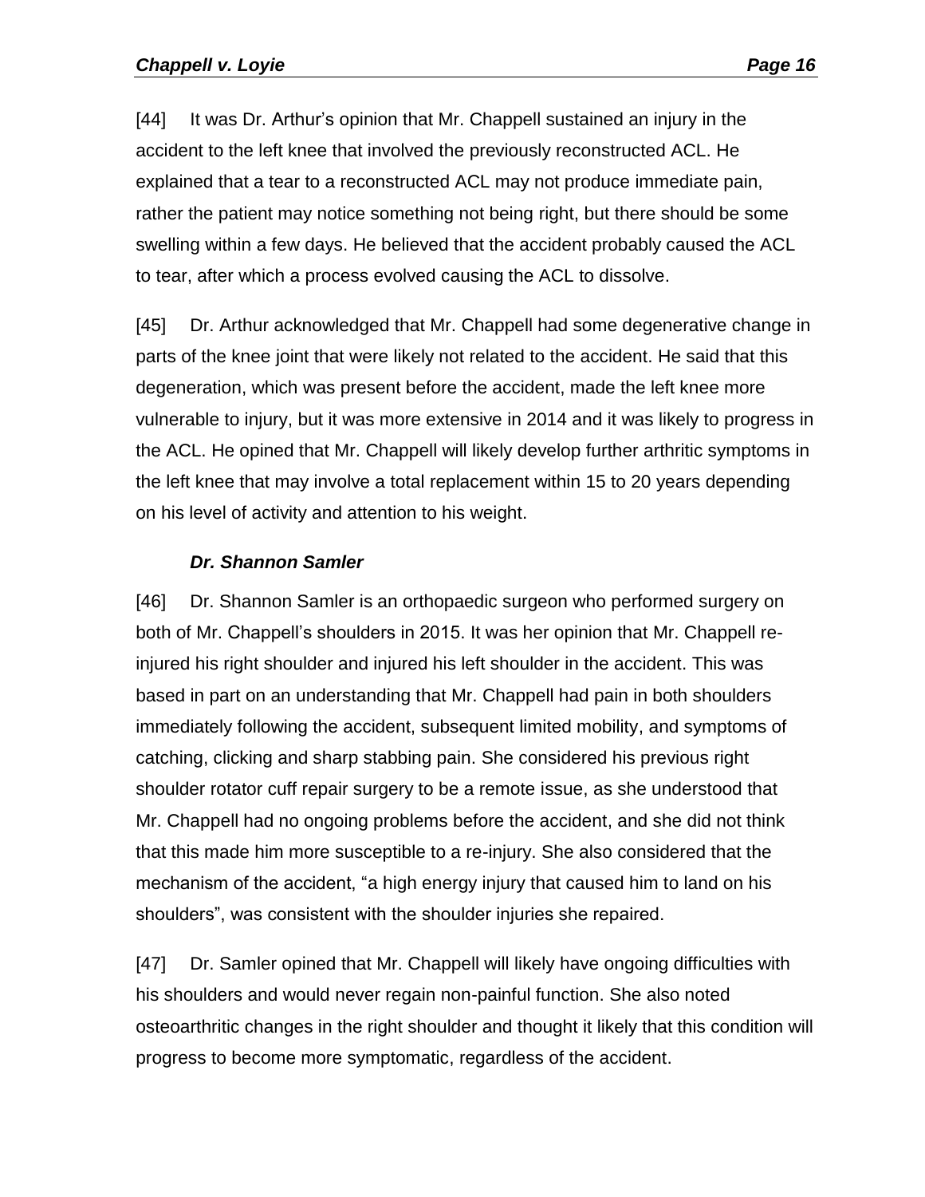[44] It was Dr. Arthur's opinion that Mr. Chappell sustained an injury in the accident to the left knee that involved the previously reconstructed ACL. He explained that a tear to a reconstructed ACL may not produce immediate pain, rather the patient may notice something not being right, but there should be some swelling within a few days. He believed that the accident probably caused the ACL to tear, after which a process evolved causing the ACL to dissolve.

[45] Dr. Arthur acknowledged that Mr. Chappell had some degenerative change in parts of the knee joint that were likely not related to the accident. He said that this degeneration, which was present before the accident, made the left knee more vulnerable to injury, but it was more extensive in 2014 and it was likely to progress in the ACL. He opined that Mr. Chappell will likely develop further arthritic symptoms in the left knee that may involve a total replacement within 15 to 20 years depending on his level of activity and attention to his weight.

***Dr. Shannon Samler***

[46] Dr. Shannon Samler is an orthopaedic surgeon who performed surgery on both of Mr. Chappell's shoulders in 2015. It was her opinion that Mr. Chappell re-injured his right shoulder and injured his left shoulder in the accident. This was based in part on an understanding that Mr. Chappell had pain in both shoulders immediately following the accident, subsequent limited mobility, and symptoms of catching, clicking and sharp stabbing pain. She considered his previous right shoulder rotator cuff repair surgery to be a remote issue, as she understood that Mr. Chappell had no ongoing problems before the accident, and she did not think that this made him more susceptible to a re-injury. She also considered that the mechanism of the accident, "a high energy injury that caused him to land on his shoulders", was consistent with the shoulder injuries she repaired.

[47] Dr. Samler opined that Mr. Chappell will likely have ongoing difficulties with his shoulders and would never regain non-painful function. She also noted osteoarthritic changes in the right shoulder and thought it likely that this condition will progress to become more symptomatic, regardless of the accident.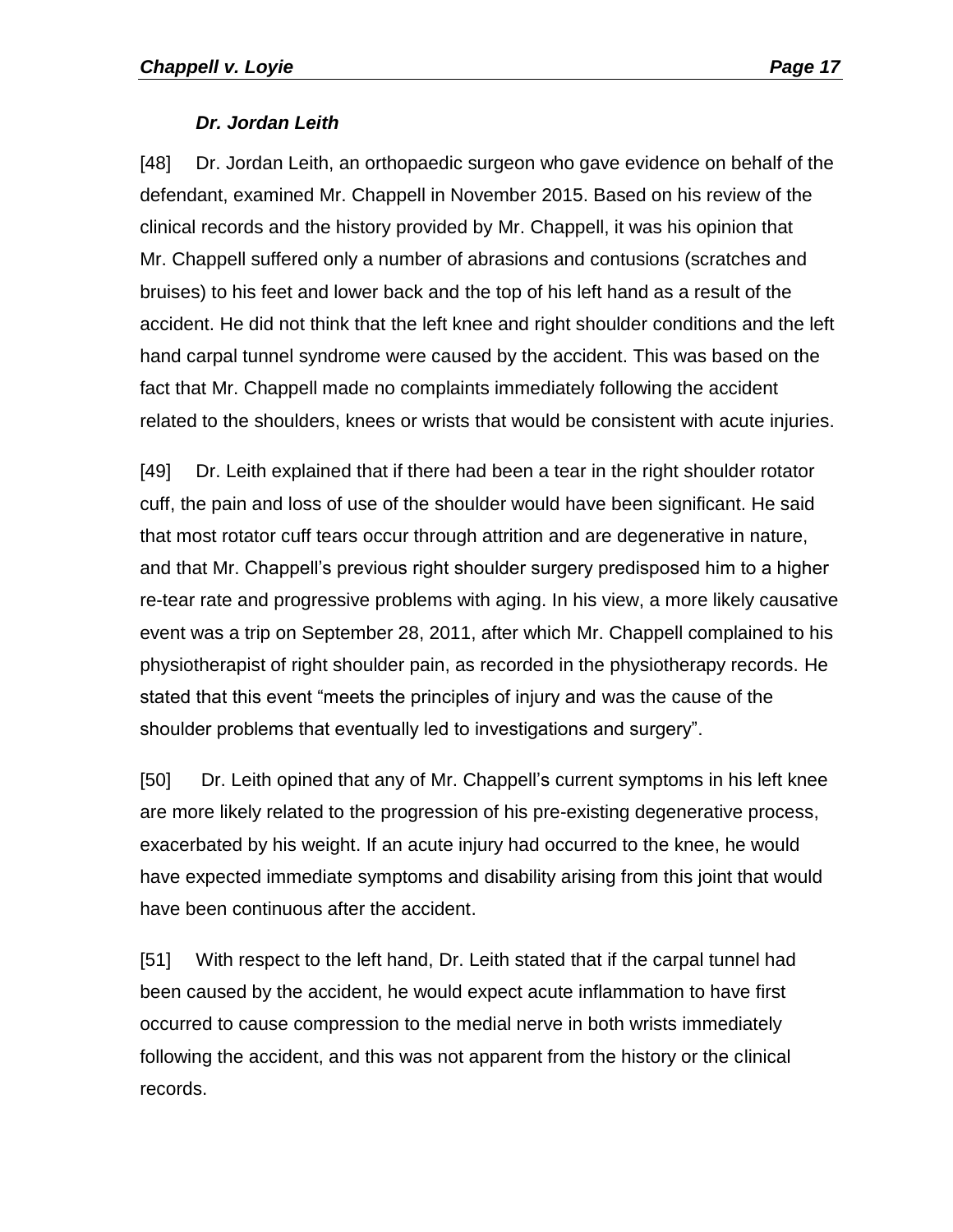### *Dr. Jordan Leith*

[48] Dr. Jordan Leith, an orthopaedic surgeon who gave evidence on behalf of the defendant, examined Mr. Chappell in November 2015. Based on his review of the clinical records and the history provided by Mr. Chappell, it was his opinion that Mr. Chappell suffered only a number of abrasions and contusions (scratches and bruises) to his feet and lower back and the top of his left hand as a result of the accident. He did not think that the left knee and right shoulder conditions and the left hand carpal tunnel syndrome were caused by the accident. This was based on the fact that Mr. Chappell made no complaints immediately following the accident related to the shoulders, knees or wrists that would be consistent with acute injuries.

[49] Dr. Leith explained that if there had been a tear in the right shoulder rotator cuff, the pain and loss of use of the shoulder would have been significant. He said that most rotator cuff tears occur through attrition and are degenerative in nature, and that Mr. Chappell's previous right shoulder surgery predisposed him to a higher re-tear rate and progressive problems with aging. In his view, a more likely causative event was a trip on September 28, 2011, after which Mr. Chappell complained to his physiotherapist of right shoulder pain, as recorded in the physiotherapy records. He stated that this event "meets the principles of injury and was the cause of the shoulder problems that eventually led to investigations and surgery".

[50] Dr. Leith opined that any of Mr. Chappell's current symptoms in his left knee are more likely related to the progression of his pre-existing degenerative process, exacerbated by his weight. If an acute injury had occurred to the knee, he would have expected immediate symptoms and disability arising from this joint that would have been continuous after the accident.

[51] With respect to the left hand, Dr. Leith stated that if the carpal tunnel had been caused by the accident, he would expect acute inflammation to have first occurred to cause compression to the medial nerve in both wrists immediately following the accident, and this was not apparent from the history or the clinical records.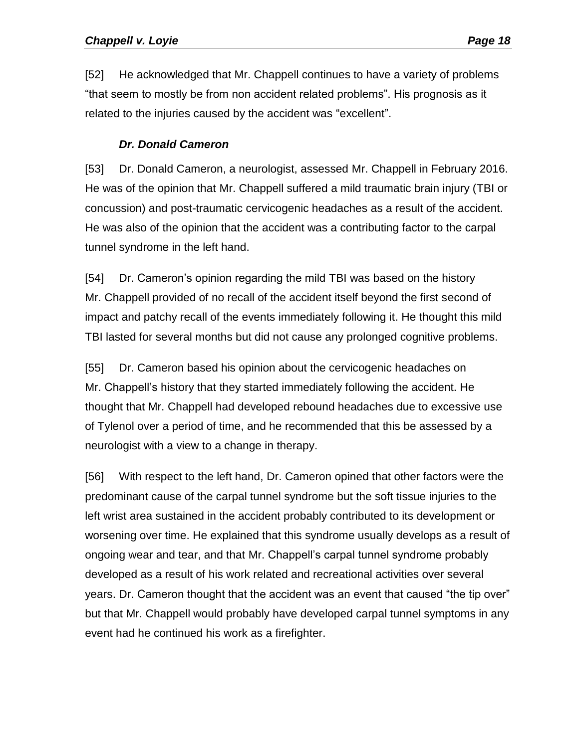[52] He acknowledged that Mr. Chappell continues to have a variety of problems "that seem to mostly be from non accident related problems". His prognosis as it related to the injuries caused by the accident was "excellent".

### *Dr. Donald Cameron*

[53] Dr. Donald Cameron, a neurologist, assessed Mr. Chappell in February 2016. He was of the opinion that Mr. Chappell suffered a mild traumatic brain injury (TBI or concussion) and post-traumatic cervicogenic headaches as a result of the accident. He was also of the opinion that the accident was a contributing factor to the carpal tunnel syndrome in the left hand.

[54] Dr. Cameron's opinion regarding the mild TBI was based on the history Mr. Chappell provided of no recall of the accident itself beyond the first second of impact and patchy recall of the events immediately following it. He thought this mild TBI lasted for several months but did not cause any prolonged cognitive problems.

[55] Dr. Cameron based his opinion about the cervicogenic headaches on Mr. Chappell's history that they started immediately following the accident. He thought that Mr. Chappell had developed rebound headaches due to excessive use of Tylenol over a period of time, and he recommended that this be assessed by a neurologist with a view to a change in therapy.

[56] With respect to the left hand, Dr. Cameron opined that other factors were the predominant cause of the carpal tunnel syndrome but the soft tissue injuries to the left wrist area sustained in the accident probably contributed to its development or worsening over time. He explained that this syndrome usually develops as a result of ongoing wear and tear, and that Mr. Chappell's carpal tunnel syndrome probably developed as a result of his work related and recreational activities over several years. Dr. Cameron thought that the accident was an event that caused "the tip over" but that Mr. Chappell would probably have developed carpal tunnel symptoms in any event had he continued his work as a firefighter.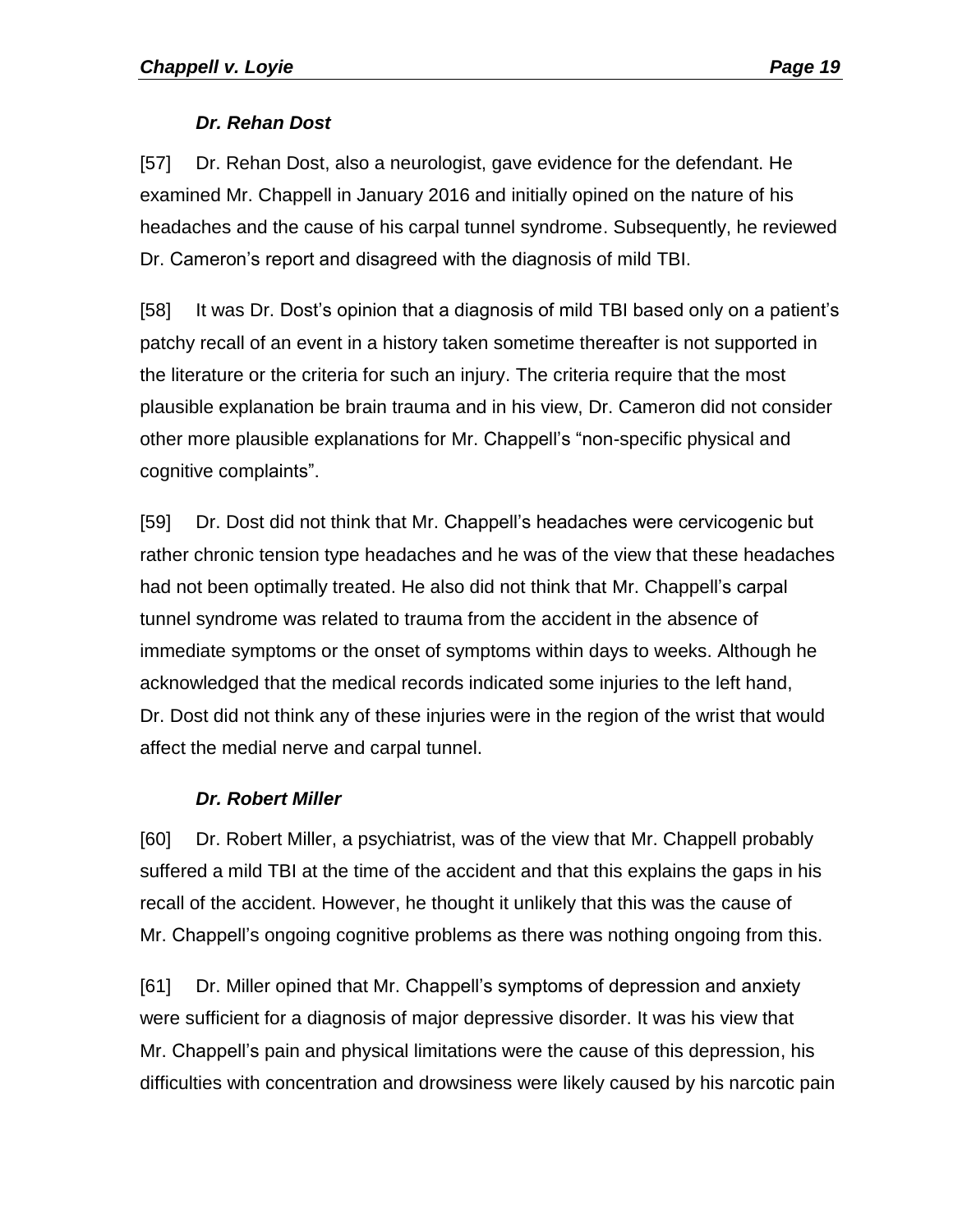### *Dr. Rehan Dost*

[57] Dr. Rehan Dost, also a neurologist, gave evidence for the defendant. He examined Mr. Chappell in January 2016 and initially opined on the nature of his headaches and the cause of his carpal tunnel syndrome. Subsequently, he reviewed Dr. Cameron's report and disagreed with the diagnosis of mild TBI.

[58] It was Dr. Dost's opinion that a diagnosis of mild TBI based only on a patient's patchy recall of an event in a history taken sometime thereafter is not supported in the literature or the criteria for such an injury. The criteria require that the most plausible explanation be brain trauma and in his view, Dr. Cameron did not consider other more plausible explanations for Mr. Chappell's "non-specific physical and cognitive complaints".

[59] Dr. Dost did not think that Mr. Chappell's headaches were cervicogenic but rather chronic tension type headaches and he was of the view that these headaches had not been optimally treated. He also did not think that Mr. Chappell's carpal tunnel syndrome was related to trauma from the accident in the absence of immediate symptoms or the onset of symptoms within days to weeks. Although he acknowledged that the medical records indicated some injuries to the left hand, Dr. Dost did not think any of these injuries were in the region of the wrist that would affect the medial nerve and carpal tunnel.

### *Dr. Robert Miller*

[60] Dr. Robert Miller, a psychiatrist, was of the view that Mr. Chappell probably suffered a mild TBI at the time of the accident and that this explains the gaps in his recall of the accident. However, he thought it unlikely that this was the cause of Mr. Chappell's ongoing cognitive problems as there was nothing ongoing from this.

[61] Dr. Miller opined that Mr. Chappell's symptoms of depression and anxiety were sufficient for a diagnosis of major depressive disorder. It was his view that Mr. Chappell's pain and physical limitations were the cause of this depression, his difficulties with concentration and drowsiness were likely caused by his narcotic pain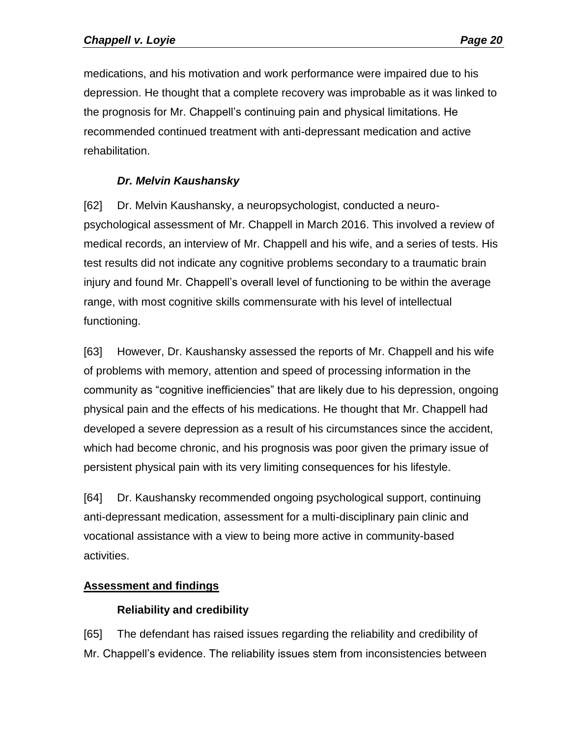medications, and his motivation and work performance were impaired due to his depression. He thought that a complete recovery was improbable as it was linked to the prognosis for Mr. Chappell's continuing pain and physical limitations. He recommended continued treatment with anti-depressant medication and active rehabilitation.

### *Dr. Melvin Kaushansky*

[62] Dr. Melvin Kaushansky, a neuropsychologist, conducted a neuro-psychological assessment of Mr. Chappell in March 2016. This involved a review of medical records, an interview of Mr. Chappell and his wife, and a series of tests. His test results did not indicate any cognitive problems secondary to a traumatic brain injury and found Mr. Chappell's overall level of functioning to be within the average range, with most cognitive skills commensurate with his level of intellectual functioning.

[63] However, Dr. Kaushansky assessed the reports of Mr. Chappell and his wife of problems with memory, attention and speed of processing information in the community as "cognitive inefficiencies" that are likely due to his depression, ongoing physical pain and the effects of his medications. He thought that Mr. Chappell had developed a severe depression as a result of his circumstances since the accident, which had become chronic, and his prognosis was poor given the primary issue of persistent physical pain with its very limiting consequences for his lifestyle.

[64] Dr. Kaushansky recommended ongoing psychological support, continuing anti-depressant medication, assessment for a multi-disciplinary pain clinic and vocational assistance with a view to being more active in community-based activities.

## Assessment and findings

### Reliability and credibility

[65] The defendant has raised issues regarding the reliability and credibility of Mr. Chappell's evidence. The reliability issues stem from inconsistencies between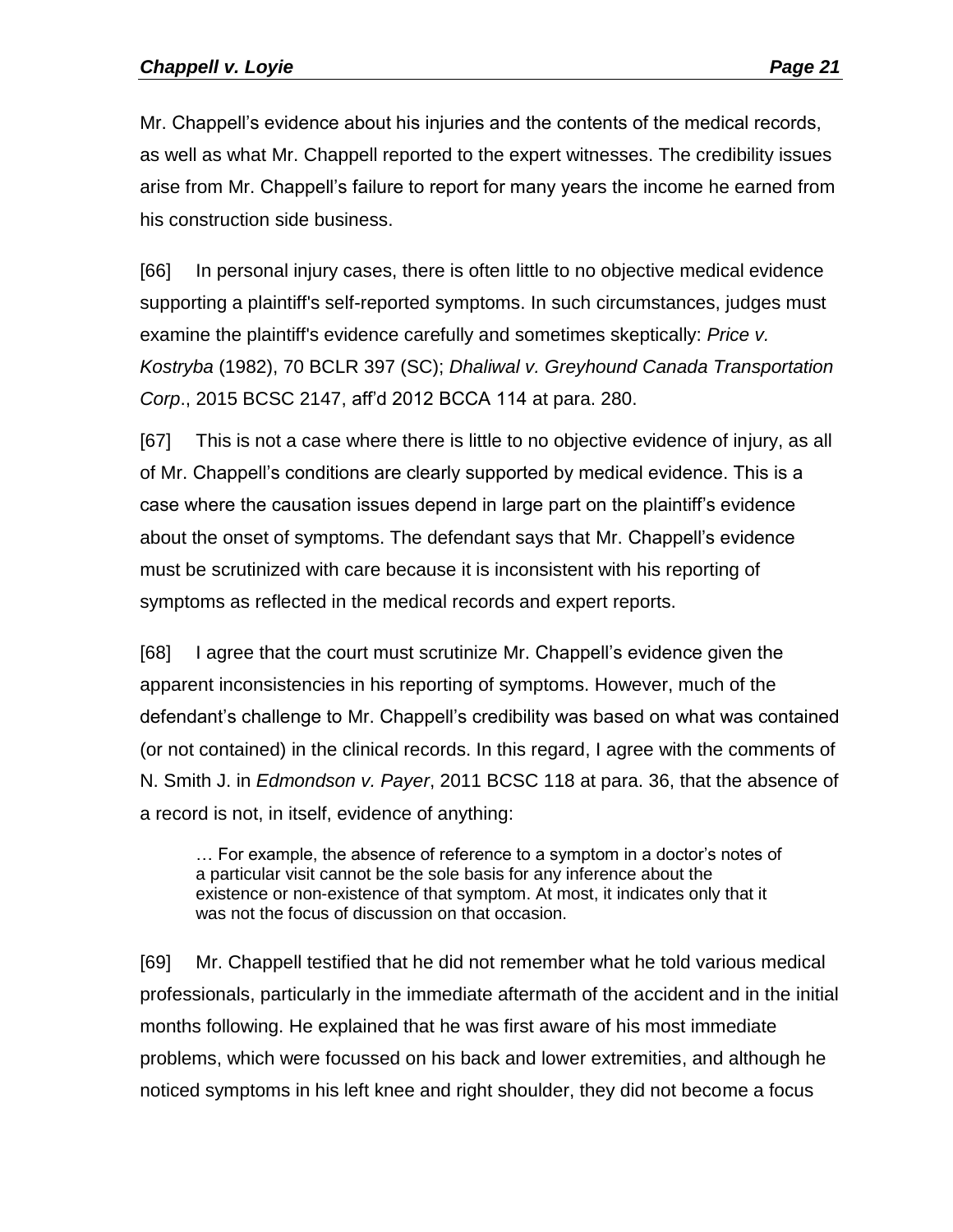Mr. Chappell's evidence about his injuries and the contents of the medical records, as well as what Mr. Chappell reported to the expert witnesses. The credibility issues arise from Mr. Chappell's failure to report for many years the income he earned from his construction side business.

[66] In personal injury cases, there is often little to no objective medical evidence supporting a plaintiff's self-reported symptoms. In such circumstances, judges must examine the plaintiff's evidence carefully and sometimes skeptically: *Price v. Kostryba* (1982), 70 BCLR 397 (SC); *Dhaliwal v. Greyhound Canada Transportation Corp*., 2015 BCSC 2147, aff'd 2012 BCCA 114 at para. 280.

[67] This is not a case where there is little to no objective evidence of injury, as all of Mr. Chappell's conditions are clearly supported by medical evidence. This is a case where the causation issues depend in large part on the plaintiff's evidence about the onset of symptoms. The defendant says that Mr. Chappell's evidence must be scrutinized with care because it is inconsistent with his reporting of symptoms as reflected in the medical records and expert reports.

[68] I agree that the court must scrutinize Mr. Chappell's evidence given the apparent inconsistencies in his reporting of symptoms. However, much of the defendant's challenge to Mr. Chappell's credibility was based on what was contained (or not contained) in the clinical records. In this regard, I agree with the comments of N. Smith J. in *Edmondson v. Payer*, 2011 BCSC 118 at para. 36, that the absence of a record is not, in itself, evidence of anything:

> … For example, the absence of reference to a symptom in a doctor's notes of a particular visit cannot be the sole basis for any inference about the existence or non-existence of that symptom. At most, it indicates only that it was not the focus of discussion on that occasion.

[69] Mr. Chappell testified that he did not remember what he told various medical professionals, particularly in the immediate aftermath of the accident and in the initial months following. He explained that he was first aware of his most immediate problems, which were focussed on his back and lower extremities, and although he noticed symptoms in his left knee and right shoulder, they did not become a focus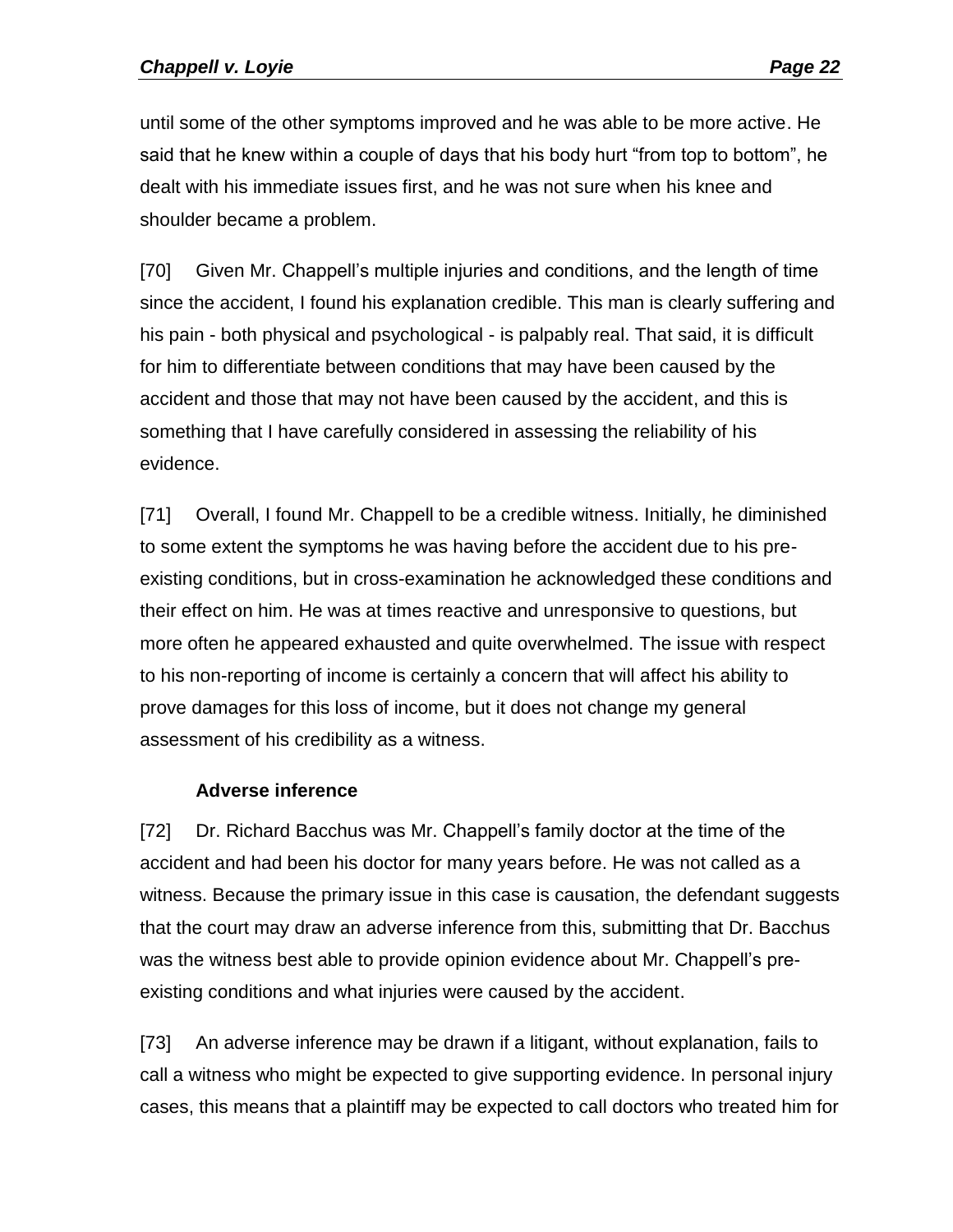until some of the other symptoms improved and he was able to be more active. He said that he knew within a couple of days that his body hurt “from top to bottom”, he dealt with his immediate issues first, and he was not sure when his knee and shoulder became a problem.

[70] Given Mr. Chappell’s multiple injuries and conditions, and the length of time since the accident, I found his explanation credible. This man is clearly suffering and his pain - both physical and psychological - is palpably real. That said, it is difficult for him to differentiate between conditions that may have been caused by the accident and those that may not have been caused by the accident, and this is something that I have carefully considered in assessing the reliability of his evidence.

[71] Overall, I found Mr. Chappell to be a credible witness. Initially, he diminished to some extent the symptoms he was having before the accident due to his pre-existing conditions, but in cross-examination he acknowledged these conditions and their effect on him. He was at times reactive and unresponsive to questions, but more often he appeared exhausted and quite overwhelmed. The issue with respect to his non-reporting of income is certainly a concern that will affect his ability to prove damages for this loss of income, but it does not change my general assessment of his credibility as a witness.

### Adverse inference

[72] Dr. Richard Bacchus was Mr. Chappell’s family doctor at the time of the accident and had been his doctor for many years before. He was not called as a witness. Because the primary issue in this case is causation, the defendant suggests that the court may draw an adverse inference from this, submitting that Dr. Bacchus was the witness best able to provide opinion evidence about Mr. Chappell’s pre-existing conditions and what injuries were caused by the accident.

[73] An adverse inference may be drawn if a litigant, without explanation, fails to call a witness who might be expected to give supporting evidence. In personal injury cases, this means that a plaintiff may be expected to call doctors who treated him for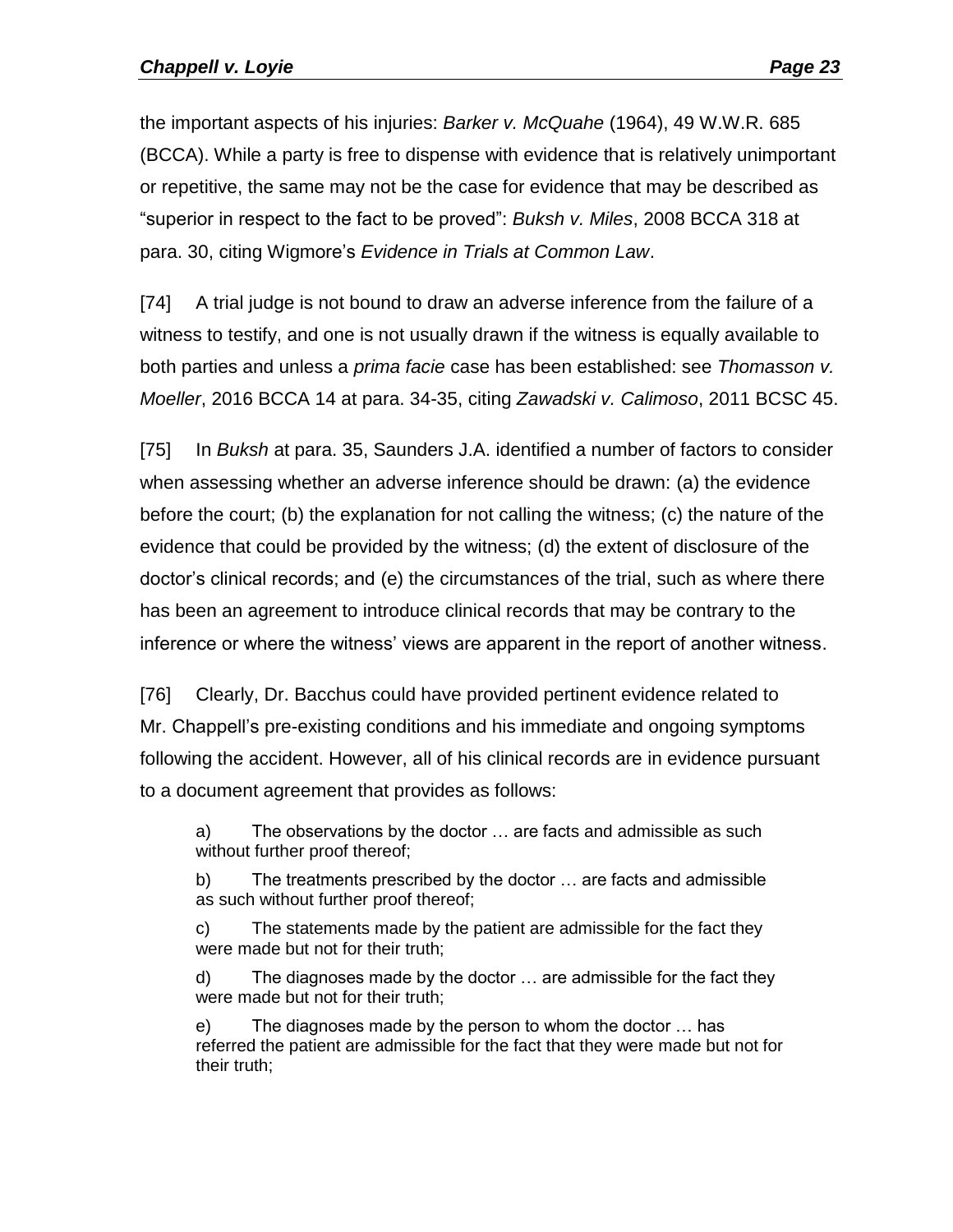the important aspects of his injuries: *Barker v. McQuahe* (1964), 49 W.W.R. 685 (BCCA). While a party is free to dispense with evidence that is relatively unimportant or repetitive, the same may not be the case for evidence that may be described as "superior in respect to the fact to be proved": *Buksh v. Miles*, 2008 BCCA 318 at para. 30, citing Wigmore's *Evidence in Trials at Common Law*.

[74] A trial judge is not bound to draw an adverse inference from the failure of a witness to testify, and one is not usually drawn if the witness is equally available to both parties and unless a *prima facie* case has been established: see *Thomasson v. Moeller*, 2016 BCCA 14 at para. 34-35, citing *Zawadski v. Calimoso*, 2011 BCSC 45.

[75] In *Buksh* at para. 35, Saunders J.A. identified a number of factors to consider when assessing whether an adverse inference should be drawn: (a) the evidence before the court; (b) the explanation for not calling the witness; (c) the nature of the evidence that could be provided by the witness; (d) the extent of disclosure of the doctor's clinical records; and (e) the circumstances of the trial, such as where there has been an agreement to introduce clinical records that may be contrary to the inference or where the witness' views are apparent in the report of another witness.

[76] Clearly, Dr. Bacchus could have provided pertinent evidence related to Mr. Chappell's pre-existing conditions and his immediate and ongoing symptoms following the accident. However, all of his clinical records are in evidence pursuant to a document agreement that provides as follows:

> a) The observations by the doctor … are facts and admissible as such without further proof thereof;
>
> b) The treatments prescribed by the doctor … are facts and admissible as such without further proof thereof;
>
> c) The statements made by the patient are admissible for the fact they were made but not for their truth;
>
> d) The diagnoses made by the doctor … are admissible for the fact they were made but not for their truth;
>
> e) The diagnoses made by the person to whom the doctor … has referred the patient are admissible for the fact that they were made but not for their truth;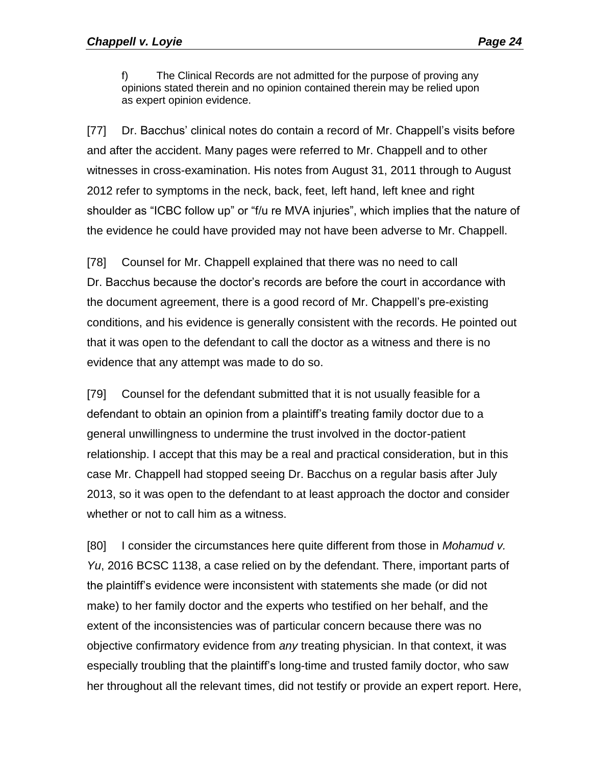f) The Clinical Records are not admitted for the purpose of proving any opinions stated therein and no opinion contained therein may be relied upon as expert opinion evidence.

[77] Dr. Bacchus' clinical notes do contain a record of Mr. Chappell's visits before and after the accident. Many pages were referred to Mr. Chappell and to other witnesses in cross-examination. His notes from August 31, 2011 through to August 2012 refer to symptoms in the neck, back, feet, left hand, left knee and right shoulder as "ICBC follow up" or "f/u re MVA injuries", which implies that the nature of the evidence he could have provided may not have been adverse to Mr. Chappell.

[78] Counsel for Mr. Chappell explained that there was no need to call Dr. Bacchus because the doctor's records are before the court in accordance with the document agreement, there is a good record of Mr. Chappell's pre-existing conditions, and his evidence is generally consistent with the records. He pointed out that it was open to the defendant to call the doctor as a witness and there is no evidence that any attempt was made to do so.

[79] Counsel for the defendant submitted that it is not usually feasible for a defendant to obtain an opinion from a plaintiff's treating family doctor due to a general unwillingness to undermine the trust involved in the doctor-patient relationship. I accept that this may be a real and practical consideration, but in this case Mr. Chappell had stopped seeing Dr. Bacchus on a regular basis after July 2013, so it was open to the defendant to at least approach the doctor and consider whether or not to call him as a witness.

[80] I consider the circumstances here quite different from those in *Mohamud v. Yu*, 2016 BCSC 1138, a case relied on by the defendant. There, important parts of the plaintiff's evidence were inconsistent with statements she made (or did not make) to her family doctor and the experts who testified on her behalf, and the extent of the inconsistencies was of particular concern because there was no objective confirmatory evidence from *any* treating physician. In that context, it was especially troubling that the plaintiff's long-time and trusted family doctor, who saw her throughout all the relevant times, did not testify or provide an expert report. Here,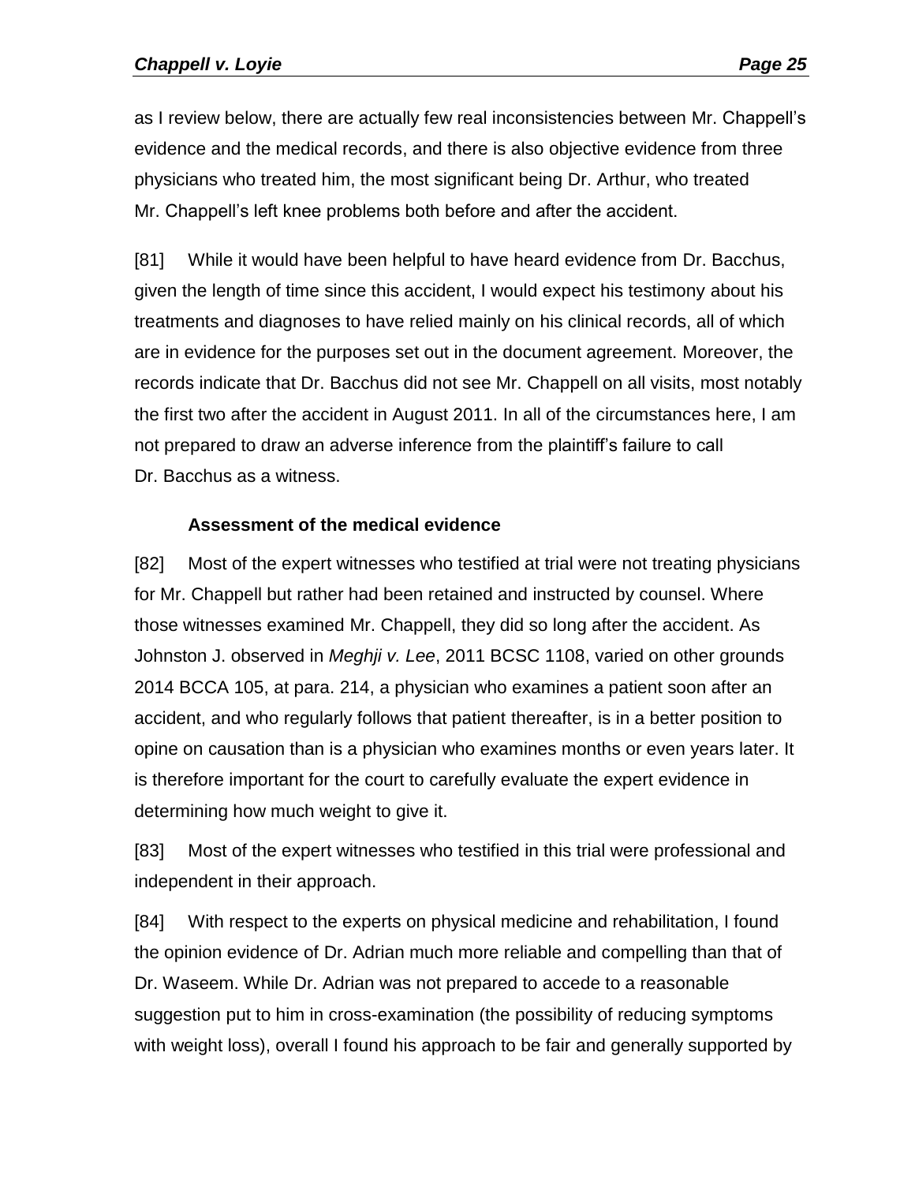as I review below, there are actually few real inconsistencies between Mr. Chappell's evidence and the medical records, and there is also objective evidence from three physicians who treated him, the most significant being Dr. Arthur, who treated Mr. Chappell's left knee problems both before and after the accident.

[81] While it would have been helpful to have heard evidence from Dr. Bacchus, given the length of time since this accident, I would expect his testimony about his treatments and diagnoses to have relied mainly on his clinical records, all of which are in evidence for the purposes set out in the document agreement. Moreover, the records indicate that Dr. Bacchus did not see Mr. Chappell on all visits, most notably the first two after the accident in August 2011. In all of the circumstances here, I am not prepared to draw an adverse inference from the plaintiff's failure to call Dr. Bacchus as a witness.

**Assessment of the medical evidence**

[82] Most of the expert witnesses who testified at trial were not treating physicians for Mr. Chappell but rather had been retained and instructed by counsel. Where those witnesses examined Mr. Chappell, they did so long after the accident. As Johnston J. observed in *Meghji v. Lee*, 2011 BCSC 1108, varied on other grounds 2014 BCCA 105, at para. 214, a physician who examines a patient soon after an accident, and who regularly follows that patient thereafter, is in a better position to opine on causation than is a physician who examines months or even years later. It is therefore important for the court to carefully evaluate the expert evidence in determining how much weight to give it.

[83] Most of the expert witnesses who testified in this trial were professional and independent in their approach.

[84] With respect to the experts on physical medicine and rehabilitation, I found the opinion evidence of Dr. Adrian much more reliable and compelling than that of Dr. Waseem. While Dr. Adrian was not prepared to accede to a reasonable suggestion put to him in cross-examination (the possibility of reducing symptoms with weight loss), overall I found his approach to be fair and generally supported by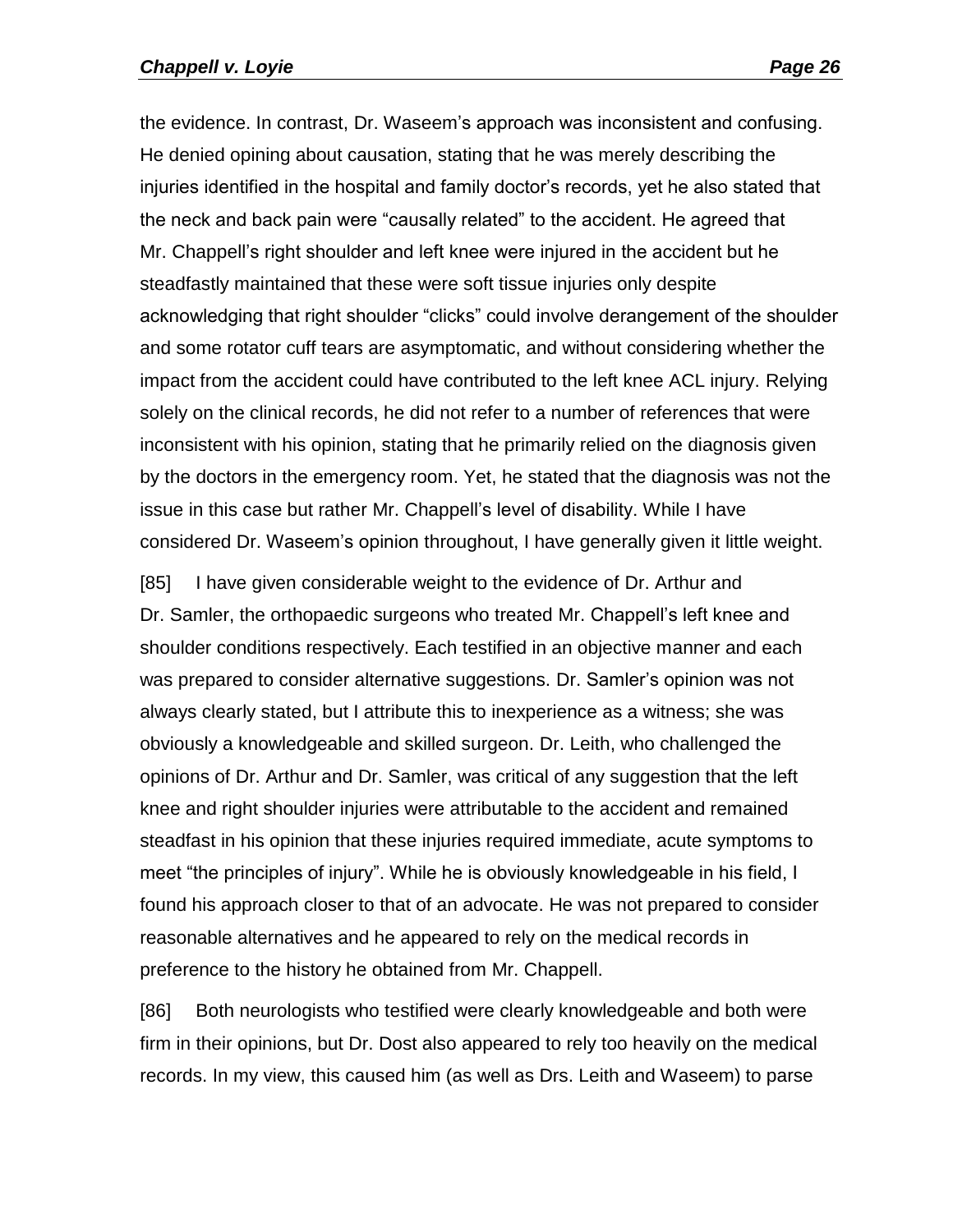the evidence. In contrast, Dr. Waseem's approach was inconsistent and confusing. He denied opining about causation, stating that he was merely describing the injuries identified in the hospital and family doctor's records, yet he also stated that the neck and back pain were "causally related" to the accident. He agreed that Mr. Chappell's right shoulder and left knee were injured in the accident but he steadfastly maintained that these were soft tissue injuries only despite acknowledging that right shoulder "clicks" could involve derangement of the shoulder and some rotator cuff tears are asymptomatic, and without considering whether the impact from the accident could have contributed to the left knee ACL injury. Relying solely on the clinical records, he did not refer to a number of references that were inconsistent with his opinion, stating that he primarily relied on the diagnosis given by the doctors in the emergency room. Yet, he stated that the diagnosis was not the issue in this case but rather Mr. Chappell's level of disability. While I have considered Dr. Waseem's opinion throughout, I have generally given it little weight.

[85] I have given considerable weight to the evidence of Dr. Arthur and Dr. Samler, the orthopaedic surgeons who treated Mr. Chappell's left knee and shoulder conditions respectively. Each testified in an objective manner and each was prepared to consider alternative suggestions. Dr. Samler's opinion was not always clearly stated, but I attribute this to inexperience as a witness; she was obviously a knowledgeable and skilled surgeon. Dr. Leith, who challenged the opinions of Dr. Arthur and Dr. Samler, was critical of any suggestion that the left knee and right shoulder injuries were attributable to the accident and remained steadfast in his opinion that these injuries required immediate, acute symptoms to meet "the principles of injury". While he is obviously knowledgeable in his field, I found his approach closer to that of an advocate. He was not prepared to consider reasonable alternatives and he appeared to rely on the medical records in preference to the history he obtained from Mr. Chappell.

[86] Both neurologists who testified were clearly knowledgeable and both were firm in their opinions, but Dr. Dost also appeared to rely too heavily on the medical records. In my view, this caused him (as well as Drs. Leith and Waseem) to parse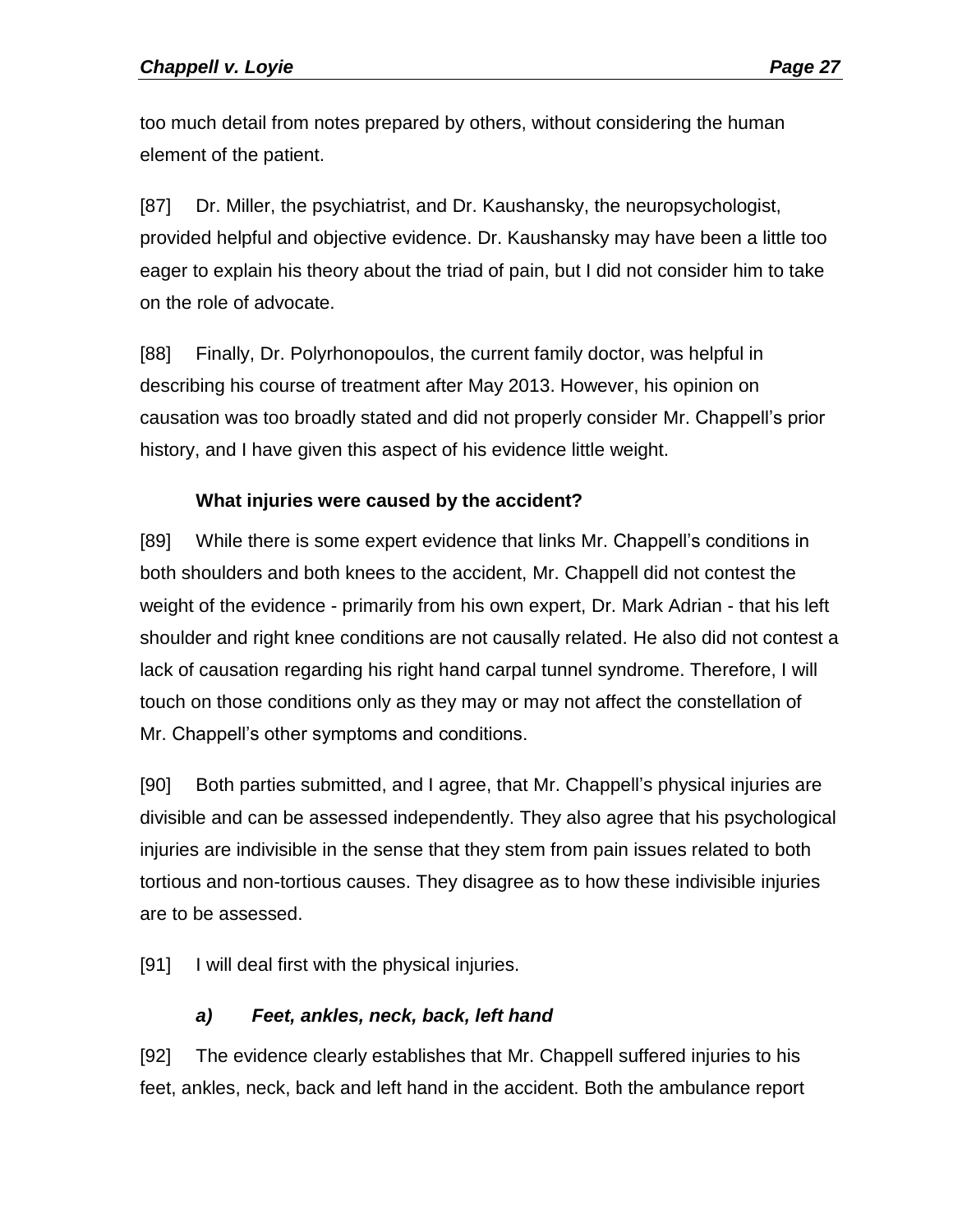too much detail from notes prepared by others, without considering the human element of the patient.

[87] Dr. Miller, the psychiatrist, and Dr. Kaushansky, the neuropsychologist, provided helpful and objective evidence. Dr. Kaushansky may have been a little too eager to explain his theory about the triad of pain, but I did not consider him to take on the role of advocate.

[88] Finally, Dr. Polyrhonopoulos, the current family doctor, was helpful in describing his course of treatment after May 2013. However, his opinion on causation was too broadly stated and did not properly consider Mr. Chappell's prior history, and I have given this aspect of his evidence little weight.

### What injuries were caused by the accident?

[89] While there is some expert evidence that links Mr. Chappell's conditions in both shoulders and both knees to the accident, Mr. Chappell did not contest the weight of the evidence - primarily from his own expert, Dr. Mark Adrian - that his left shoulder and right knee conditions are not causally related. He also did not contest a lack of causation regarding his right hand carpal tunnel syndrome. Therefore, I will touch on those conditions only as they may or may not affect the constellation of Mr. Chappell's other symptoms and conditions.

[90] Both parties submitted, and I agree, that Mr. Chappell's physical injuries are divisible and can be assessed independently. They also agree that his psychological injuries are indivisible in the sense that they stem from pain issues related to both tortious and non-tortious causes. They disagree as to how these indivisible injuries are to be assessed.

[91] I will deal first with the physical injuries.

#### *a) Feet, ankles, neck, back, left hand*

[92] The evidence clearly establishes that Mr. Chappell suffered injuries to his feet, ankles, neck, back and left hand in the accident. Both the ambulance report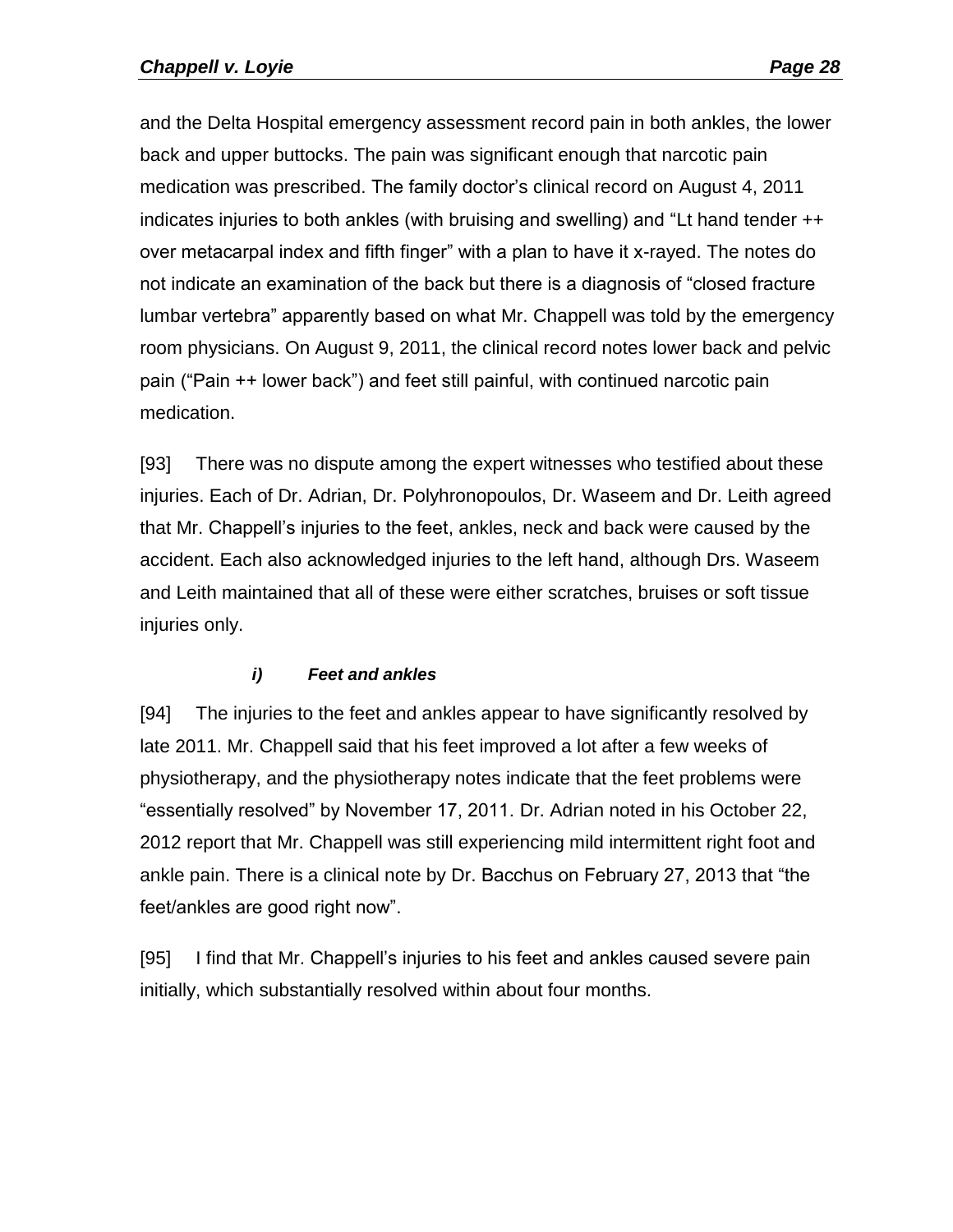and the Delta Hospital emergency assessment record pain in both ankles, the lower back and upper buttocks. The pain was significant enough that narcotic pain medication was prescribed. The family doctor's clinical record on August 4, 2011 indicates injuries to both ankles (with bruising and swelling) and "Lt hand tender ++ over metacarpal index and fifth finger" with a plan to have it x-rayed. The notes do not indicate an examination of the back but there is a diagnosis of "closed fracture lumbar vertebra" apparently based on what Mr. Chappell was told by the emergency room physicians. On August 9, 2011, the clinical record notes lower back and pelvic pain ("Pain ++ lower back") and feet still painful, with continued narcotic pain medication.

[93] There was no dispute among the expert witnesses who testified about these injuries. Each of Dr. Adrian, Dr. Polyhronopoulos, Dr. Waseem and Dr. Leith agreed that Mr. Chappell's injuries to the feet, ankles, neck and back were caused by the accident. Each also acknowledged injuries to the left hand, although Drs. Waseem and Leith maintained that all of these were either scratches, bruises or soft tissue injuries only.

#### *i) Feet and ankles*

[94] The injuries to the feet and ankles appear to have significantly resolved by late 2011. Mr. Chappell said that his feet improved a lot after a few weeks of physiotherapy, and the physiotherapy notes indicate that the feet problems were "essentially resolved" by November 17, 2011. Dr. Adrian noted in his October 22, 2012 report that Mr. Chappell was still experiencing mild intermittent right foot and ankle pain. There is a clinical note by Dr. Bacchus on February 27, 2013 that "the feet/ankles are good right now".

[95] I find that Mr. Chappell's injuries to his feet and ankles caused severe pain initially, which substantially resolved within about four months.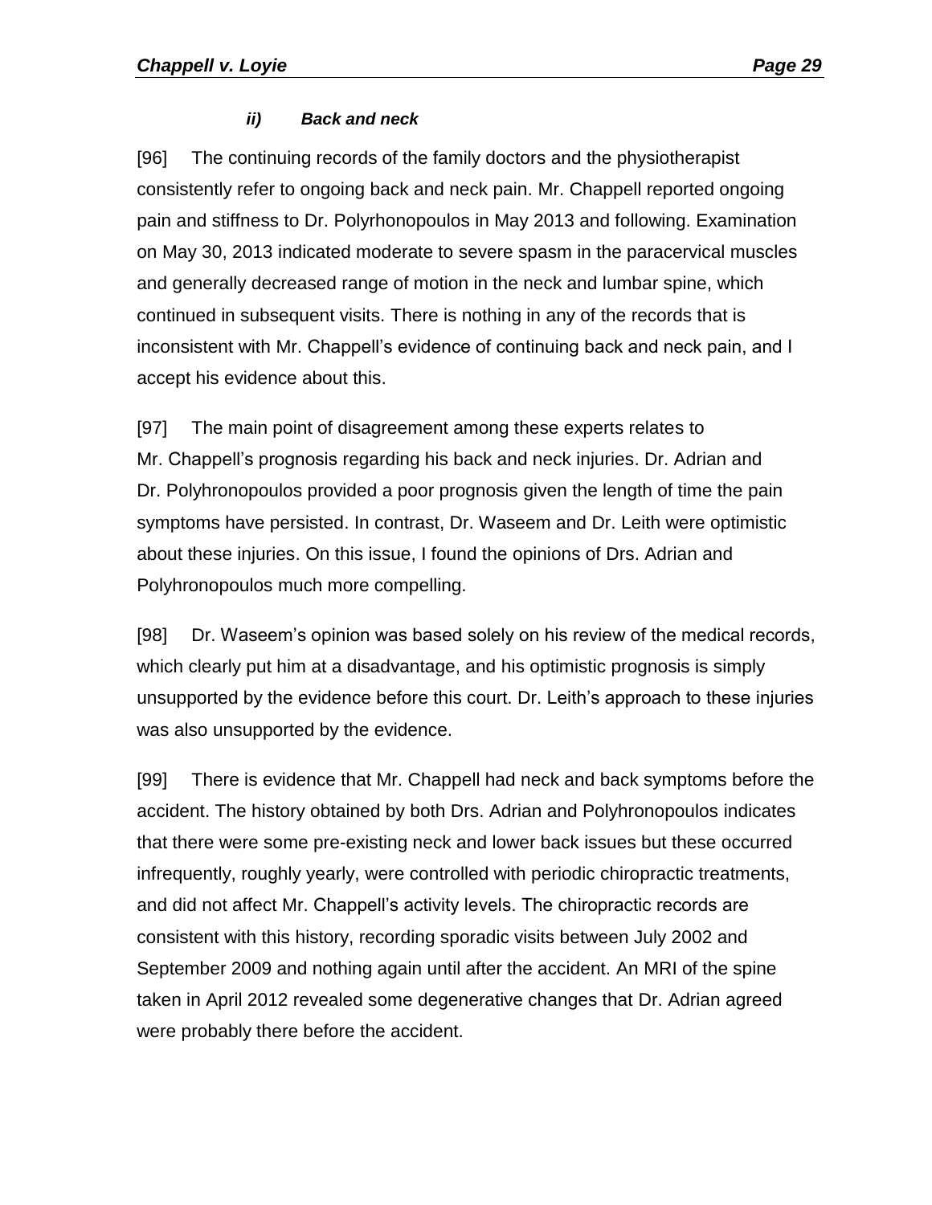#### *ii) Back and neck*

[96] The continuing records of the family doctors and the physiotherapist consistently refer to ongoing back and neck pain. Mr. Chappell reported ongoing pain and stiffness to Dr. Polyrhonopoulos in May 2013 and following. Examination on May 30, 2013 indicated moderate to severe spasm in the paracervical muscles and generally decreased range of motion in the neck and lumbar spine, which continued in subsequent visits. There is nothing in any of the records that is inconsistent with Mr. Chappell's evidence of continuing back and neck pain, and I accept his evidence about this.

[97] The main point of disagreement among these experts relates to Mr. Chappell's prognosis regarding his back and neck injuries. Dr. Adrian and Dr. Polyhronopoulos provided a poor prognosis given the length of time the pain symptoms have persisted. In contrast, Dr. Waseem and Dr. Leith were optimistic about these injuries. On this issue, I found the opinions of Drs. Adrian and Polyhronopoulos much more compelling.

[98] Dr. Waseem's opinion was based solely on his review of the medical records, which clearly put him at a disadvantage, and his optimistic prognosis is simply unsupported by the evidence before this court. Dr. Leith's approach to these injuries was also unsupported by the evidence.

[99] There is evidence that Mr. Chappell had neck and back symptoms before the accident. The history obtained by both Drs. Adrian and Polyhronopoulos indicates that there were some pre-existing neck and lower back issues but these occurred infrequently, roughly yearly, were controlled with periodic chiropractic treatments, and did not affect Mr. Chappell's activity levels. The chiropractic records are consistent with this history, recording sporadic visits between July 2002 and September 2009 and nothing again until after the accident. An MRI of the spine taken in April 2012 revealed some degenerative changes that Dr. Adrian agreed were probably there before the accident.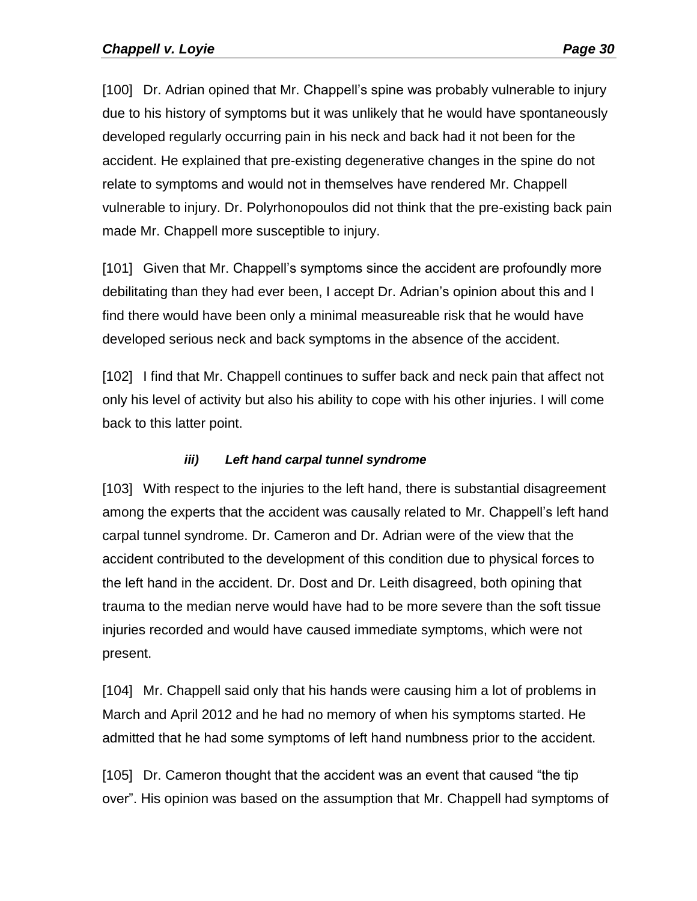[100] Dr. Adrian opined that Mr. Chappell's spine was probably vulnerable to injury due to his history of symptoms but it was unlikely that he would have spontaneously developed regularly occurring pain in his neck and back had it not been for the accident. He explained that pre-existing degenerative changes in the spine do not relate to symptoms and would not in themselves have rendered Mr. Chappell vulnerable to injury. Dr. Polyrhonopoulos did not think that the pre-existing back pain made Mr. Chappell more susceptible to injury.

[101] Given that Mr. Chappell's symptoms since the accident are profoundly more debilitating than they had ever been, I accept Dr. Adrian's opinion about this and I find there would have been only a minimal measureable risk that he would have developed serious neck and back symptoms in the absence of the accident.

[102] I find that Mr. Chappell continues to suffer back and neck pain that affect not only his level of activity but also his ability to cope with his other injuries. I will come back to this latter point.

***iii) Left hand carpal tunnel syndrome***

[103] With respect to the injuries to the left hand, there is substantial disagreement among the experts that the accident was causally related to Mr. Chappell's left hand carpal tunnel syndrome. Dr. Cameron and Dr. Adrian were of the view that the accident contributed to the development of this condition due to physical forces to the left hand in the accident. Dr. Dost and Dr. Leith disagreed, both opining that trauma to the median nerve would have had to be more severe than the soft tissue injuries recorded and would have caused immediate symptoms, which were not present.

[104] Mr. Chappell said only that his hands were causing him a lot of problems in March and April 2012 and he had no memory of when his symptoms started. He admitted that he had some symptoms of left hand numbness prior to the accident.

[105] Dr. Cameron thought that the accident was an event that caused "the tip over". His opinion was based on the assumption that Mr. Chappell had symptoms of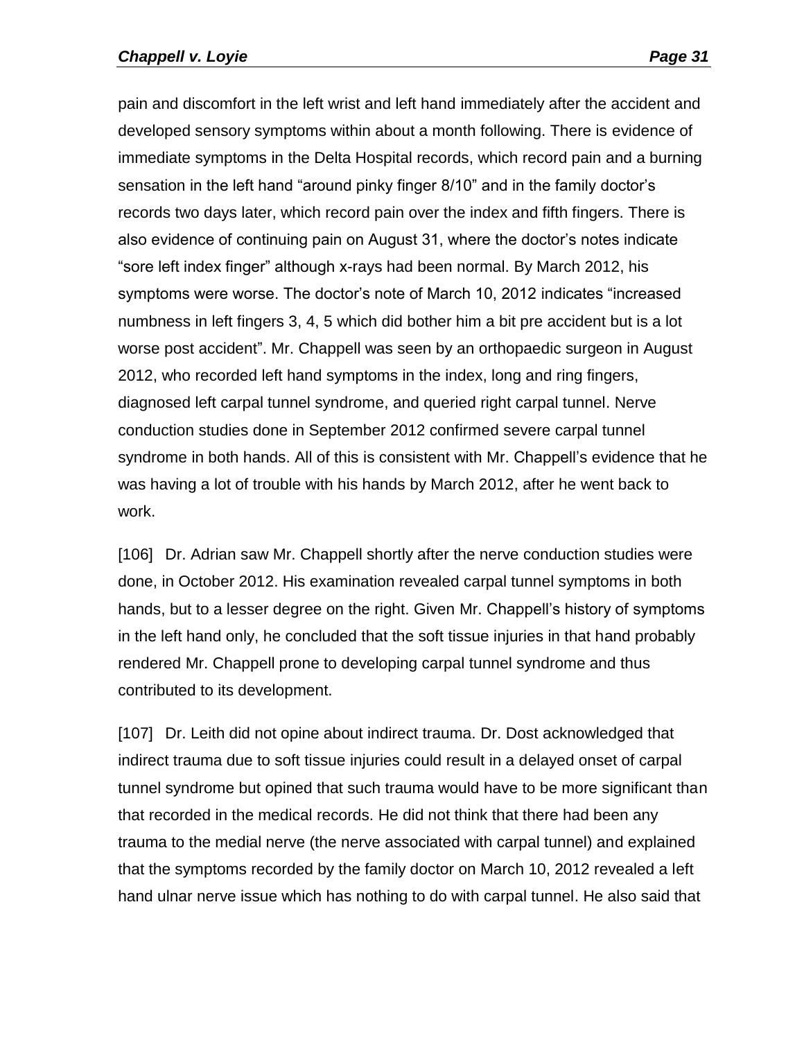pain and discomfort in the left wrist and left hand immediately after the accident and developed sensory symptoms within about a month following. There is evidence of immediate symptoms in the Delta Hospital records, which record pain and a burning sensation in the left hand "around pinky finger 8/10" and in the family doctor's records two days later, which record pain over the index and fifth fingers. There is also evidence of continuing pain on August 31, where the doctor's notes indicate "sore left index finger" although x-rays had been normal. By March 2012, his symptoms were worse. The doctor's note of March 10, 2012 indicates "increased numbness in left fingers 3, 4, 5 which did bother him a bit pre accident but is a lot worse post accident". Mr. Chappell was seen by an orthopaedic surgeon in August 2012, who recorded left hand symptoms in the index, long and ring fingers, diagnosed left carpal tunnel syndrome, and queried right carpal tunnel. Nerve conduction studies done in September 2012 confirmed severe carpal tunnel syndrome in both hands. All of this is consistent with Mr. Chappell's evidence that he was having a lot of trouble with his hands by March 2012, after he went back to work.

[106] Dr. Adrian saw Mr. Chappell shortly after the nerve conduction studies were done, in October 2012. His examination revealed carpal tunnel symptoms in both hands, but to a lesser degree on the right. Given Mr. Chappell's history of symptoms in the left hand only, he concluded that the soft tissue injuries in that hand probably rendered Mr. Chappell prone to developing carpal tunnel syndrome and thus contributed to its development.

[107] Dr. Leith did not opine about indirect trauma. Dr. Dost acknowledged that indirect trauma due to soft tissue injuries could result in a delayed onset of carpal tunnel syndrome but opined that such trauma would have to be more significant than that recorded in the medical records. He did not think that there had been any trauma to the medial nerve (the nerve associated with carpal tunnel) and explained that the symptoms recorded by the family doctor on March 10, 2012 revealed a left hand ulnar nerve issue which has nothing to do with carpal tunnel. He also said that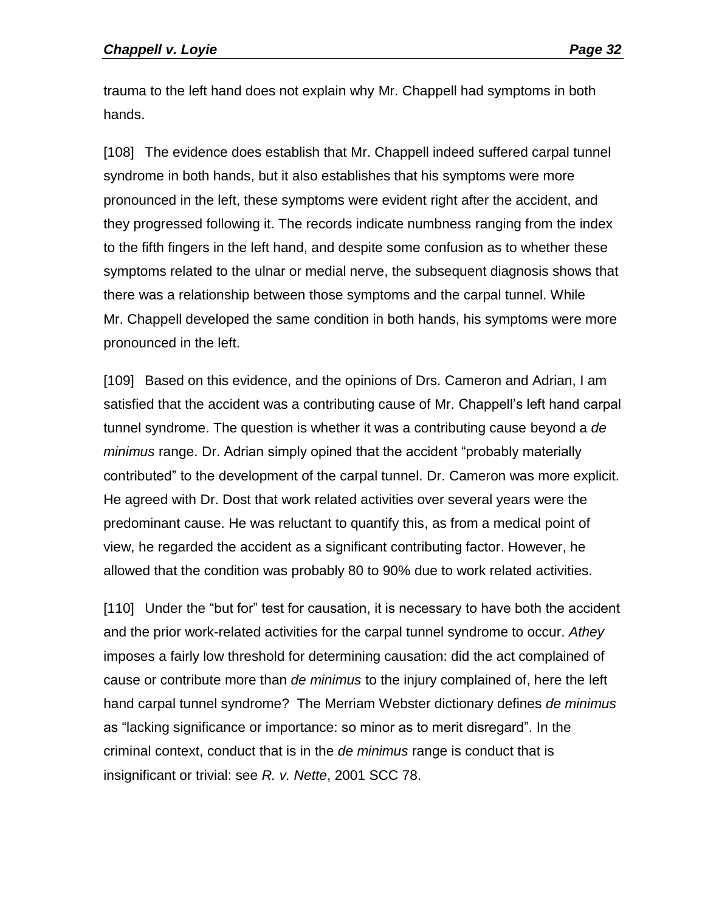trauma to the left hand does not explain why Mr. Chappell had symptoms in both hands.

[108] The evidence does establish that Mr. Chappell indeed suffered carpal tunnel syndrome in both hands, but it also establishes that his symptoms were more pronounced in the left, these symptoms were evident right after the accident, and they progressed following it. The records indicate numbness ranging from the index to the fifth fingers in the left hand, and despite some confusion as to whether these symptoms related to the ulnar or medial nerve, the subsequent diagnosis shows that there was a relationship between those symptoms and the carpal tunnel. While Mr. Chappell developed the same condition in both hands, his symptoms were more pronounced in the left.

[109] Based on this evidence, and the opinions of Drs. Cameron and Adrian, I am satisfied that the accident was a contributing cause of Mr. Chappell's left hand carpal tunnel syndrome. The question is whether it was a contributing cause beyond a *de minimus* range. Dr. Adrian simply opined that the accident "probably materially contributed" to the development of the carpal tunnel. Dr. Cameron was more explicit. He agreed with Dr. Dost that work related activities over several years were the predominant cause. He was reluctant to quantify this, as from a medical point of view, he regarded the accident as a significant contributing factor. However, he allowed that the condition was probably 80 to 90% due to work related activities.

[110] Under the "but for" test for causation, it is necessary to have both the accident and the prior work-related activities for the carpal tunnel syndrome to occur. *Athey* imposes a fairly low threshold for determining causation: did the act complained of cause or contribute more than *de minimus* to the injury complained of, here the left hand carpal tunnel syndrome? The Merriam Webster dictionary defines *de minimus* as "lacking significance or importance: so minor as to merit disregard". In the criminal context, conduct that is in the *de minimus* range is conduct that is insignificant or trivial: see *R. v. Nette*, 2001 SCC 78.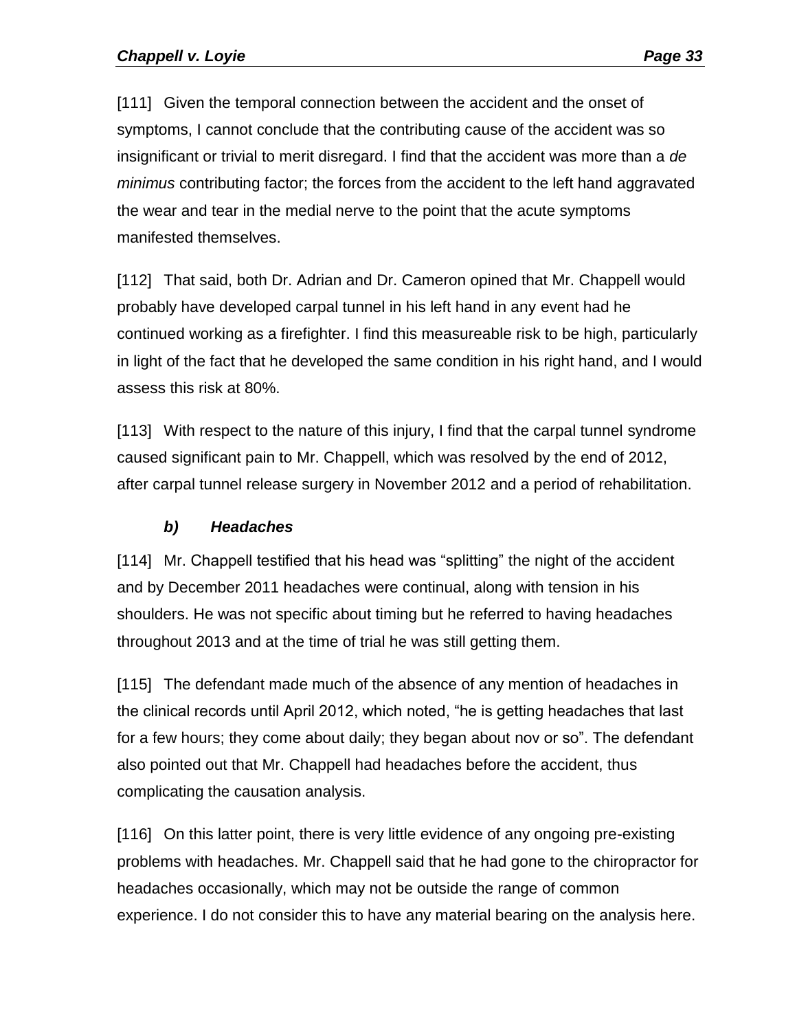[111] Given the temporal connection between the accident and the onset of symptoms, I cannot conclude that the contributing cause of the accident was so insignificant or trivial to merit disregard. I find that the accident was more than a *de minimus* contributing factor; the forces from the accident to the left hand aggravated the wear and tear in the medial nerve to the point that the acute symptoms manifested themselves.

[112] That said, both Dr. Adrian and Dr. Cameron opined that Mr. Chappell would probably have developed carpal tunnel in his left hand in any event had he continued working as a firefighter. I find this measureable risk to be high, particularly in light of the fact that he developed the same condition in his right hand, and I would assess this risk at 80%.

[113] With respect to the nature of this injury, I find that the carpal tunnel syndrome caused significant pain to Mr. Chappell, which was resolved by the end of 2012, after carpal tunnel release surgery in November 2012 and a period of rehabilitation.

### *b) Headaches*

[114] Mr. Chappell testified that his head was "splitting" the night of the accident and by December 2011 headaches were continual, along with tension in his shoulders. He was not specific about timing but he referred to having headaches throughout 2013 and at the time of trial he was still getting them.

[115] The defendant made much of the absence of any mention of headaches in the clinical records until April 2012, which noted, "he is getting headaches that last for a few hours; they come about daily; they began about nov or so". The defendant also pointed out that Mr. Chappell had headaches before the accident, thus complicating the causation analysis.

[116] On this latter point, there is very little evidence of any ongoing pre-existing problems with headaches. Mr. Chappell said that he had gone to the chiropractor for headaches occasionally, which may not be outside the range of common experience. I do not consider this to have any material bearing on the analysis here.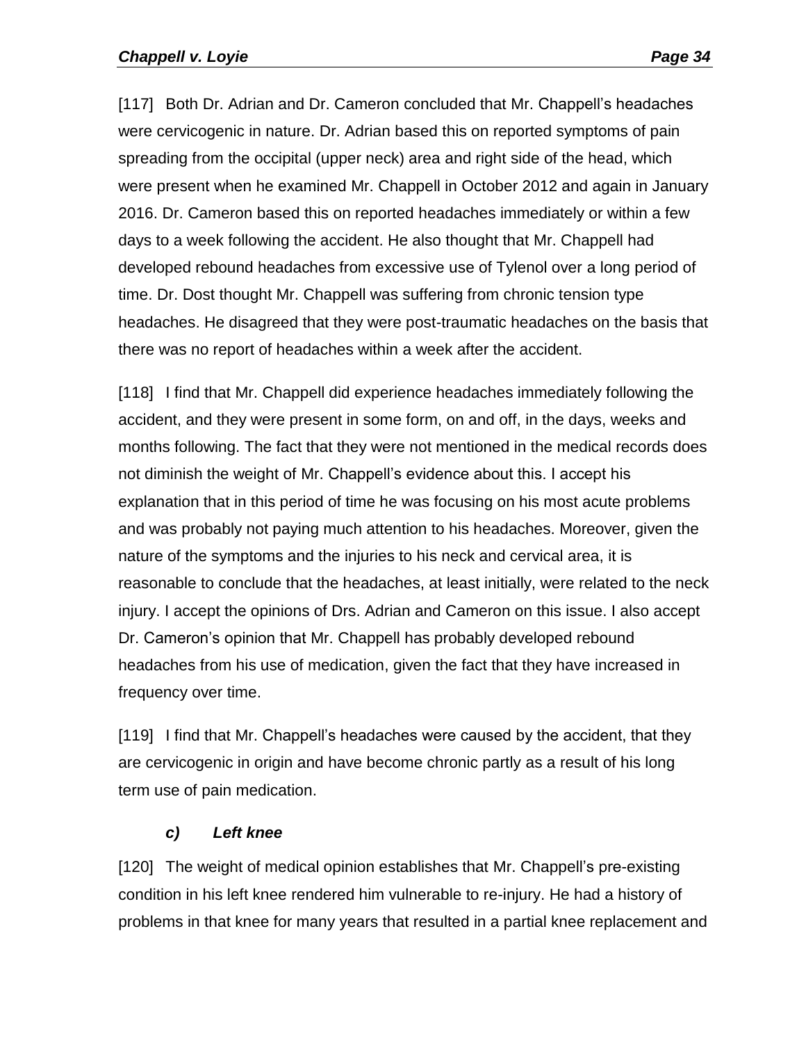[117] Both Dr. Adrian and Dr. Cameron concluded that Mr. Chappell's headaches were cervicogenic in nature. Dr. Adrian based this on reported symptoms of pain spreading from the occipital (upper neck) area and right side of the head, which were present when he examined Mr. Chappell in October 2012 and again in January 2016. Dr. Cameron based this on reported headaches immediately or within a few days to a week following the accident. He also thought that Mr. Chappell had developed rebound headaches from excessive use of Tylenol over a long period of time. Dr. Dost thought Mr. Chappell was suffering from chronic tension type headaches. He disagreed that they were post-traumatic headaches on the basis that there was no report of headaches within a week after the accident.

[118] I find that Mr. Chappell did experience headaches immediately following the accident, and they were present in some form, on and off, in the days, weeks and months following. The fact that they were not mentioned in the medical records does not diminish the weight of Mr. Chappell's evidence about this. I accept his explanation that in this period of time he was focusing on his most acute problems and was probably not paying much attention to his headaches. Moreover, given the nature of the symptoms and the injuries to his neck and cervical area, it is reasonable to conclude that the headaches, at least initially, were related to the neck injury. I accept the opinions of Drs. Adrian and Cameron on this issue. I also accept Dr. Cameron's opinion that Mr. Chappell has probably developed rebound headaches from his use of medication, given the fact that they have increased in frequency over time.

[119] I find that Mr. Chappell's headaches were caused by the accident, that they are cervicogenic in origin and have become chronic partly as a result of his long term use of pain medication.

### *c) Left knee*

[120] The weight of medical opinion establishes that Mr. Chappell's pre-existing condition in his left knee rendered him vulnerable to re-injury. He had a history of problems in that knee for many years that resulted in a partial knee replacement and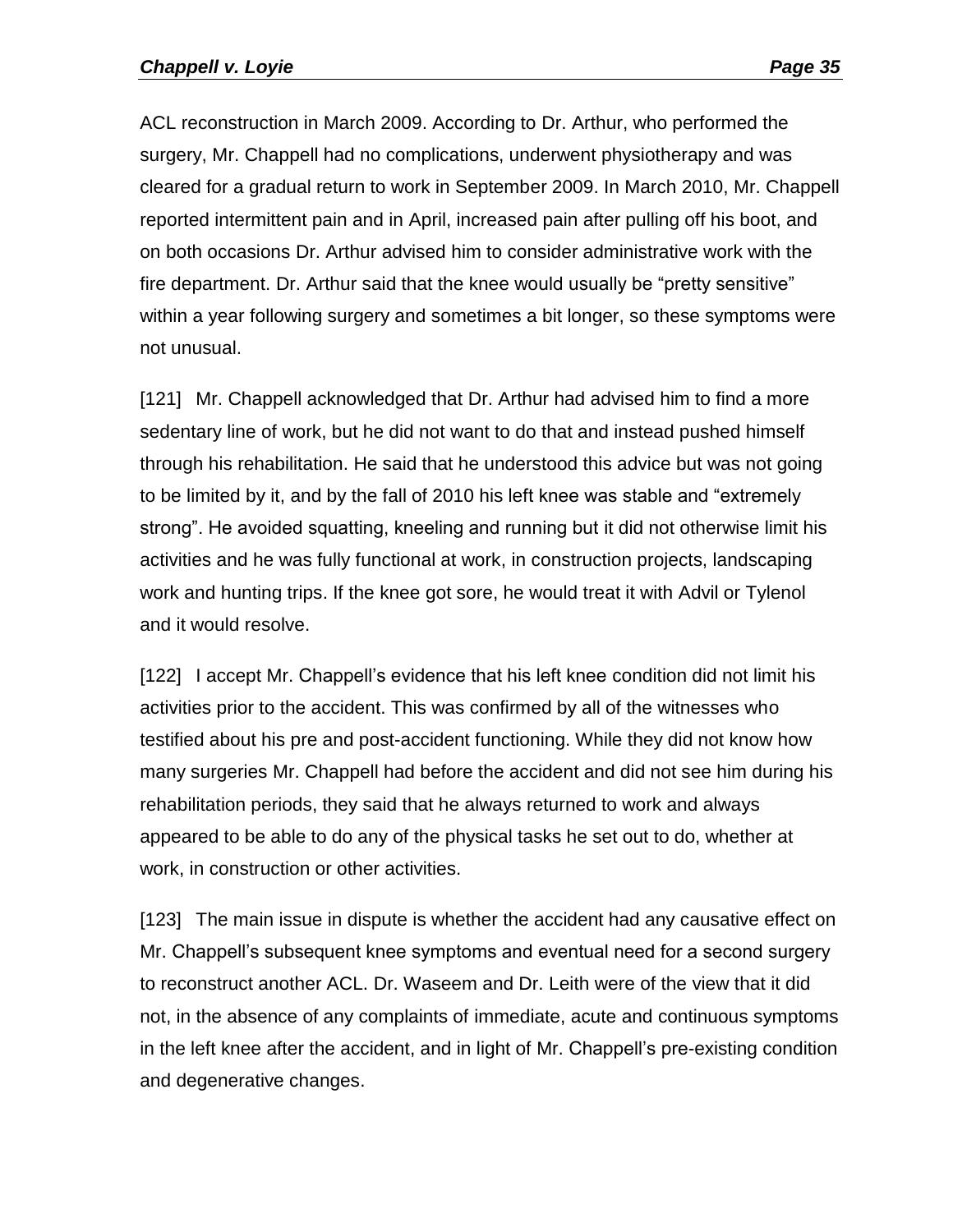ACL reconstruction in March 2009. According to Dr. Arthur, who performed the surgery, Mr. Chappell had no complications, underwent physiotherapy and was cleared for a gradual return to work in September 2009. In March 2010, Mr. Chappell reported intermittent pain and in April, increased pain after pulling off his boot, and on both occasions Dr. Arthur advised him to consider administrative work with the fire department. Dr. Arthur said that the knee would usually be "pretty sensitive" within a year following surgery and sometimes a bit longer, so these symptoms were not unusual.

[121] Mr. Chappell acknowledged that Dr. Arthur had advised him to find a more sedentary line of work, but he did not want to do that and instead pushed himself through his rehabilitation. He said that he understood this advice but was not going to be limited by it, and by the fall of 2010 his left knee was stable and "extremely strong". He avoided squatting, kneeling and running but it did not otherwise limit his activities and he was fully functional at work, in construction projects, landscaping work and hunting trips. If the knee got sore, he would treat it with Advil or Tylenol and it would resolve.

[122] I accept Mr. Chappell's evidence that his left knee condition did not limit his activities prior to the accident. This was confirmed by all of the witnesses who testified about his pre and post-accident functioning. While they did not know how many surgeries Mr. Chappell had before the accident and did not see him during his rehabilitation periods, they said that he always returned to work and always appeared to be able to do any of the physical tasks he set out to do, whether at work, in construction or other activities.

[123] The main issue in dispute is whether the accident had any causative effect on Mr. Chappell's subsequent knee symptoms and eventual need for a second surgery to reconstruct another ACL. Dr. Waseem and Dr. Leith were of the view that it did not, in the absence of any complaints of immediate, acute and continuous symptoms in the left knee after the accident, and in light of Mr. Chappell's pre-existing condition and degenerative changes.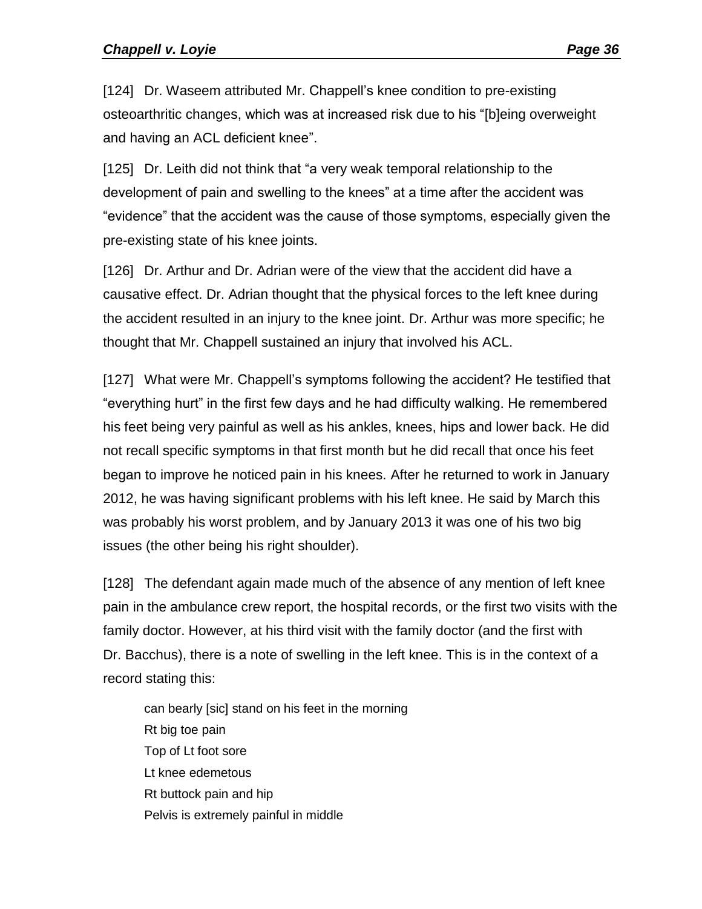[124] Dr. Waseem attributed Mr. Chappell's knee condition to pre-existing osteoarthritic changes, which was at increased risk due to his "[b]eing overweight and having an ACL deficient knee".

[125] Dr. Leith did not think that "a very weak temporal relationship to the development of pain and swelling to the knees" at a time after the accident was "evidence" that the accident was the cause of those symptoms, especially given the pre-existing state of his knee joints.

[126] Dr. Arthur and Dr. Adrian were of the view that the accident did have a causative effect. Dr. Adrian thought that the physical forces to the left knee during the accident resulted in an injury to the knee joint. Dr. Arthur was more specific; he thought that Mr. Chappell sustained an injury that involved his ACL.

[127] What were Mr. Chappell's symptoms following the accident? He testified that "everything hurt" in the first few days and he had difficulty walking. He remembered his feet being very painful as well as his ankles, knees, hips and lower back. He did not recall specific symptoms in that first month but he did recall that once his feet began to improve he noticed pain in his knees. After he returned to work in January 2012, he was having significant problems with his left knee. He said by March this was probably his worst problem, and by January 2013 it was one of his two big issues (the other being his right shoulder).

[128] The defendant again made much of the absence of any mention of left knee pain in the ambulance crew report, the hospital records, or the first two visits with the family doctor. However, at his third visit with the family doctor (and the first with Dr. Bacchus), there is a note of swelling in the left knee. This is in the context of a record stating this:

> can bearly [sic] stand on his feet in the morning
> Rt big toe pain
> Top of Lt foot sore
> Lt knee edemetous
> Rt buttock pain and hip
> Pelvis is extremely painful in middle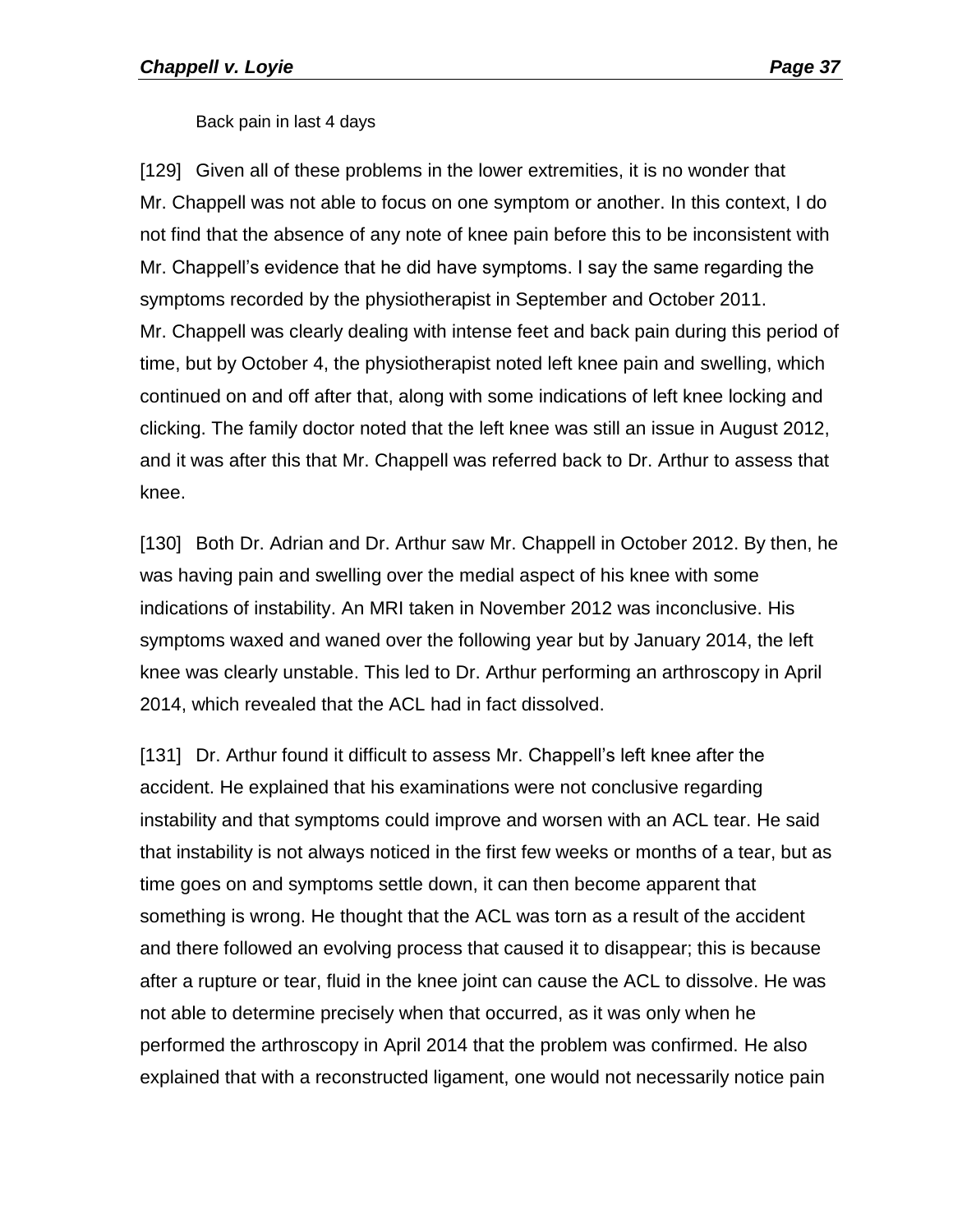Back pain in last 4 days

[129] Given all of these problems in the lower extremities, it is no wonder that Mr. Chappell was not able to focus on one symptom or another. In this context, I do not find that the absence of any note of knee pain before this to be inconsistent with Mr. Chappell's evidence that he did have symptoms. I say the same regarding the symptoms recorded by the physiotherapist in September and October 2011. Mr. Chappell was clearly dealing with intense feet and back pain during this period of time, but by October 4, the physiotherapist noted left knee pain and swelling, which continued on and off after that, along with some indications of left knee locking and clicking. The family doctor noted that the left knee was still an issue in August 2012, and it was after this that Mr. Chappell was referred back to Dr. Arthur to assess that knee.

[130] Both Dr. Adrian and Dr. Arthur saw Mr. Chappell in October 2012. By then, he was having pain and swelling over the medial aspect of his knee with some indications of instability. An MRI taken in November 2012 was inconclusive. His symptoms waxed and waned over the following year but by January 2014, the left knee was clearly unstable. This led to Dr. Arthur performing an arthroscopy in April 2014, which revealed that the ACL had in fact dissolved.

[131] Dr. Arthur found it difficult to assess Mr. Chappell's left knee after the accident. He explained that his examinations were not conclusive regarding instability and that symptoms could improve and worsen with an ACL tear. He said that instability is not always noticed in the first few weeks or months of a tear, but as time goes on and symptoms settle down, it can then become apparent that something is wrong. He thought that the ACL was torn as a result of the accident and there followed an evolving process that caused it to disappear; this is because after a rupture or tear, fluid in the knee joint can cause the ACL to dissolve. He was not able to determine precisely when that occurred, as it was only when he performed the arthroscopy in April 2014 that the problem was confirmed. He also explained that with a reconstructed ligament, one would not necessarily notice pain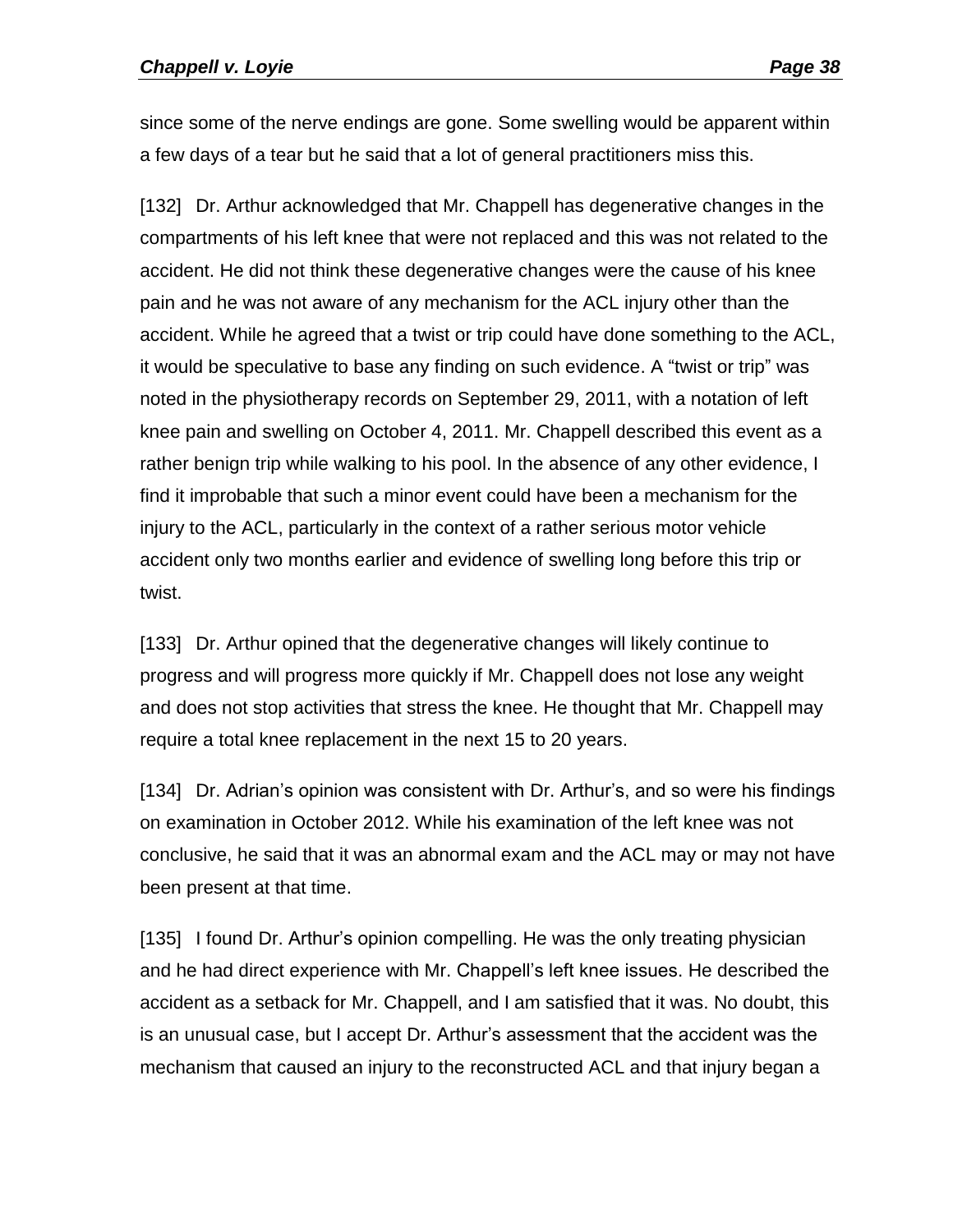since some of the nerve endings are gone. Some swelling would be apparent within a few days of a tear but he said that a lot of general practitioners miss this.

[132] Dr. Arthur acknowledged that Mr. Chappell has degenerative changes in the compartments of his left knee that were not replaced and this was not related to the accident. He did not think these degenerative changes were the cause of his knee pain and he was not aware of any mechanism for the ACL injury other than the accident. While he agreed that a twist or trip could have done something to the ACL, it would be speculative to base any finding on such evidence. A "twist or trip" was noted in the physiotherapy records on September 29, 2011, with a notation of left knee pain and swelling on October 4, 2011. Mr. Chappell described this event as a rather benign trip while walking to his pool. In the absence of any other evidence, I find it improbable that such a minor event could have been a mechanism for the injury to the ACL, particularly in the context of a rather serious motor vehicle accident only two months earlier and evidence of swelling long before this trip or twist.

[133] Dr. Arthur opined that the degenerative changes will likely continue to progress and will progress more quickly if Mr. Chappell does not lose any weight and does not stop activities that stress the knee. He thought that Mr. Chappell may require a total knee replacement in the next 15 to 20 years.

[134] Dr. Adrian's opinion was consistent with Dr. Arthur's, and so were his findings on examination in October 2012. While his examination of the left knee was not conclusive, he said that it was an abnormal exam and the ACL may or may not have been present at that time.

[135] I found Dr. Arthur's opinion compelling. He was the only treating physician and he had direct experience with Mr. Chappell's left knee issues. He described the accident as a setback for Mr. Chappell, and I am satisfied that it was. No doubt, this is an unusual case, but I accept Dr. Arthur's assessment that the accident was the mechanism that caused an injury to the reconstructed ACL and that injury began a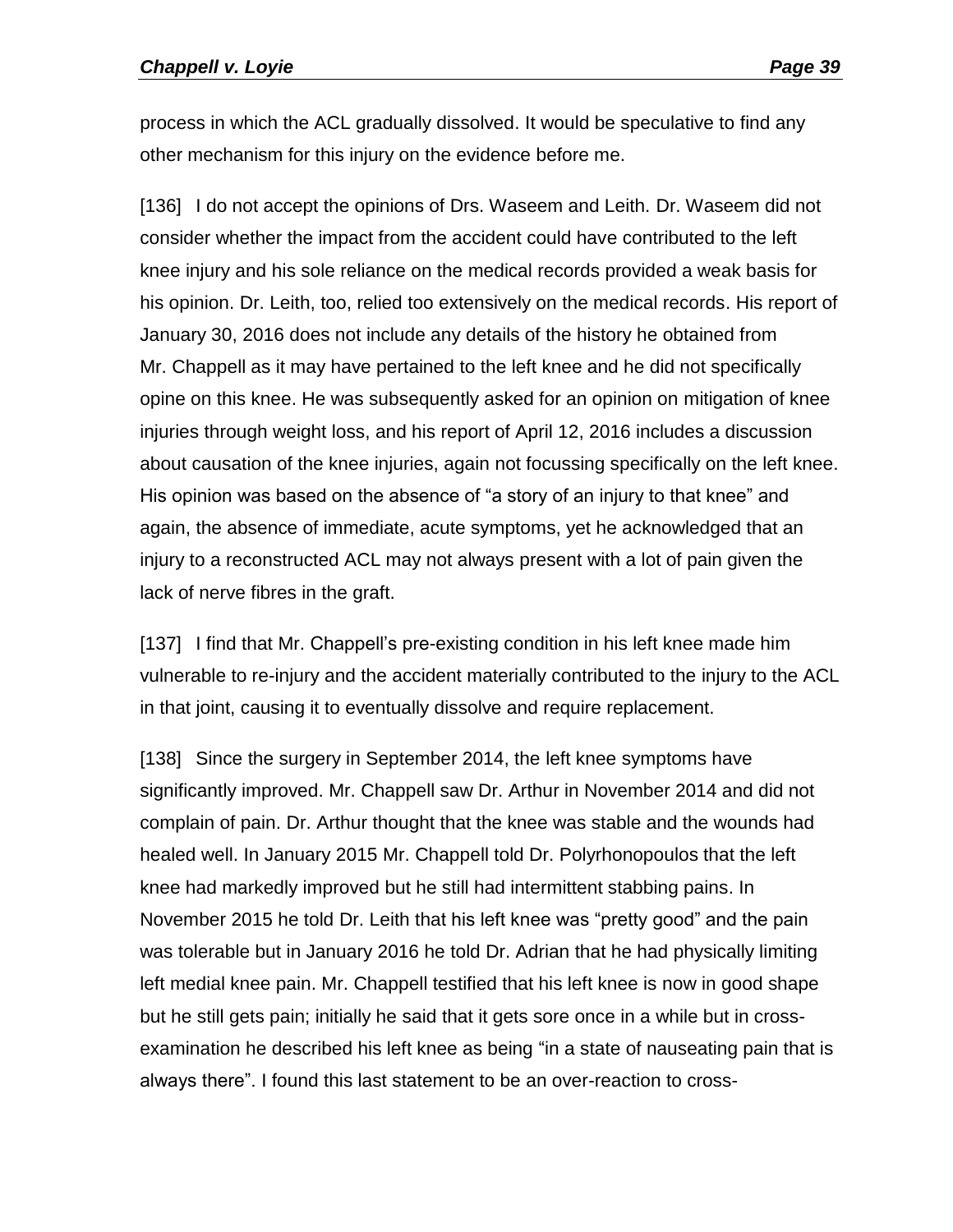process in which the ACL gradually dissolved. It would be speculative to find any other mechanism for this injury on the evidence before me.

[136] I do not accept the opinions of Drs. Waseem and Leith. Dr. Waseem did not consider whether the impact from the accident could have contributed to the left knee injury and his sole reliance on the medical records provided a weak basis for his opinion. Dr. Leith, too, relied too extensively on the medical records. His report of January 30, 2016 does not include any details of the history he obtained from Mr. Chappell as it may have pertained to the left knee and he did not specifically opine on this knee. He was subsequently asked for an opinion on mitigation of knee injuries through weight loss, and his report of April 12, 2016 includes a discussion about causation of the knee injuries, again not focussing specifically on the left knee. His opinion was based on the absence of "a story of an injury to that knee" and again, the absence of immediate, acute symptoms, yet he acknowledged that an injury to a reconstructed ACL may not always present with a lot of pain given the lack of nerve fibres in the graft.

[137] I find that Mr. Chappell's pre-existing condition in his left knee made him vulnerable to re-injury and the accident materially contributed to the injury to the ACL in that joint, causing it to eventually dissolve and require replacement.

[138] Since the surgery in September 2014, the left knee symptoms have significantly improved. Mr. Chappell saw Dr. Arthur in November 2014 and did not complain of pain. Dr. Arthur thought that the knee was stable and the wounds had healed well. In January 2015 Mr. Chappell told Dr. Polyrhonopoulos that the left knee had markedly improved but he still had intermittent stabbing pains. In November 2015 he told Dr. Leith that his left knee was "pretty good" and the pain was tolerable but in January 2016 he told Dr. Adrian that he had physically limiting left medial knee pain. Mr. Chappell testified that his left knee is now in good shape but he still gets pain; initially he said that it gets sore once in a while but in cross-examination he described his left knee as being "in a state of nauseating pain that is always there". I found this last statement to be an over-reaction to cross-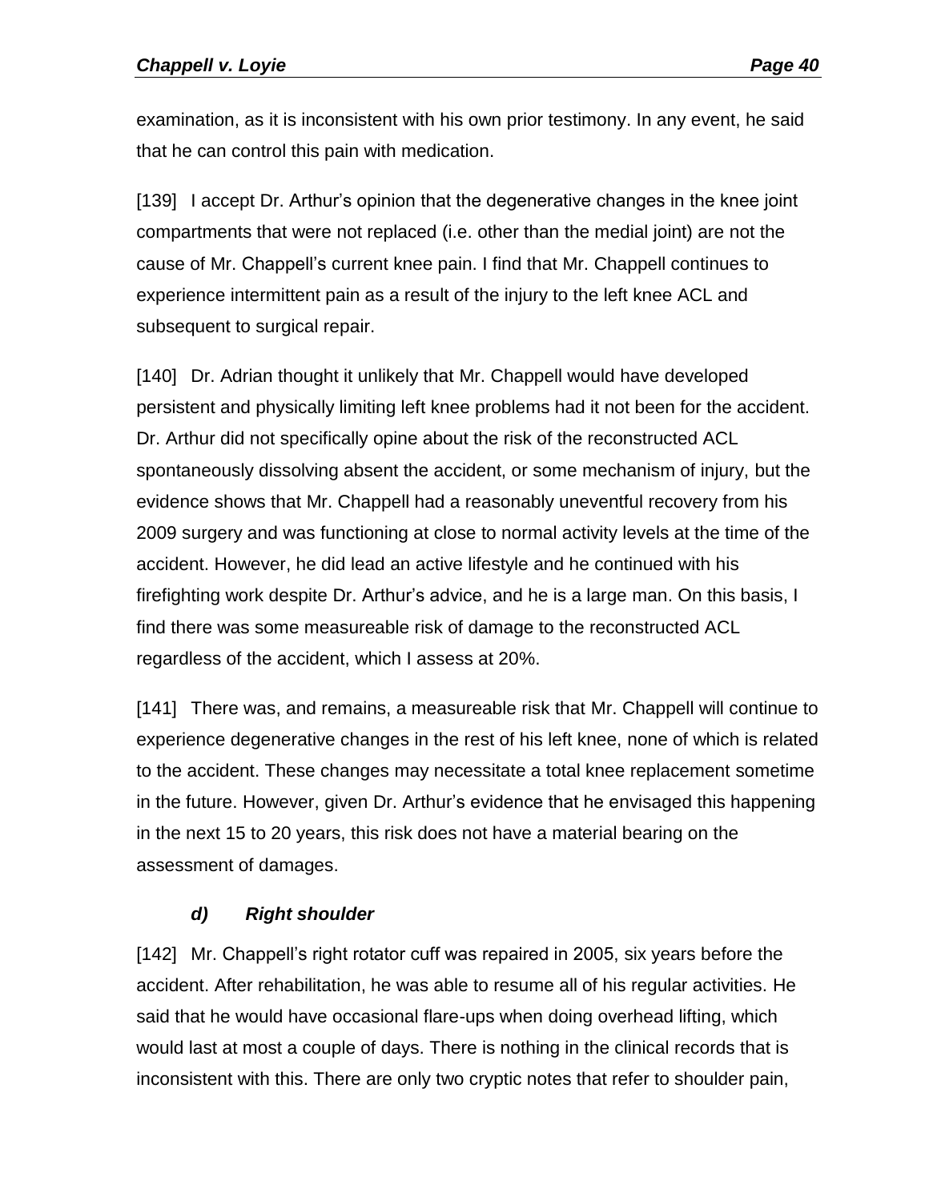examination, as it is inconsistent with his own prior testimony. In any event, he said that he can control this pain with medication.

[139] I accept Dr. Arthur's opinion that the degenerative changes in the knee joint compartments that were not replaced (i.e. other than the medial joint) are not the cause of Mr. Chappell's current knee pain. I find that Mr. Chappell continues to experience intermittent pain as a result of the injury to the left knee ACL and subsequent to surgical repair.

[140] Dr. Adrian thought it unlikely that Mr. Chappell would have developed persistent and physically limiting left knee problems had it not been for the accident. Dr. Arthur did not specifically opine about the risk of the reconstructed ACL spontaneously dissolving absent the accident, or some mechanism of injury, but the evidence shows that Mr. Chappell had a reasonably uneventful recovery from his 2009 surgery and was functioning at close to normal activity levels at the time of the accident. However, he did lead an active lifestyle and he continued with his firefighting work despite Dr. Arthur's advice, and he is a large man. On this basis, I find there was some measureable risk of damage to the reconstructed ACL regardless of the accident, which I assess at 20%.

[141] There was, and remains, a measureable risk that Mr. Chappell will continue to experience degenerative changes in the rest of his left knee, none of which is related to the accident. These changes may necessitate a total knee replacement sometime in the future. However, given Dr. Arthur's evidence that he envisaged this happening in the next 15 to 20 years, this risk does not have a material bearing on the assessment of damages.

### *d) Right shoulder*

[142] Mr. Chappell's right rotator cuff was repaired in 2005, six years before the accident. After rehabilitation, he was able to resume all of his regular activities. He said that he would have occasional flare-ups when doing overhead lifting, which would last at most a couple of days. There is nothing in the clinical records that is inconsistent with this. There are only two cryptic notes that refer to shoulder pain,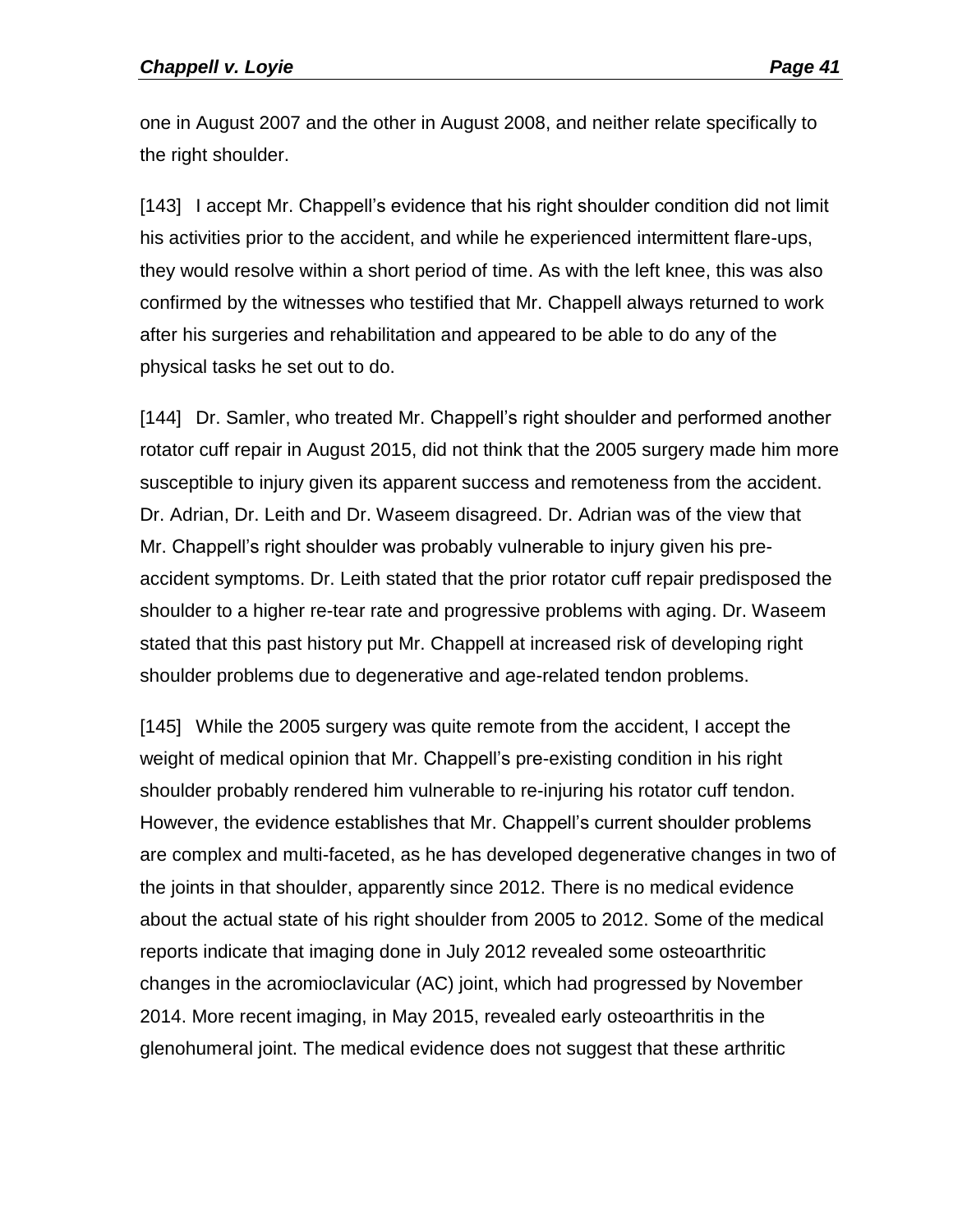one in August 2007 and the other in August 2008, and neither relate specifically to the right shoulder.

[143] I accept Mr. Chappell's evidence that his right shoulder condition did not limit his activities prior to the accident, and while he experienced intermittent flare-ups, they would resolve within a short period of time. As with the left knee, this was also confirmed by the witnesses who testified that Mr. Chappell always returned to work after his surgeries and rehabilitation and appeared to be able to do any of the physical tasks he set out to do.

[144] Dr. Samler, who treated Mr. Chappell's right shoulder and performed another rotator cuff repair in August 2015, did not think that the 2005 surgery made him more susceptible to injury given its apparent success and remoteness from the accident. Dr. Adrian, Dr. Leith and Dr. Waseem disagreed. Dr. Adrian was of the view that Mr. Chappell's right shoulder was probably vulnerable to injury given his pre-accident symptoms. Dr. Leith stated that the prior rotator cuff repair predisposed the shoulder to a higher re-tear rate and progressive problems with aging. Dr. Waseem stated that this past history put Mr. Chappell at increased risk of developing right shoulder problems due to degenerative and age-related tendon problems.

[145] While the 2005 surgery was quite remote from the accident, I accept the weight of medical opinion that Mr. Chappell's pre-existing condition in his right shoulder probably rendered him vulnerable to re-injuring his rotator cuff tendon. However, the evidence establishes that Mr. Chappell's current shoulder problems are complex and multi-faceted, as he has developed degenerative changes in two of the joints in that shoulder, apparently since 2012. There is no medical evidence about the actual state of his right shoulder from 2005 to 2012. Some of the medical reports indicate that imaging done in July 2012 revealed some osteoarthritic changes in the acromioclavicular (AC) joint, which had progressed by November 2014. More recent imaging, in May 2015, revealed early osteoarthritis in the glenohumeral joint. The medical evidence does not suggest that these arthritic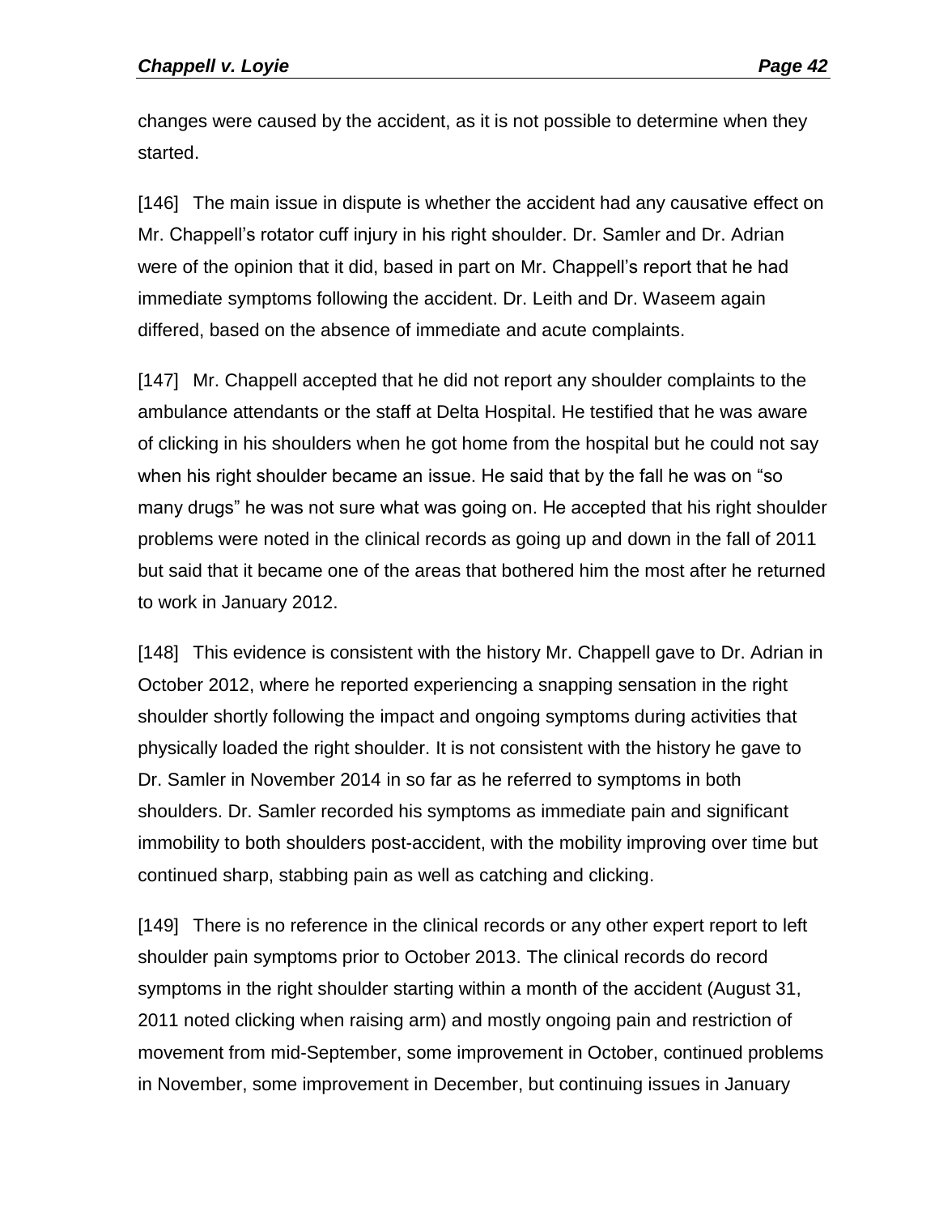changes were caused by the accident, as it is not possible to determine when they started.

[146] The main issue in dispute is whether the accident had any causative effect on Mr. Chappell's rotator cuff injury in his right shoulder. Dr. Samler and Dr. Adrian were of the opinion that it did, based in part on Mr. Chappell's report that he had immediate symptoms following the accident. Dr. Leith and Dr. Waseem again differed, based on the absence of immediate and acute complaints.

[147] Mr. Chappell accepted that he did not report any shoulder complaints to the ambulance attendants or the staff at Delta Hospital. He testified that he was aware of clicking in his shoulders when he got home from the hospital but he could not say when his right shoulder became an issue. He said that by the fall he was on "so many drugs" he was not sure what was going on. He accepted that his right shoulder problems were noted in the clinical records as going up and down in the fall of 2011 but said that it became one of the areas that bothered him the most after he returned to work in January 2012.

[148] This evidence is consistent with the history Mr. Chappell gave to Dr. Adrian in October 2012, where he reported experiencing a snapping sensation in the right shoulder shortly following the impact and ongoing symptoms during activities that physically loaded the right shoulder. It is not consistent with the history he gave to Dr. Samler in November 2014 in so far as he referred to symptoms in both shoulders. Dr. Samler recorded his symptoms as immediate pain and significant immobility to both shoulders post-accident, with the mobility improving over time but continued sharp, stabbing pain as well as catching and clicking.

[149] There is no reference in the clinical records or any other expert report to left shoulder pain symptoms prior to October 2013. The clinical records do record symptoms in the right shoulder starting within a month of the accident (August 31, 2011 noted clicking when raising arm) and mostly ongoing pain and restriction of movement from mid-September, some improvement in October, continued problems in November, some improvement in December, but continuing issues in January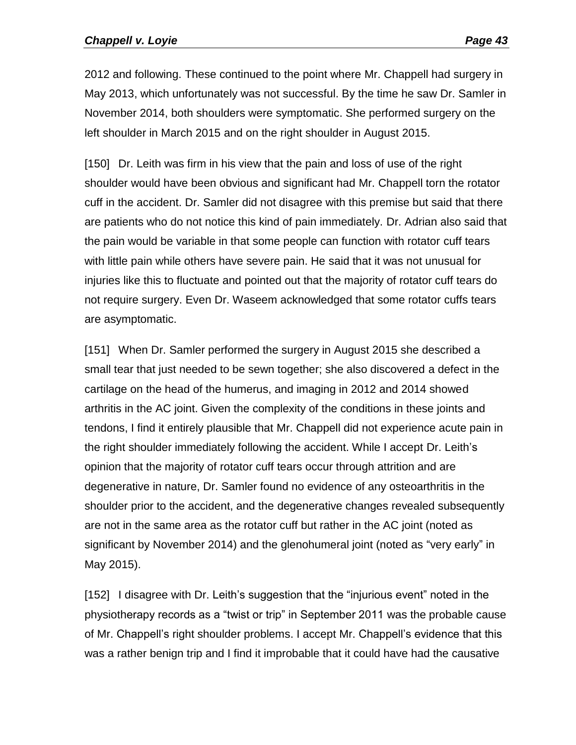2012 and following. These continued to the point where Mr. Chappell had surgery in May 2013, which unfortunately was not successful. By the time he saw Dr. Samler in November 2014, both shoulders were symptomatic. She performed surgery on the left shoulder in March 2015 and on the right shoulder in August 2015.

[150] Dr. Leith was firm in his view that the pain and loss of use of the right shoulder would have been obvious and significant had Mr. Chappell torn the rotator cuff in the accident. Dr. Samler did not disagree with this premise but said that there are patients who do not notice this kind of pain immediately. Dr. Adrian also said that the pain would be variable in that some people can function with rotator cuff tears with little pain while others have severe pain. He said that it was not unusual for injuries like this to fluctuate and pointed out that the majority of rotator cuff tears do not require surgery. Even Dr. Waseem acknowledged that some rotator cuffs tears are asymptomatic.

[151] When Dr. Samler performed the surgery in August 2015 she described a small tear that just needed to be sewn together; she also discovered a defect in the cartilage on the head of the humerus, and imaging in 2012 and 2014 showed arthritis in the AC joint. Given the complexity of the conditions in these joints and tendons, I find it entirely plausible that Mr. Chappell did not experience acute pain in the right shoulder immediately following the accident. While I accept Dr. Leith's opinion that the majority of rotator cuff tears occur through attrition and are degenerative in nature, Dr. Samler found no evidence of any osteoarthritis in the shoulder prior to the accident, and the degenerative changes revealed subsequently are not in the same area as the rotator cuff but rather in the AC joint (noted as significant by November 2014) and the glenohumeral joint (noted as "very early" in May 2015).

[152] I disagree with Dr. Leith's suggestion that the "injurious event" noted in the physiotherapy records as a "twist or trip" in September 2011 was the probable cause of Mr. Chappell's right shoulder problems. I accept Mr. Chappell's evidence that this was a rather benign trip and I find it improbable that it could have had the causative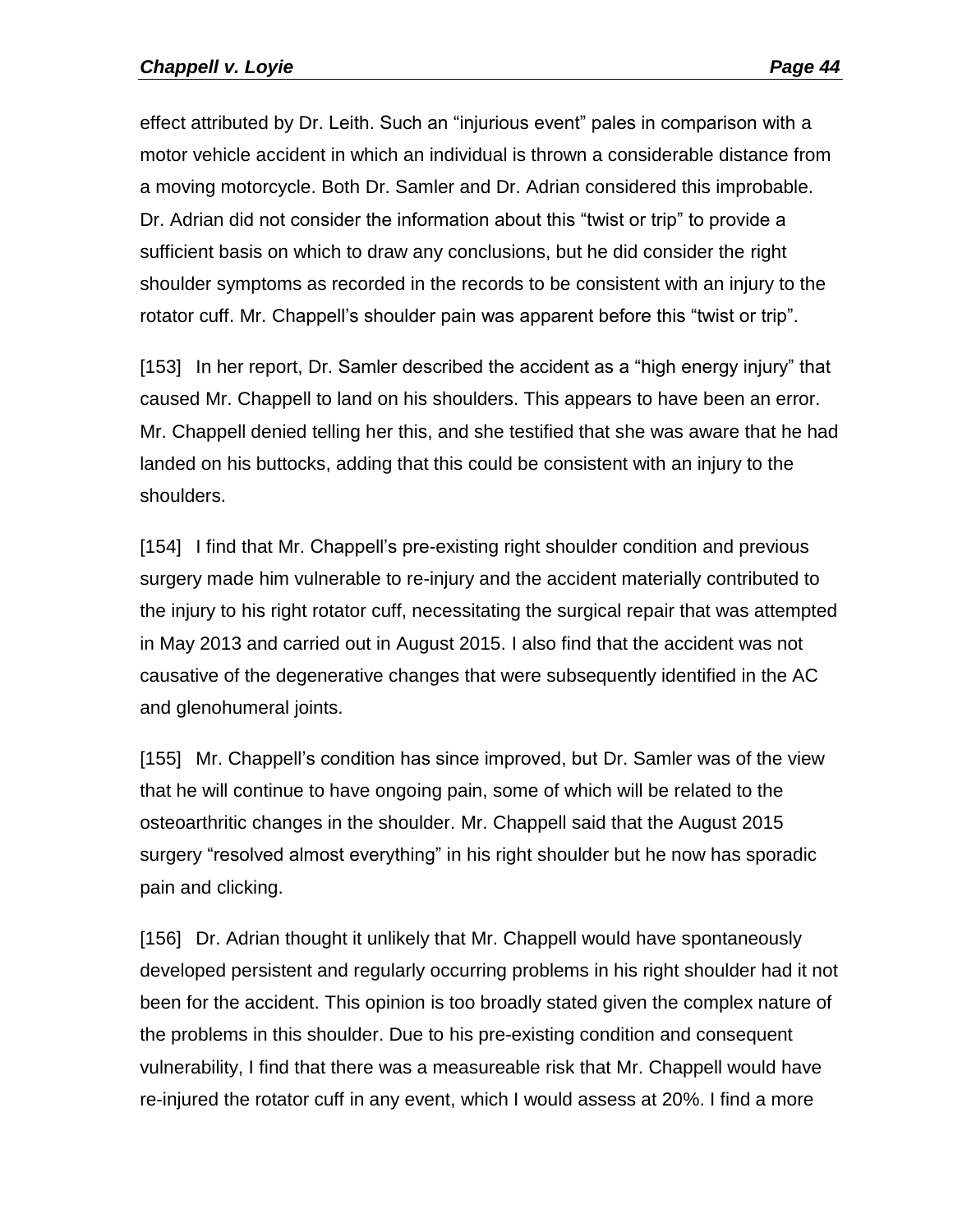effect attributed by Dr. Leith. Such an "injurious event" pales in comparison with a motor vehicle accident in which an individual is thrown a considerable distance from a moving motorcycle. Both Dr. Samler and Dr. Adrian considered this improbable. Dr. Adrian did not consider the information about this "twist or trip" to provide a sufficient basis on which to draw any conclusions, but he did consider the right shoulder symptoms as recorded in the records to be consistent with an injury to the rotator cuff. Mr. Chappell's shoulder pain was apparent before this "twist or trip".

[153] In her report, Dr. Samler described the accident as a "high energy injury" that caused Mr. Chappell to land on his shoulders. This appears to have been an error. Mr. Chappell denied telling her this, and she testified that she was aware that he had landed on his buttocks, adding that this could be consistent with an injury to the shoulders.

[154] I find that Mr. Chappell's pre-existing right shoulder condition and previous surgery made him vulnerable to re-injury and the accident materially contributed to the injury to his right rotator cuff, necessitating the surgical repair that was attempted in May 2013 and carried out in August 2015. I also find that the accident was not causative of the degenerative changes that were subsequently identified in the AC and glenohumeral joints.

[155] Mr. Chappell's condition has since improved, but Dr. Samler was of the view that he will continue to have ongoing pain, some of which will be related to the osteoarthritic changes in the shoulder. Mr. Chappell said that the August 2015 surgery "resolved almost everything" in his right shoulder but he now has sporadic pain and clicking.

[156] Dr. Adrian thought it unlikely that Mr. Chappell would have spontaneously developed persistent and regularly occurring problems in his right shoulder had it not been for the accident. This opinion is too broadly stated given the complex nature of the problems in this shoulder. Due to his pre-existing condition and consequent vulnerability, I find that there was a measureable risk that Mr. Chappell would have re-injured the rotator cuff in any event, which I would assess at 20%. I find a more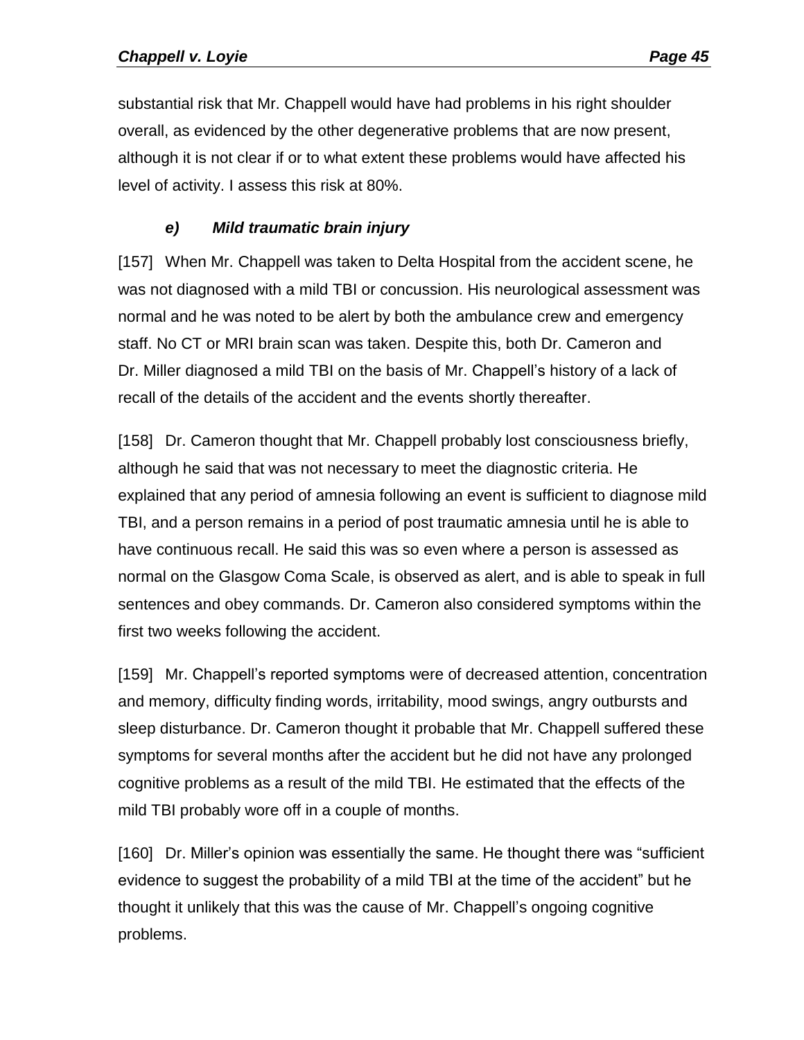substantial risk that Mr. Chappell would have had problems in his right shoulder overall, as evidenced by the other degenerative problems that are now present, although it is not clear if or to what extent these problems would have affected his level of activity. I assess this risk at 80%.

### *e) Mild traumatic brain injury*

[157] When Mr. Chappell was taken to Delta Hospital from the accident scene, he was not diagnosed with a mild TBI or concussion. His neurological assessment was normal and he was noted to be alert by both the ambulance crew and emergency staff. No CT or MRI brain scan was taken. Despite this, both Dr. Cameron and Dr. Miller diagnosed a mild TBI on the basis of Mr. Chappell's history of a lack of recall of the details of the accident and the events shortly thereafter.

[158] Dr. Cameron thought that Mr. Chappell probably lost consciousness briefly, although he said that was not necessary to meet the diagnostic criteria. He explained that any period of amnesia following an event is sufficient to diagnose mild TBI, and a person remains in a period of post traumatic amnesia until he is able to have continuous recall. He said this was so even where a person is assessed as normal on the Glasgow Coma Scale, is observed as alert, and is able to speak in full sentences and obey commands. Dr. Cameron also considered symptoms within the first two weeks following the accident.

[159] Mr. Chappell's reported symptoms were of decreased attention, concentration and memory, difficulty finding words, irritability, mood swings, angry outbursts and sleep disturbance. Dr. Cameron thought it probable that Mr. Chappell suffered these symptoms for several months after the accident but he did not have any prolonged cognitive problems as a result of the mild TBI. He estimated that the effects of the mild TBI probably wore off in a couple of months.

[160] Dr. Miller's opinion was essentially the same. He thought there was "sufficient evidence to suggest the probability of a mild TBI at the time of the accident" but he thought it unlikely that this was the cause of Mr. Chappell's ongoing cognitive problems.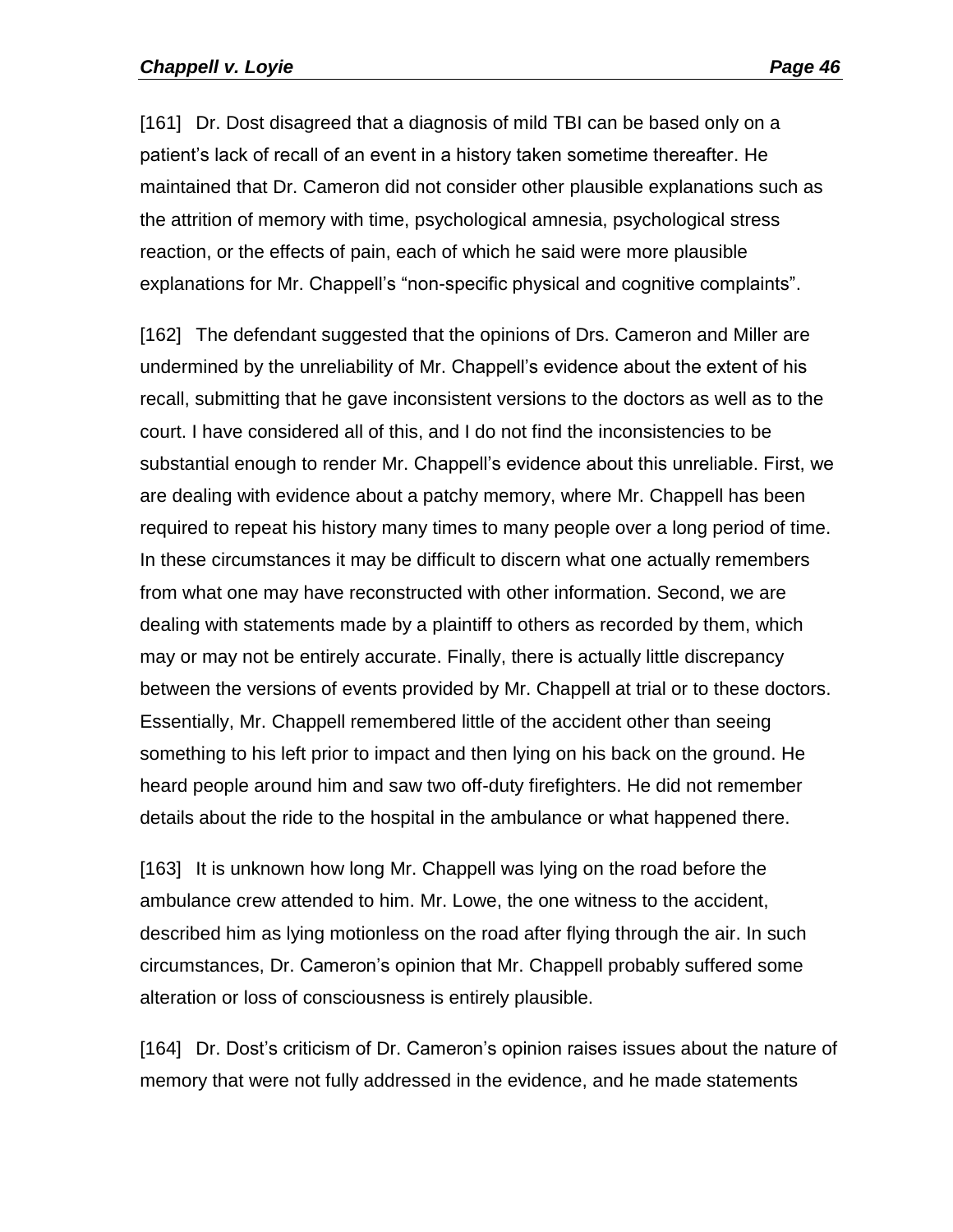[161] Dr. Dost disagreed that a diagnosis of mild TBI can be based only on a patient's lack of recall of an event in a history taken sometime thereafter. He maintained that Dr. Cameron did not consider other plausible explanations such as the attrition of memory with time, psychological amnesia, psychological stress reaction, or the effects of pain, each of which he said were more plausible explanations for Mr. Chappell's "non-specific physical and cognitive complaints".

[162] The defendant suggested that the opinions of Drs. Cameron and Miller are undermined by the unreliability of Mr. Chappell's evidence about the extent of his recall, submitting that he gave inconsistent versions to the doctors as well as to the court. I have considered all of this, and I do not find the inconsistencies to be substantial enough to render Mr. Chappell's evidence about this unreliable. First, we are dealing with evidence about a patchy memory, where Mr. Chappell has been required to repeat his history many times to many people over a long period of time. In these circumstances it may be difficult to discern what one actually remembers from what one may have reconstructed with other information. Second, we are dealing with statements made by a plaintiff to others as recorded by them, which may or may not be entirely accurate. Finally, there is actually little discrepancy between the versions of events provided by Mr. Chappell at trial or to these doctors. Essentially, Mr. Chappell remembered little of the accident other than seeing something to his left prior to impact and then lying on his back on the ground. He heard people around him and saw two off-duty firefighters. He did not remember details about the ride to the hospital in the ambulance or what happened there.

[163] It is unknown how long Mr. Chappell was lying on the road before the ambulance crew attended to him. Mr. Lowe, the one witness to the accident, described him as lying motionless on the road after flying through the air. In such circumstances, Dr. Cameron's opinion that Mr. Chappell probably suffered some alteration or loss of consciousness is entirely plausible.

[164] Dr. Dost's criticism of Dr. Cameron's opinion raises issues about the nature of memory that were not fully addressed in the evidence, and he made statements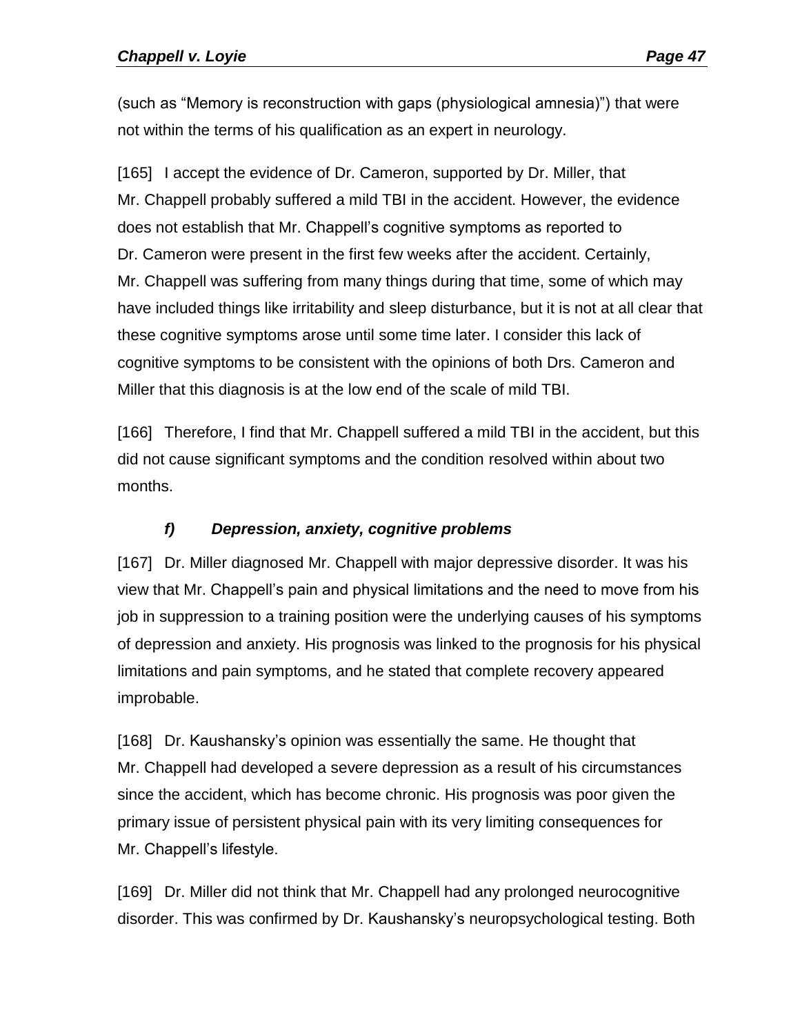(such as "Memory is reconstruction with gaps (physiological amnesia)") that were not within the terms of his qualification as an expert in neurology.

[165] I accept the evidence of Dr. Cameron, supported by Dr. Miller, that Mr. Chappell probably suffered a mild TBI in the accident. However, the evidence does not establish that Mr. Chappell's cognitive symptoms as reported to Dr. Cameron were present in the first few weeks after the accident. Certainly, Mr. Chappell was suffering from many things during that time, some of which may have included things like irritability and sleep disturbance, but it is not at all clear that these cognitive symptoms arose until some time later. I consider this lack of cognitive symptoms to be consistent with the opinions of both Drs. Cameron and Miller that this diagnosis is at the low end of the scale of mild TBI.

[166] Therefore, I find that Mr. Chappell suffered a mild TBI in the accident, but this did not cause significant symptoms and the condition resolved within about two months.

#### *f) Depression, anxiety, cognitive problems*

[167] Dr. Miller diagnosed Mr. Chappell with major depressive disorder. It was his view that Mr. Chappell's pain and physical limitations and the need to move from his job in suppression to a training position were the underlying causes of his symptoms of depression and anxiety. His prognosis was linked to the prognosis for his physical limitations and pain symptoms, and he stated that complete recovery appeared improbable.

[168] Dr. Kaushansky's opinion was essentially the same. He thought that Mr. Chappell had developed a severe depression as a result of his circumstances since the accident, which has become chronic. His prognosis was poor given the primary issue of persistent physical pain with its very limiting consequences for Mr. Chappell's lifestyle.

[169] Dr. Miller did not think that Mr. Chappell had any prolonged neurocognitive disorder. This was confirmed by Dr. Kaushansky's neuropsychological testing. Both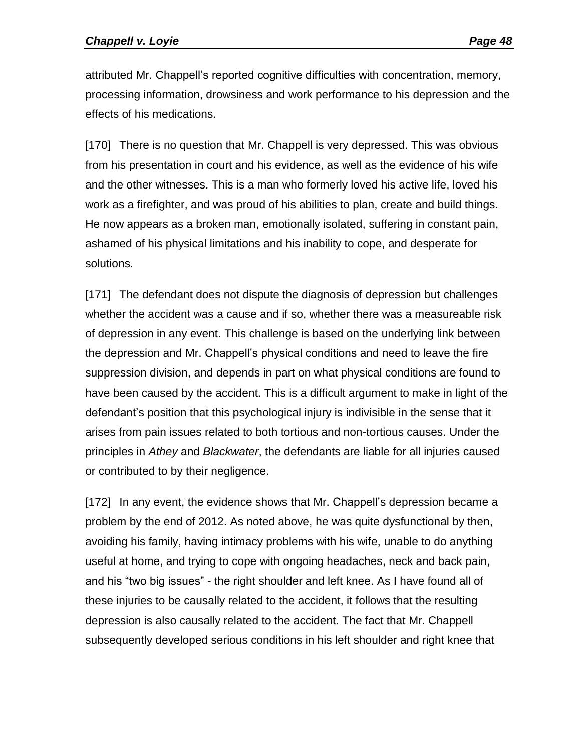attributed Mr. Chappell's reported cognitive difficulties with concentration, memory, processing information, drowsiness and work performance to his depression and the effects of his medications.

[170] There is no question that Mr. Chappell is very depressed. This was obvious from his presentation in court and his evidence, as well as the evidence of his wife and the other witnesses. This is a man who formerly loved his active life, loved his work as a firefighter, and was proud of his abilities to plan, create and build things. He now appears as a broken man, emotionally isolated, suffering in constant pain, ashamed of his physical limitations and his inability to cope, and desperate for solutions.

[171] The defendant does not dispute the diagnosis of depression but challenges whether the accident was a cause and if so, whether there was a measureable risk of depression in any event. This challenge is based on the underlying link between the depression and Mr. Chappell's physical conditions and need to leave the fire suppression division, and depends in part on what physical conditions are found to have been caused by the accident. This is a difficult argument to make in light of the defendant's position that this psychological injury is indivisible in the sense that it arises from pain issues related to both tortious and non-tortious causes. Under the principles in *Athey* and *Blackwater*, the defendants are liable for all injuries caused or contributed to by their negligence.

[172] In any event, the evidence shows that Mr. Chappell's depression became a problem by the end of 2012. As noted above, he was quite dysfunctional by then, avoiding his family, having intimacy problems with his wife, unable to do anything useful at home, and trying to cope with ongoing headaches, neck and back pain, and his "two big issues" - the right shoulder and left knee. As I have found all of these injuries to be causally related to the accident, it follows that the resulting depression is also causally related to the accident. The fact that Mr. Chappell subsequently developed serious conditions in his left shoulder and right knee that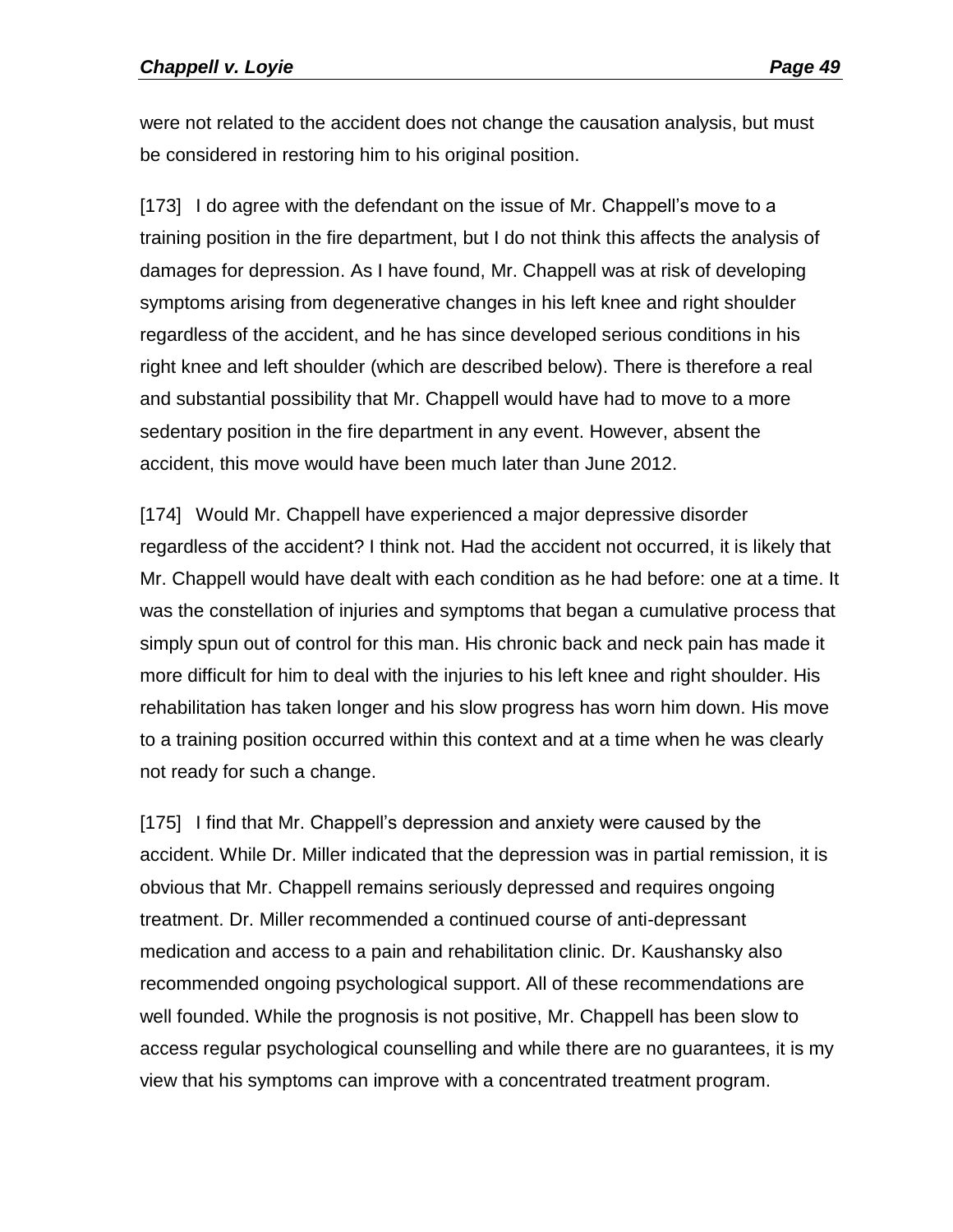were not related to the accident does not change the causation analysis, but must be considered in restoring him to his original position.

[173] I do agree with the defendant on the issue of Mr. Chappell's move to a training position in the fire department, but I do not think this affects the analysis of damages for depression. As I have found, Mr. Chappell was at risk of developing symptoms arising from degenerative changes in his left knee and right shoulder regardless of the accident, and he has since developed serious conditions in his right knee and left shoulder (which are described below). There is therefore a real and substantial possibility that Mr. Chappell would have had to move to a more sedentary position in the fire department in any event. However, absent the accident, this move would have been much later than June 2012.

[174] Would Mr. Chappell have experienced a major depressive disorder regardless of the accident? I think not. Had the accident not occurred, it is likely that Mr. Chappell would have dealt with each condition as he had before: one at a time. It was the constellation of injuries and symptoms that began a cumulative process that simply spun out of control for this man. His chronic back and neck pain has made it more difficult for him to deal with the injuries to his left knee and right shoulder. His rehabilitation has taken longer and his slow progress has worn him down. His move to a training position occurred within this context and at a time when he was clearly not ready for such a change.

[175] I find that Mr. Chappell's depression and anxiety were caused by the accident. While Dr. Miller indicated that the depression was in partial remission, it is obvious that Mr. Chappell remains seriously depressed and requires ongoing treatment. Dr. Miller recommended a continued course of anti-depressant medication and access to a pain and rehabilitation clinic. Dr. Kaushansky also recommended ongoing psychological support. All of these recommendations are well founded. While the prognosis is not positive, Mr. Chappell has been slow to access regular psychological counselling and while there are no guarantees, it is my view that his symptoms can improve with a concentrated treatment program.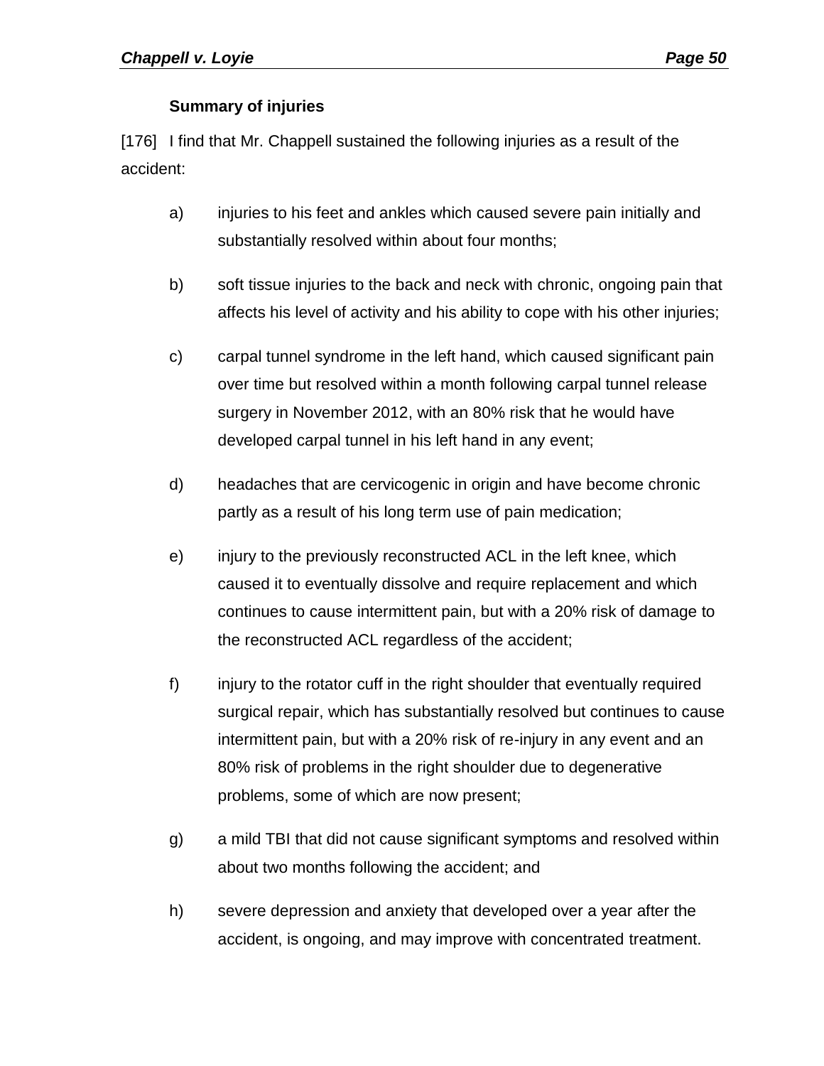**Summary of injuries**

[176] I find that Mr. Chappell sustained the following injuries as a result of the accident:

a) injuries to his feet and ankles which caused severe pain initially and substantially resolved within about four months;

b) soft tissue injuries to the back and neck with chronic, ongoing pain that affects his level of activity and his ability to cope with his other injuries;

c) carpal tunnel syndrome in the left hand, which caused significant pain over time but resolved within a month following carpal tunnel release surgery in November 2012, with an 80% risk that he would have developed carpal tunnel in his left hand in any event;

d) headaches that are cervicogenic in origin and have become chronic partly as a result of his long term use of pain medication;

e) injury to the previously reconstructed ACL in the left knee, which caused it to eventually dissolve and require replacement and which continues to cause intermittent pain, but with a 20% risk of damage to the reconstructed ACL regardless of the accident;

f) injury to the rotator cuff in the right shoulder that eventually required surgical repair, which has substantially resolved but continues to cause intermittent pain, but with a 20% risk of re-injury in any event and an 80% risk of problems in the right shoulder due to degenerative problems, some of which are now present;

g) a mild TBI that did not cause significant symptoms and resolved within about two months following the accident; and

h) severe depression and anxiety that developed over a year after the accident, is ongoing, and may improve with concentrated treatment.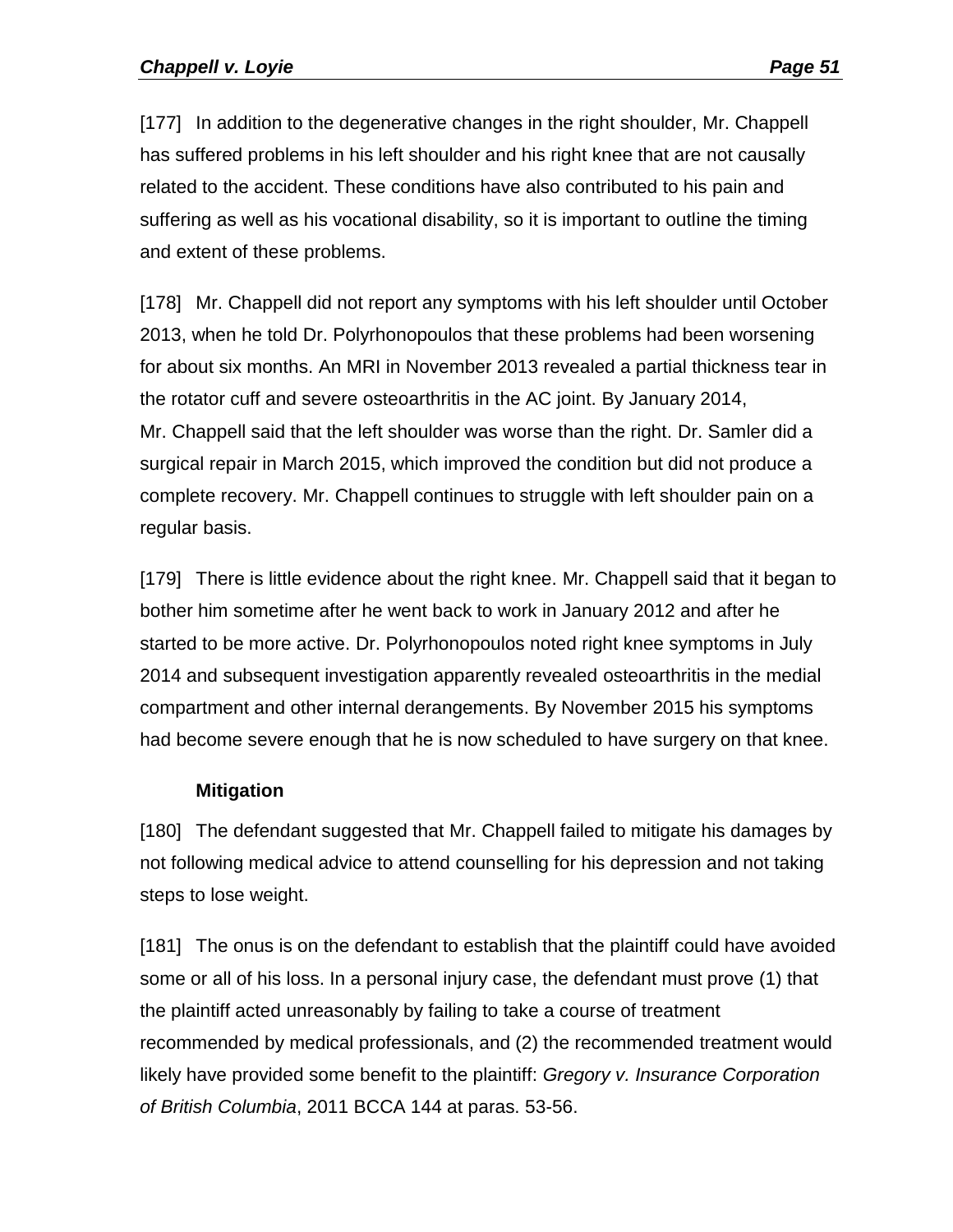[177] In addition to the degenerative changes in the right shoulder, Mr. Chappell has suffered problems in his left shoulder and his right knee that are not causally related to the accident. These conditions have also contributed to his pain and suffering as well as his vocational disability, so it is important to outline the timing and extent of these problems.

[178] Mr. Chappell did not report any symptoms with his left shoulder until October 2013, when he told Dr. Polyrhonopoulos that these problems had been worsening for about six months. An MRI in November 2013 revealed a partial thickness tear in the rotator cuff and severe osteoarthritis in the AC joint. By January 2014, Mr. Chappell said that the left shoulder was worse than the right. Dr. Samler did a surgical repair in March 2015, which improved the condition but did not produce a complete recovery. Mr. Chappell continues to struggle with left shoulder pain on a regular basis.

[179] There is little evidence about the right knee. Mr. Chappell said that it began to bother him sometime after he went back to work in January 2012 and after he started to be more active. Dr. Polyrhonopoulos noted right knee symptoms in July 2014 and subsequent investigation apparently revealed osteoarthritis in the medial compartment and other internal derangements. By November 2015 his symptoms had become severe enough that he is now scheduled to have surgery on that knee.

### Mitigation

[180] The defendant suggested that Mr. Chappell failed to mitigate his damages by not following medical advice to attend counselling for his depression and not taking steps to lose weight.

[181] The onus is on the defendant to establish that the plaintiff could have avoided some or all of his loss. In a personal injury case, the defendant must prove (1) that the plaintiff acted unreasonably by failing to take a course of treatment recommended by medical professionals, and (2) the recommended treatment would likely have provided some benefit to the plaintiff: *Gregory v. Insurance Corporation of British Columbia*, 2011 BCCA 144 at paras. 53-56.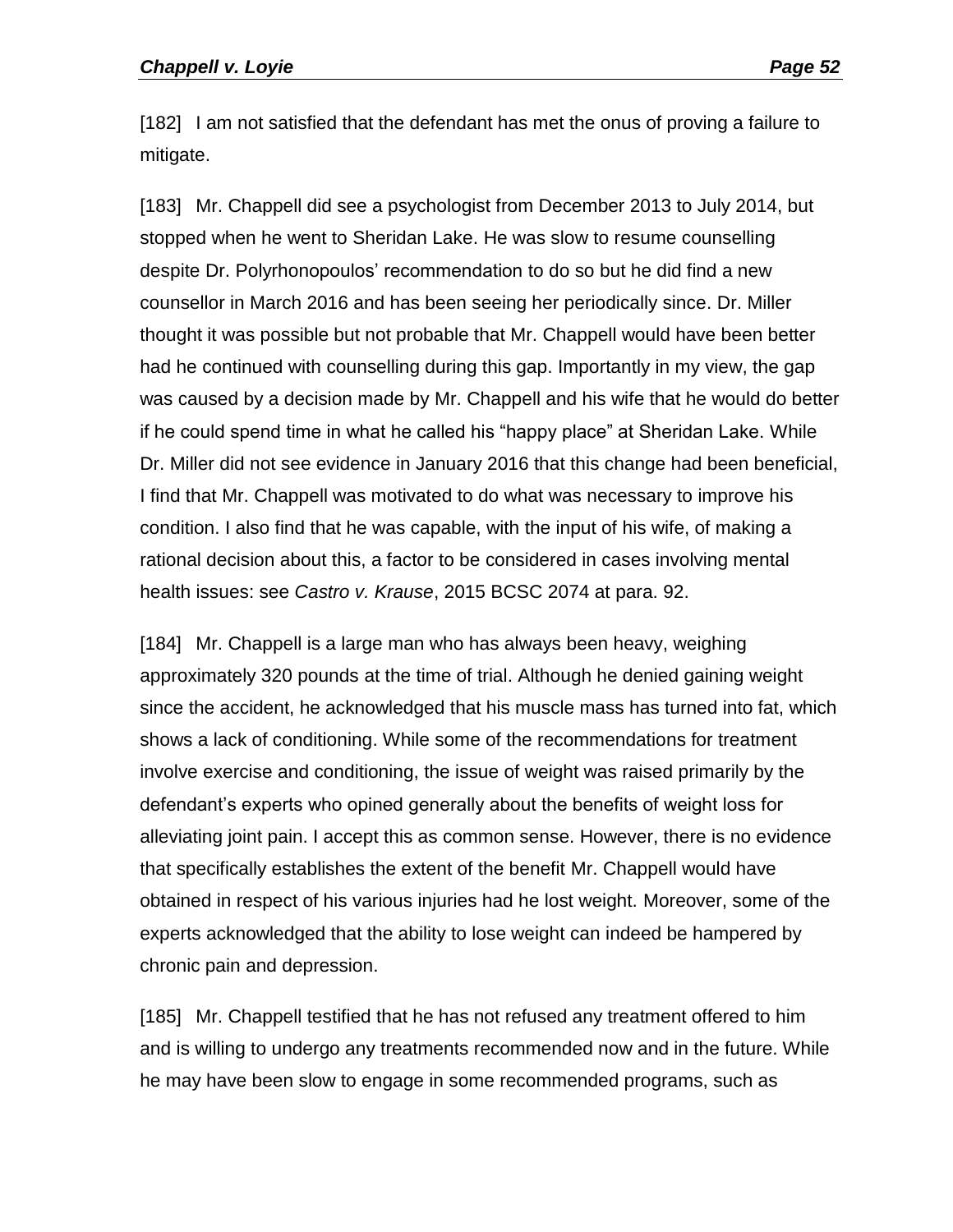[182] I am not satisfied that the defendant has met the onus of proving a failure to mitigate.

[183] Mr. Chappell did see a psychologist from December 2013 to July 2014, but stopped when he went to Sheridan Lake. He was slow to resume counselling despite Dr. Polyrhonopoulos' recommendation to do so but he did find a new counsellor in March 2016 and has been seeing her periodically since. Dr. Miller thought it was possible but not probable that Mr. Chappell would have been better had he continued with counselling during this gap. Importantly in my view, the gap was caused by a decision made by Mr. Chappell and his wife that he would do better if he could spend time in what he called his "happy place" at Sheridan Lake. While Dr. Miller did not see evidence in January 2016 that this change had been beneficial, I find that Mr. Chappell was motivated to do what was necessary to improve his condition. I also find that he was capable, with the input of his wife, of making a rational decision about this, a factor to be considered in cases involving mental health issues: see *Castro v. Krause*, 2015 BCSC 2074 at para. 92.

[184] Mr. Chappell is a large man who has always been heavy, weighing approximately 320 pounds at the time of trial. Although he denied gaining weight since the accident, he acknowledged that his muscle mass has turned into fat, which shows a lack of conditioning. While some of the recommendations for treatment involve exercise and conditioning, the issue of weight was raised primarily by the defendant's experts who opined generally about the benefits of weight loss for alleviating joint pain. I accept this as common sense. However, there is no evidence that specifically establishes the extent of the benefit Mr. Chappell would have obtained in respect of his various injuries had he lost weight. Moreover, some of the experts acknowledged that the ability to lose weight can indeed be hampered by chronic pain and depression.

[185] Mr. Chappell testified that he has not refused any treatment offered to him and is willing to undergo any treatments recommended now and in the future. While he may have been slow to engage in some recommended programs, such as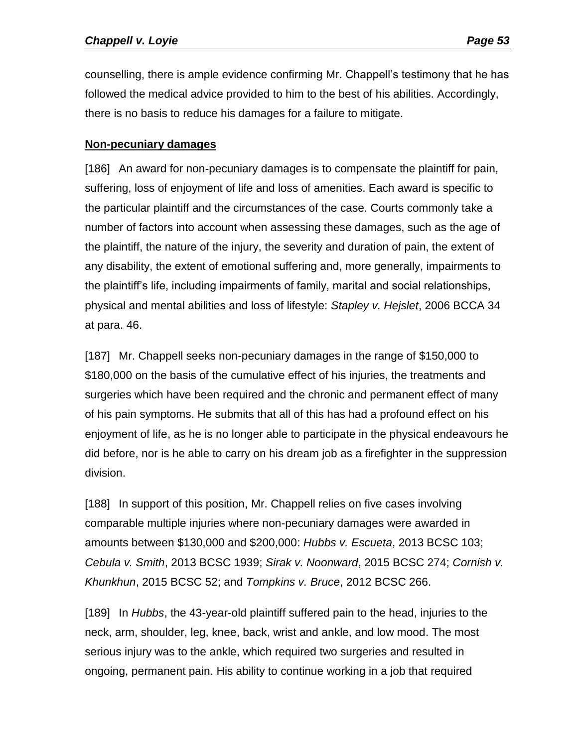counselling, there is ample evidence confirming Mr. Chappell's testimony that he has followed the medical advice provided to him to the best of his abilities. Accordingly, there is no basis to reduce his damages for a failure to mitigate.

## Non-pecuniary damages

[186] An award for non-pecuniary damages is to compensate the plaintiff for pain, suffering, loss of enjoyment of life and loss of amenities. Each award is specific to the particular plaintiff and the circumstances of the case. Courts commonly take a number of factors into account when assessing these damages, such as the age of the plaintiff, the nature of the injury, the severity and duration of pain, the extent of any disability, the extent of emotional suffering and, more generally, impairments to the plaintiff's life, including impairments of family, marital and social relationships, physical and mental abilities and loss of lifestyle: *Stapley v. Hejslet*, 2006 BCCA 34 at para. 46.

[187] Mr. Chappell seeks non-pecuniary damages in the range of $150,000 to $180,000 on the basis of the cumulative effect of his injuries, the treatments and surgeries which have been required and the chronic and permanent effect of many of his pain symptoms. He submits that all of this has had a profound effect on his enjoyment of life, as he is no longer able to participate in the physical endeavours he did before, nor is he able to carry on his dream job as a firefighter in the suppression division.

[188] In support of this position, Mr. Chappell relies on five cases involving comparable multiple injuries where non-pecuniary damages were awarded in amounts between $130,000 and $200,000: *Hubbs v. Escueta*, 2013 BCSC 103; *Cebula v. Smith*, 2013 BCSC 1939; *Sirak v. Noonward*, 2015 BCSC 274; *Cornish v. Khunkhun*, 2015 BCSC 52; and *Tompkins v. Bruce*, 2012 BCSC 266.

[189] In *Hubbs*, the 43-year-old plaintiff suffered pain to the head, injuries to the neck, arm, shoulder, leg, knee, back, wrist and ankle, and low mood. The most serious injury was to the ankle, which required two surgeries and resulted in ongoing, permanent pain. His ability to continue working in a job that required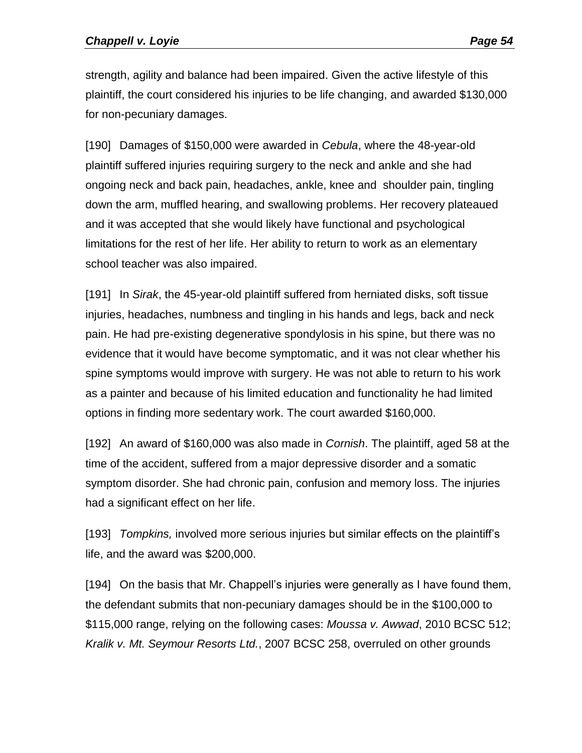strength, agility and balance had been impaired. Given the active lifestyle of this plaintiff, the court considered his injuries to be life changing, and awarded $130,000 for non-pecuniary damages.

[190] Damages of $150,000 were awarded in *Cebula*, where the 48-year-old plaintiff suffered injuries requiring surgery to the neck and ankle and she had ongoing neck and back pain, headaches, ankle, knee and shoulder pain, tingling down the arm, muffled hearing, and swallowing problems. Her recovery plateaued and it was accepted that she would likely have functional and psychological limitations for the rest of her life. Her ability to return to work as an elementary school teacher was also impaired.

[191] In *Sirak*, the 45-year-old plaintiff suffered from herniated disks, soft tissue injuries, headaches, numbness and tingling in his hands and legs, back and neck pain. He had pre-existing degenerative spondylosis in his spine, but there was no evidence that it would have become symptomatic, and it was not clear whether his spine symptoms would improve with surgery. He was not able to return to his work as a painter and because of his limited education and functionality he had limited options in finding more sedentary work. The court awarded $160,000.

[192] An award of $160,000 was also made in *Cornish*. The plaintiff, aged 58 at the time of the accident, suffered from a major depressive disorder and a somatic symptom disorder. She had chronic pain, confusion and memory loss. The injuries had a significant effect on her life.

[193] *Tompkins,* involved more serious injuries but similar effects on the plaintiff's life, and the award was $200,000.

[194] On the basis that Mr. Chappell's injuries were generally as I have found them, the defendant submits that non-pecuniary damages should be in the $100,000 to $115,000 range, relying on the following cases: *Moussa v. Awwad*, 2010 BCSC 512; *Kralik v. Mt. Seymour Resorts Ltd.*, 2007 BCSC 258, overruled on other grounds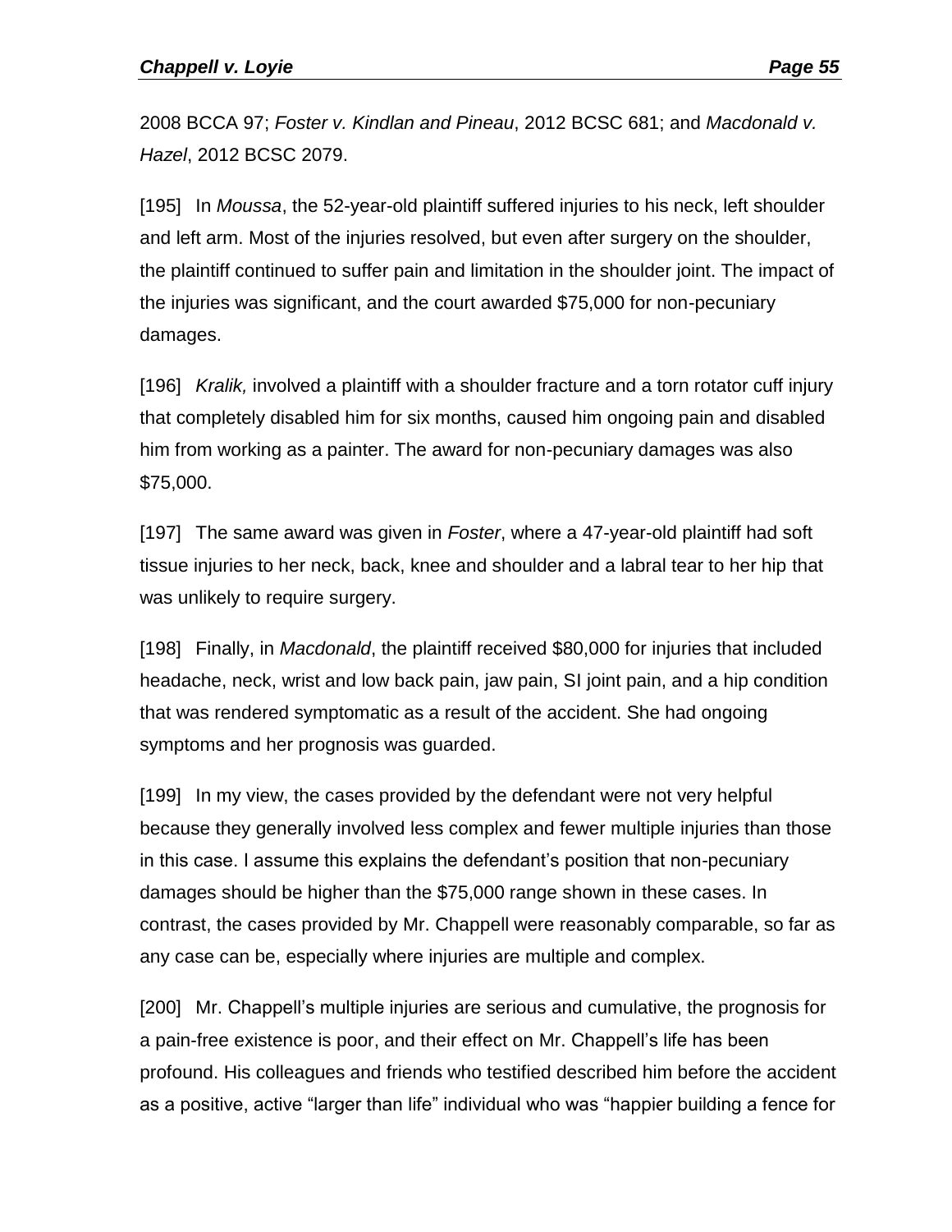2008 BCCA 97; *Foster v. Kindlan and Pineau*, 2012 BCSC 681; and *Macdonald v. Hazel*, 2012 BCSC 2079.

[195] In *Moussa*, the 52-year-old plaintiff suffered injuries to his neck, left shoulder and left arm. Most of the injuries resolved, but even after surgery on the shoulder, the plaintiff continued to suffer pain and limitation in the shoulder joint. The impact of the injuries was significant, and the court awarded $75,000 for non-pecuniary damages.

[196] *Kralik,* involved a plaintiff with a shoulder fracture and a torn rotator cuff injury that completely disabled him for six months, caused him ongoing pain and disabled him from working as a painter. The award for non-pecuniary damages was also $75,000.

[197] The same award was given in *Foster*, where a 47-year-old plaintiff had soft tissue injuries to her neck, back, knee and shoulder and a labral tear to her hip that was unlikely to require surgery.

[198] Finally, in *Macdonald*, the plaintiff received $80,000 for injuries that included headache, neck, wrist and low back pain, jaw pain, SI joint pain, and a hip condition that was rendered symptomatic as a result of the accident. She had ongoing symptoms and her prognosis was guarded.

[199] In my view, the cases provided by the defendant were not very helpful because they generally involved less complex and fewer multiple injuries than those in this case. I assume this explains the defendant's position that non-pecuniary damages should be higher than the $75,000 range shown in these cases. In contrast, the cases provided by Mr. Chappell were reasonably comparable, so far as any case can be, especially where injuries are multiple and complex.

[200] Mr. Chappell's multiple injuries are serious and cumulative, the prognosis for a pain-free existence is poor, and their effect on Mr. Chappell's life has been profound. His colleagues and friends who testified described him before the accident as a positive, active "larger than life" individual who was "happier building a fence for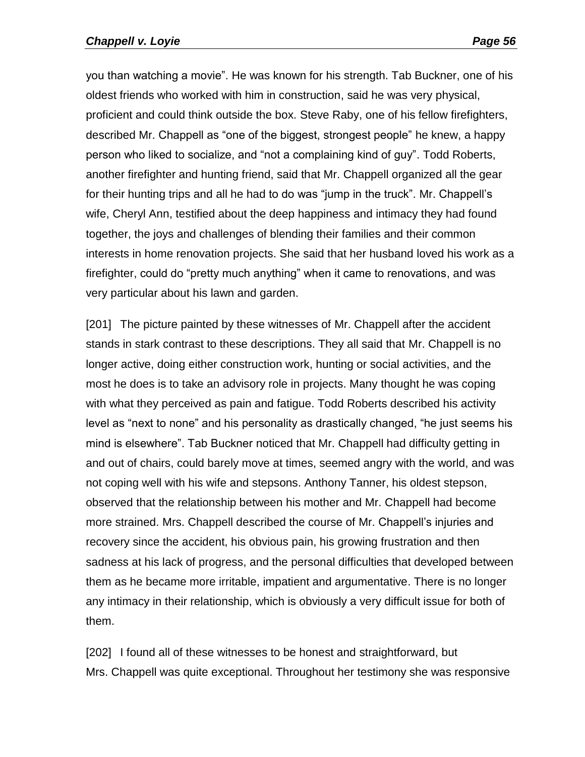you than watching a movie". He was known for his strength. Tab Buckner, one of his oldest friends who worked with him in construction, said he was very physical, proficient and could think outside the box. Steve Raby, one of his fellow firefighters, described Mr. Chappell as "one of the biggest, strongest people" he knew, a happy person who liked to socialize, and "not a complaining kind of guy". Todd Roberts, another firefighter and hunting friend, said that Mr. Chappell organized all the gear for their hunting trips and all he had to do was "jump in the truck". Mr. Chappell's wife, Cheryl Ann, testified about the deep happiness and intimacy they had found together, the joys and challenges of blending their families and their common interests in home renovation projects. She said that her husband loved his work as a firefighter, could do "pretty much anything" when it came to renovations, and was very particular about his lawn and garden.

[201] The picture painted by these witnesses of Mr. Chappell after the accident stands in stark contrast to these descriptions. They all said that Mr. Chappell is no longer active, doing either construction work, hunting or social activities, and the most he does is to take an advisory role in projects. Many thought he was coping with what they perceived as pain and fatigue. Todd Roberts described his activity level as "next to none" and his personality as drastically changed, "he just seems his mind is elsewhere". Tab Buckner noticed that Mr. Chappell had difficulty getting in and out of chairs, could barely move at times, seemed angry with the world, and was not coping well with his wife and stepsons. Anthony Tanner, his oldest stepson, observed that the relationship between his mother and Mr. Chappell had become more strained. Mrs. Chappell described the course of Mr. Chappell's injuries and recovery since the accident, his obvious pain, his growing frustration and then sadness at his lack of progress, and the personal difficulties that developed between them as he became more irritable, impatient and argumentative. There is no longer any intimacy in their relationship, which is obviously a very difficult issue for both of them.

[202] I found all of these witnesses to be honest and straightforward, but Mrs. Chappell was quite exceptional. Throughout her testimony she was responsive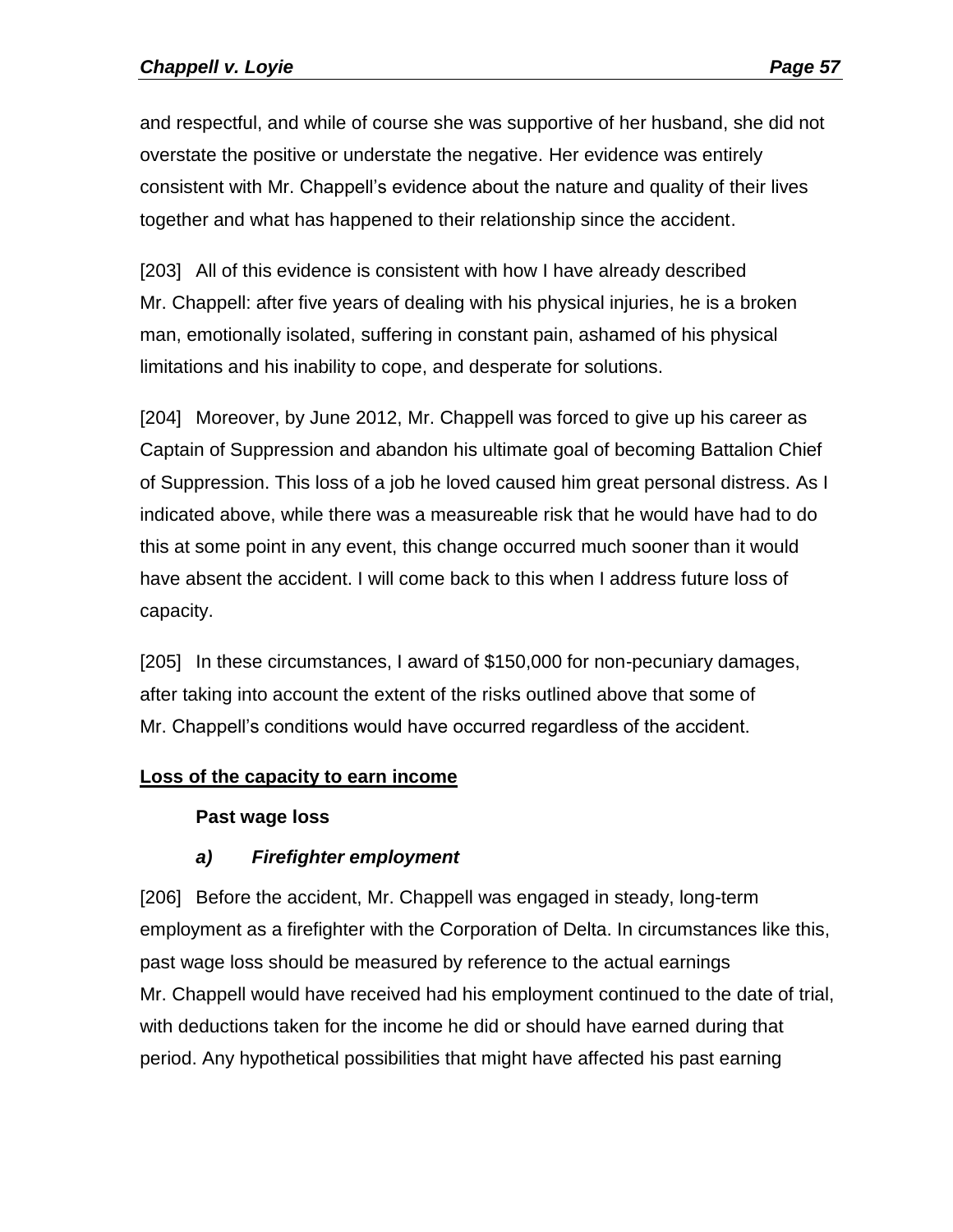and respectful, and while of course she was supportive of her husband, she did not overstate the positive or understate the negative. Her evidence was entirely consistent with Mr. Chappell's evidence about the nature and quality of their lives together and what has happened to their relationship since the accident.

[203] All of this evidence is consistent with how I have already described Mr. Chappell: after five years of dealing with his physical injuries, he is a broken man, emotionally isolated, suffering in constant pain, ashamed of his physical limitations and his inability to cope, and desperate for solutions.

[204] Moreover, by June 2012, Mr. Chappell was forced to give up his career as Captain of Suppression and abandon his ultimate goal of becoming Battalion Chief of Suppression. This loss of a job he loved caused him great personal distress. As I indicated above, while there was a measureable risk that he would have had to do this at some point in any event, this change occurred much sooner than it would have absent the accident. I will come back to this when I address future loss of capacity.

[205] In these circumstances, I award of $150,000 for non-pecuniary damages, after taking into account the extent of the risks outlined above that some of Mr. Chappell's conditions would have occurred regardless of the accident.

## Loss of the capacity to earn income

### Past wage loss

#### *a) Firefighter employment*

[206] Before the accident, Mr. Chappell was engaged in steady, long-term employment as a firefighter with the Corporation of Delta. In circumstances like this, past wage loss should be measured by reference to the actual earnings Mr. Chappell would have received had his employment continued to the date of trial, with deductions taken for the income he did or should have earned during that period. Any hypothetical possibilities that might have affected his past earning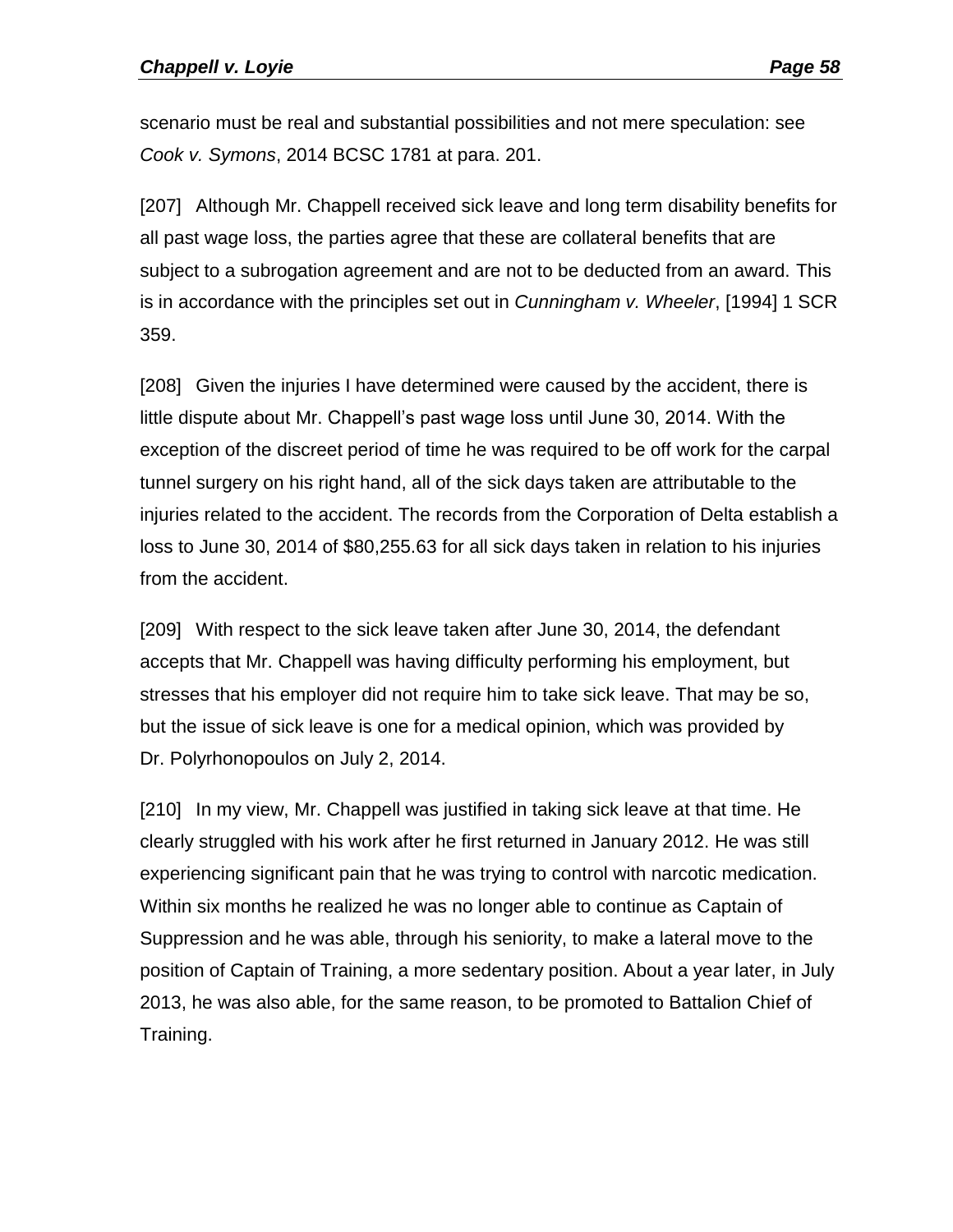scenario must be real and substantial possibilities and not mere speculation: see *Cook v. Symons*, 2014 BCSC 1781 at para. 201.

[207] Although Mr. Chappell received sick leave and long term disability benefits for all past wage loss, the parties agree that these are collateral benefits that are subject to a subrogation agreement and are not to be deducted from an award. This is in accordance with the principles set out in *Cunningham v. Wheeler*, [1994] 1 SCR 359.

[208] Given the injuries I have determined were caused by the accident, there is little dispute about Mr. Chappell's past wage loss until June 30, 2014. With the exception of the discreet period of time he was required to be off work for the carpal tunnel surgery on his right hand, all of the sick days taken are attributable to the injuries related to the accident. The records from the Corporation of Delta establish a loss to June 30, 2014 of $80,255.63 for all sick days taken in relation to his injuries from the accident.

[209] With respect to the sick leave taken after June 30, 2014, the defendant accepts that Mr. Chappell was having difficulty performing his employment, but stresses that his employer did not require him to take sick leave. That may be so, but the issue of sick leave is one for a medical opinion, which was provided by Dr. Polyrhonopoulos on July 2, 2014.

[210] In my view, Mr. Chappell was justified in taking sick leave at that time. He clearly struggled with his work after he first returned in January 2012. He was still experiencing significant pain that he was trying to control with narcotic medication. Within six months he realized he was no longer able to continue as Captain of Suppression and he was able, through his seniority, to make a lateral move to the position of Captain of Training, a more sedentary position. About a year later, in July 2013, he was also able, for the same reason, to be promoted to Battalion Chief of Training.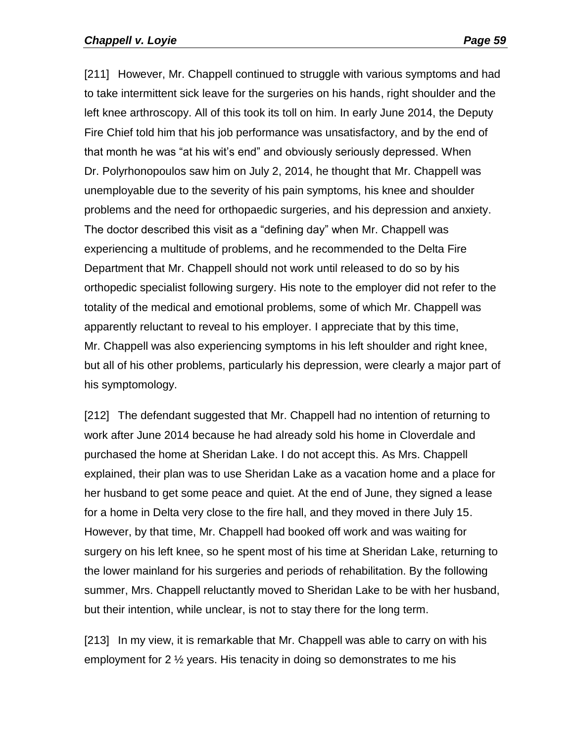[211] However, Mr. Chappell continued to struggle with various symptoms and had to take intermittent sick leave for the surgeries on his hands, right shoulder and the left knee arthroscopy. All of this took its toll on him. In early June 2014, the Deputy Fire Chief told him that his job performance was unsatisfactory, and by the end of that month he was "at his wit's end" and obviously seriously depressed. When Dr. Polyrhonopoulos saw him on July 2, 2014, he thought that Mr. Chappell was unemployable due to the severity of his pain symptoms, his knee and shoulder problems and the need for orthopaedic surgeries, and his depression and anxiety. The doctor described this visit as a "defining day" when Mr. Chappell was experiencing a multitude of problems, and he recommended to the Delta Fire Department that Mr. Chappell should not work until released to do so by his orthopedic specialist following surgery. His note to the employer did not refer to the totality of the medical and emotional problems, some of which Mr. Chappell was apparently reluctant to reveal to his employer. I appreciate that by this time, Mr. Chappell was also experiencing symptoms in his left shoulder and right knee, but all of his other problems, particularly his depression, were clearly a major part of his symptomology.

[212] The defendant suggested that Mr. Chappell had no intention of returning to work after June 2014 because he had already sold his home in Cloverdale and purchased the home at Sheridan Lake. I do not accept this. As Mrs. Chappell explained, their plan was to use Sheridan Lake as a vacation home and a place for her husband to get some peace and quiet. At the end of June, they signed a lease for a home in Delta very close to the fire hall, and they moved in there July 15. However, by that time, Mr. Chappell had booked off work and was waiting for surgery on his left knee, so he spent most of his time at Sheridan Lake, returning to the lower mainland for his surgeries and periods of rehabilitation. By the following summer, Mrs. Chappell reluctantly moved to Sheridan Lake to be with her husband, but their intention, while unclear, is not to stay there for the long term.

[213] In my view, it is remarkable that Mr. Chappell was able to carry on with his employment for 2 ½ years. His tenacity in doing so demonstrates to me his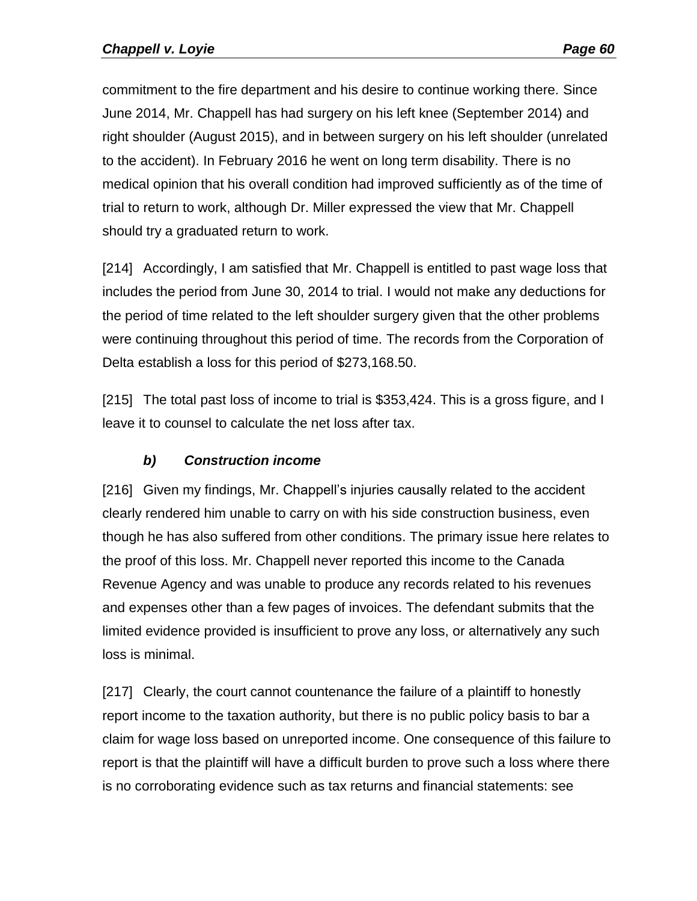commitment to the fire department and his desire to continue working there. Since June 2014, Mr. Chappell has had surgery on his left knee (September 2014) and right shoulder (August 2015), and in between surgery on his left shoulder (unrelated to the accident). In February 2016 he went on long term disability. There is no medical opinion that his overall condition had improved sufficiently as of the time of trial to return to work, although Dr. Miller expressed the view that Mr. Chappell should try a graduated return to work.

[214] Accordingly, I am satisfied that Mr. Chappell is entitled to past wage loss that includes the period from June 30, 2014 to trial. I would not make any deductions for the period of time related to the left shoulder surgery given that the other problems were continuing throughout this period of time. The records from the Corporation of Delta establish a loss for this period of $273,168.50.

[215] The total past loss of income to trial is $353,424. This is a gross figure, and I leave it to counsel to calculate the net loss after tax.

#### ***b) Construction income***

[216] Given my findings, Mr. Chappell's injuries causally related to the accident clearly rendered him unable to carry on with his side construction business, even though he has also suffered from other conditions. The primary issue here relates to the proof of this loss. Mr. Chappell never reported this income to the Canada Revenue Agency and was unable to produce any records related to his revenues and expenses other than a few pages of invoices. The defendant submits that the limited evidence provided is insufficient to prove any loss, or alternatively any such loss is minimal.

[217] Clearly, the court cannot countenance the failure of a plaintiff to honestly report income to the taxation authority, but there is no public policy basis to bar a claim for wage loss based on unreported income. One consequence of this failure to report is that the plaintiff will have a difficult burden to prove such a loss where there is no corroborating evidence such as tax returns and financial statements: see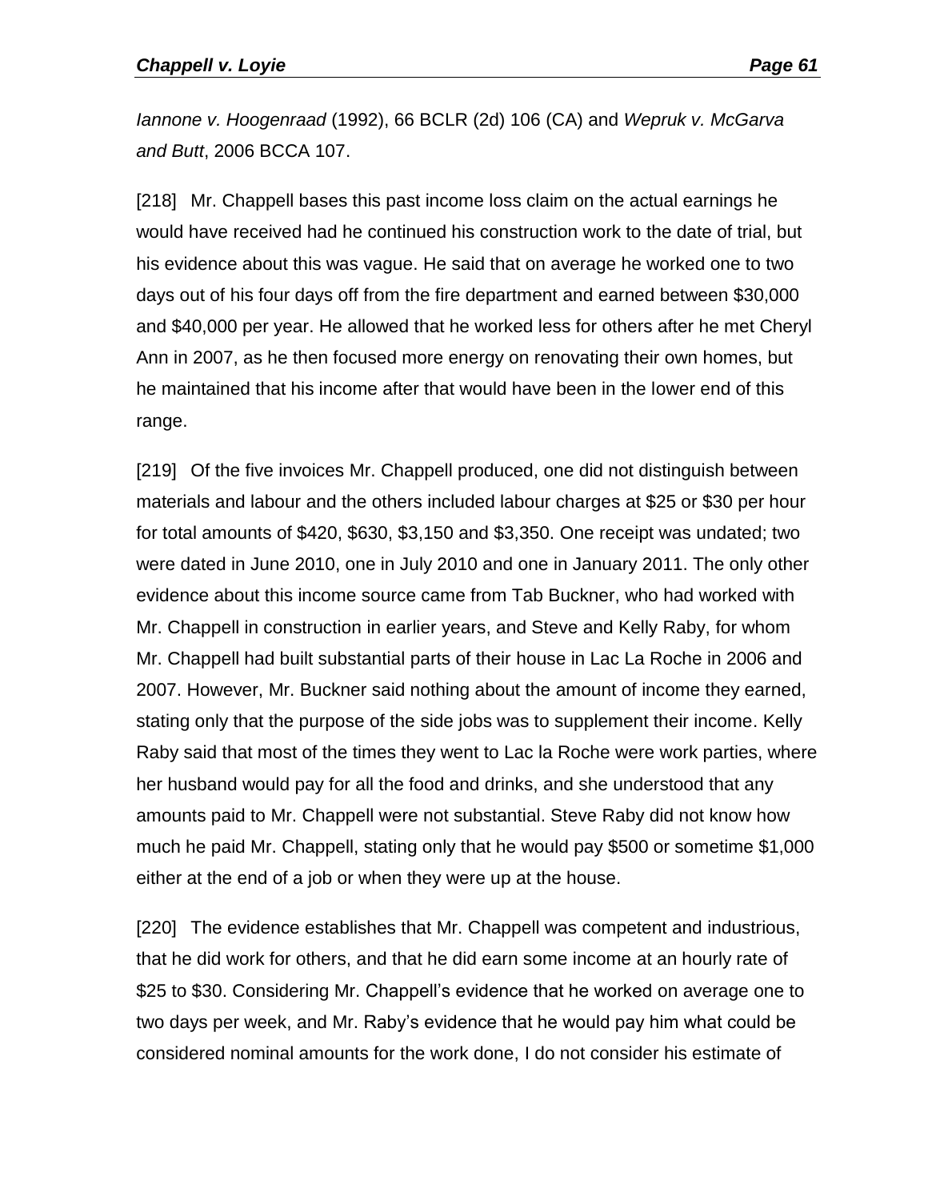*Iannone v. Hoogenraad* (1992), 66 BCLR (2d) 106 (CA) and *Wepruk v. McGarva and Butt*, 2006 BCCA 107.

[218] Mr. Chappell bases this past income loss claim on the actual earnings he would have received had he continued his construction work to the date of trial, but his evidence about this was vague. He said that on average he worked one to two days out of his four days off from the fire department and earned between $30,000 and $40,000 per year. He allowed that he worked less for others after he met Cheryl Ann in 2007, as he then focused more energy on renovating their own homes, but he maintained that his income after that would have been in the lower end of this range.

[219] Of the five invoices Mr. Chappell produced, one did not distinguish between materials and labour and the others included labour charges at $25 or $30 per hour for total amounts of $420, $630, $3,150 and $3,350. One receipt was undated; two were dated in June 2010, one in July 2010 and one in January 2011. The only other evidence about this income source came from Tab Buckner, who had worked with Mr. Chappell in construction in earlier years, and Steve and Kelly Raby, for whom Mr. Chappell had built substantial parts of their house in Lac La Roche in 2006 and 2007. However, Mr. Buckner said nothing about the amount of income they earned, stating only that the purpose of the side jobs was to supplement their income. Kelly Raby said that most of the times they went to Lac la Roche were work parties, where her husband would pay for all the food and drinks, and she understood that any amounts paid to Mr. Chappell were not substantial. Steve Raby did not know how much he paid Mr. Chappell, stating only that he would pay $500 or sometime $1,000 either at the end of a job or when they were up at the house.

[220] The evidence establishes that Mr. Chappell was competent and industrious, that he did work for others, and that he did earn some income at an hourly rate of $25 to $30. Considering Mr. Chappell's evidence that he worked on average one to two days per week, and Mr. Raby's evidence that he would pay him what could be considered nominal amounts for the work done, I do not consider his estimate of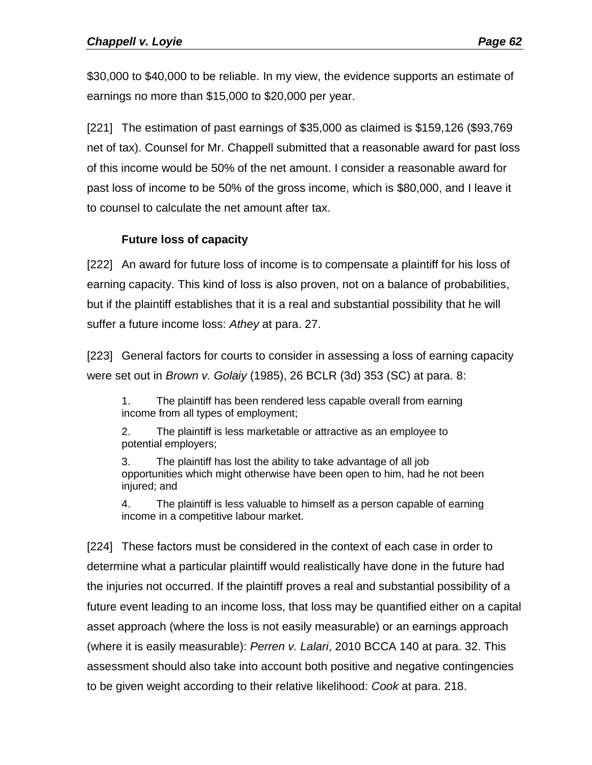$30,000 to $40,000 to be reliable. In my view, the evidence supports an estimate of earnings no more than $15,000 to $20,000 per year.

[221] The estimation of past earnings of $35,000 as claimed is $159,126 ($93,769 net of tax). Counsel for Mr. Chappell submitted that a reasonable award for past loss of this income would be 50% of the net amount. I consider a reasonable award for past loss of income to be 50% of the gross income, which is $80,000, and I leave it to counsel to calculate the net amount after tax.

### Future loss of capacity

[222] An award for future loss of income is to compensate a plaintiff for his loss of earning capacity. This kind of loss is also proven, not on a balance of probabilities, but if the plaintiff establishes that it is a real and substantial possibility that he will suffer a future income loss: *Athey* at para. 27.

[223] General factors for courts to consider in assessing a loss of earning capacity were set out in *Brown v. Golaiy* (1985), 26 BCLR (3d) 353 (SC) at para. 8:

> 1. The plaintiff has been rendered less capable overall from earning income from all types of employment;
>
> 2. The plaintiff is less marketable or attractive as an employee to potential employers;
>
> 3. The plaintiff has lost the ability to take advantage of all job opportunities which might otherwise have been open to him, had he not been injured; and
>
> 4. The plaintiff is less valuable to himself as a person capable of earning income in a competitive labour market.

[224] These factors must be considered in the context of each case in order to determine what a particular plaintiff would realistically have done in the future had the injuries not occurred. If the plaintiff proves a real and substantial possibility of a future event leading to an income loss, that loss may be quantified either on a capital asset approach (where the loss is not easily measurable) or an earnings approach (where it is easily measurable): *Perren v. Lalari*, 2010 BCCA 140 at para. 32. This assessment should also take into account both positive and negative contingencies to be given weight according to their relative likelihood: *Cook* at para. 218.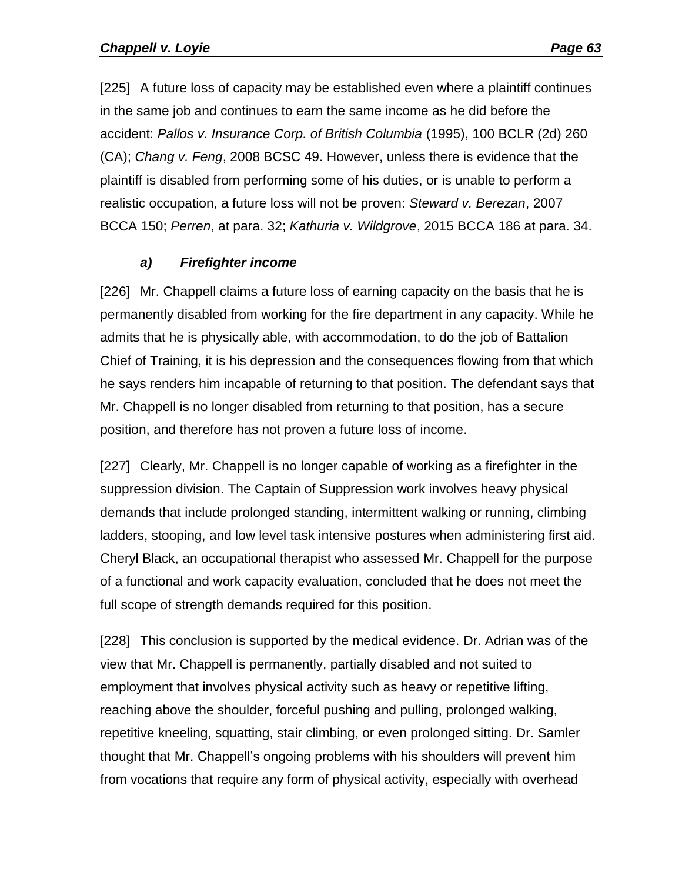[225] A future loss of capacity may be established even where a plaintiff continues in the same job and continues to earn the same income as he did before the accident: *Pallos v. Insurance Corp. of British Columbia* (1995), 100 BCLR (2d) 260 (CA); *Chang v. Feng*, 2008 BCSC 49. However, unless there is evidence that the plaintiff is disabled from performing some of his duties, or is unable to perform a realistic occupation, a future loss will not be proven: *Steward v. Berezan*, 2007 BCCA 150; *Perren*, at para. 32; *Kathuria v. Wildgrove*, 2015 BCCA 186 at para. 34.

### *a) Firefighter income*

[226] Mr. Chappell claims a future loss of earning capacity on the basis that he is permanently disabled from working for the fire department in any capacity. While he admits that he is physically able, with accommodation, to do the job of Battalion Chief of Training, it is his depression and the consequences flowing from that which he says renders him incapable of returning to that position. The defendant says that Mr. Chappell is no longer disabled from returning to that position, has a secure position, and therefore has not proven a future loss of income.

[227] Clearly, Mr. Chappell is no longer capable of working as a firefighter in the suppression division. The Captain of Suppression work involves heavy physical demands that include prolonged standing, intermittent walking or running, climbing ladders, stooping, and low level task intensive postures when administering first aid. Cheryl Black, an occupational therapist who assessed Mr. Chappell for the purpose of a functional and work capacity evaluation, concluded that he does not meet the full scope of strength demands required for this position.

[228] This conclusion is supported by the medical evidence. Dr. Adrian was of the view that Mr. Chappell is permanently, partially disabled and not suited to employment that involves physical activity such as heavy or repetitive lifting, reaching above the shoulder, forceful pushing and pulling, prolonged walking, repetitive kneeling, squatting, stair climbing, or even prolonged sitting. Dr. Samler thought that Mr. Chappell's ongoing problems with his shoulders will prevent him from vocations that require any form of physical activity, especially with overhead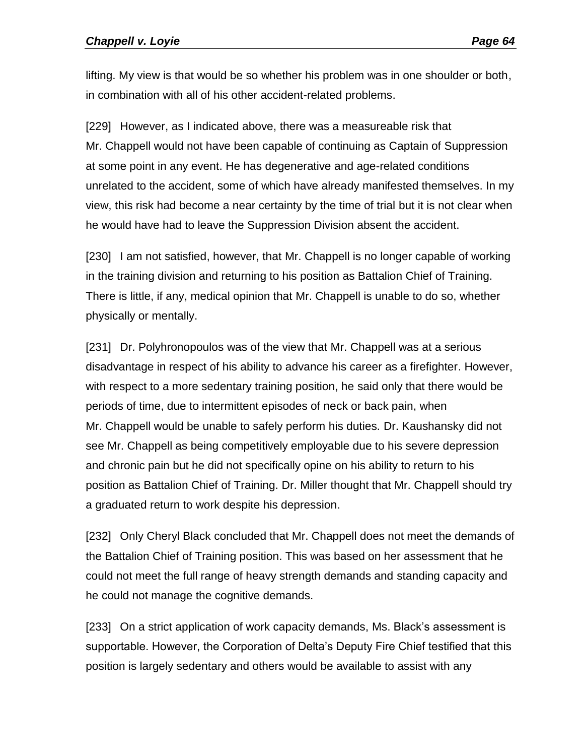lifting. My view is that would be so whether his problem was in one shoulder or both, in combination with all of his other accident-related problems.

[229] However, as I indicated above, there was a measureable risk that Mr. Chappell would not have been capable of continuing as Captain of Suppression at some point in any event. He has degenerative and age-related conditions unrelated to the accident, some of which have already manifested themselves. In my view, this risk had become a near certainty by the time of trial but it is not clear when he would have had to leave the Suppression Division absent the accident.

[230] I am not satisfied, however, that Mr. Chappell is no longer capable of working in the training division and returning to his position as Battalion Chief of Training. There is little, if any, medical opinion that Mr. Chappell is unable to do so, whether physically or mentally.

[231] Dr. Polyhronopoulos was of the view that Mr. Chappell was at a serious disadvantage in respect of his ability to advance his career as a firefighter. However, with respect to a more sedentary training position, he said only that there would be periods of time, due to intermittent episodes of neck or back pain, when Mr. Chappell would be unable to safely perform his duties. Dr. Kaushansky did not see Mr. Chappell as being competitively employable due to his severe depression and chronic pain but he did not specifically opine on his ability to return to his position as Battalion Chief of Training. Dr. Miller thought that Mr. Chappell should try a graduated return to work despite his depression.

[232] Only Cheryl Black concluded that Mr. Chappell does not meet the demands of the Battalion Chief of Training position. This was based on her assessment that he could not meet the full range of heavy strength demands and standing capacity and he could not manage the cognitive demands.

[233] On a strict application of work capacity demands, Ms. Black's assessment is supportable. However, the Corporation of Delta's Deputy Fire Chief testified that this position is largely sedentary and others would be available to assist with any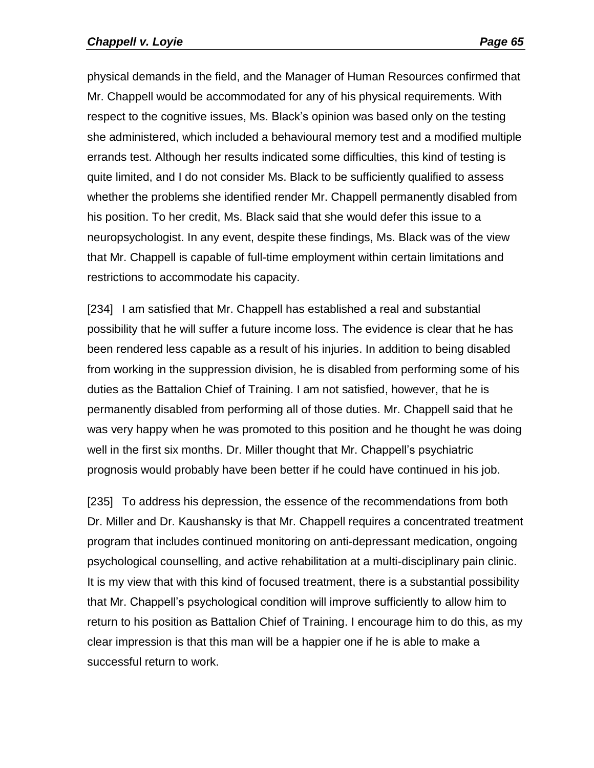physical demands in the field, and the Manager of Human Resources confirmed that Mr. Chappell would be accommodated for any of his physical requirements. With respect to the cognitive issues, Ms. Black's opinion was based only on the testing she administered, which included a behavioural memory test and a modified multiple errands test. Although her results indicated some difficulties, this kind of testing is quite limited, and I do not consider Ms. Black to be sufficiently qualified to assess whether the problems she identified render Mr. Chappell permanently disabled from his position. To her credit, Ms. Black said that she would defer this issue to a neuropsychologist. In any event, despite these findings, Ms. Black was of the view that Mr. Chappell is capable of full-time employment within certain limitations and restrictions to accommodate his capacity.

[234] I am satisfied that Mr. Chappell has established a real and substantial possibility that he will suffer a future income loss. The evidence is clear that he has been rendered less capable as a result of his injuries. In addition to being disabled from working in the suppression division, he is disabled from performing some of his duties as the Battalion Chief of Training. I am not satisfied, however, that he is permanently disabled from performing all of those duties. Mr. Chappell said that he was very happy when he was promoted to this position and he thought he was doing well in the first six months. Dr. Miller thought that Mr. Chappell's psychiatric prognosis would probably have been better if he could have continued in his job.

[235] To address his depression, the essence of the recommendations from both Dr. Miller and Dr. Kaushansky is that Mr. Chappell requires a concentrated treatment program that includes continued monitoring on anti-depressant medication, ongoing psychological counselling, and active rehabilitation at a multi-disciplinary pain clinic. It is my view that with this kind of focused treatment, there is a substantial possibility that Mr. Chappell's psychological condition will improve sufficiently to allow him to return to his position as Battalion Chief of Training. I encourage him to do this, as my clear impression is that this man will be a happier one if he is able to make a successful return to work.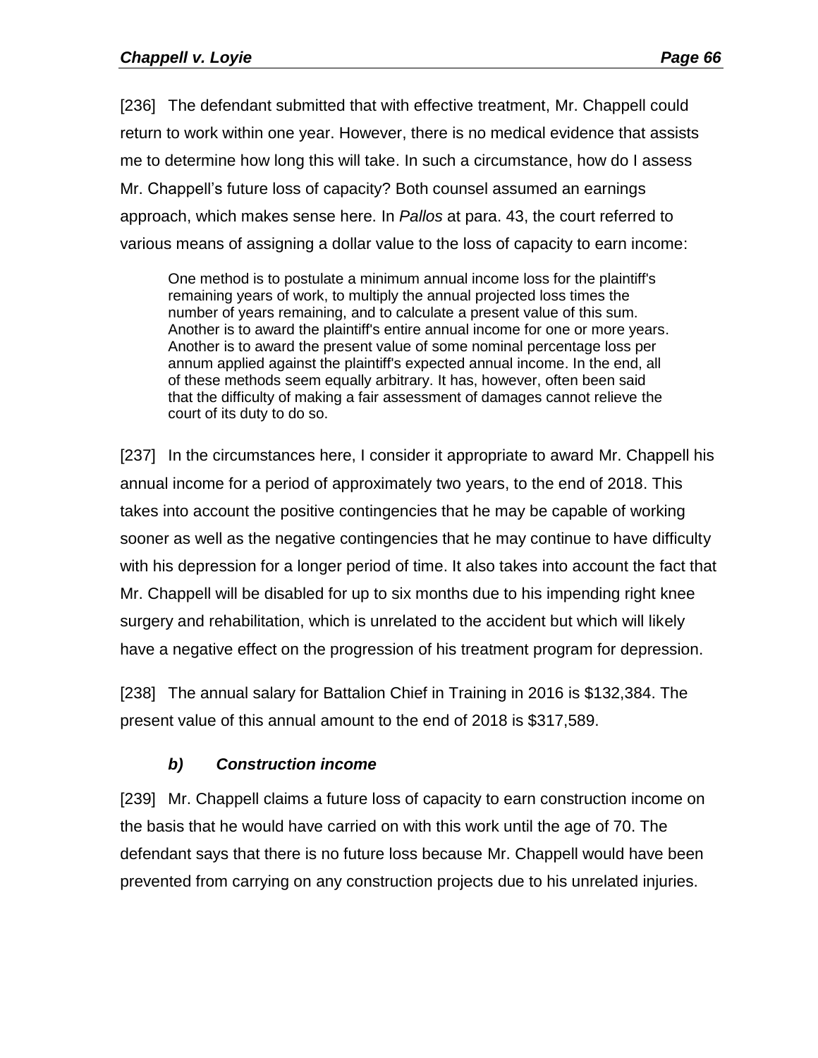[236] The defendant submitted that with effective treatment, Mr. Chappell could return to work within one year. However, there is no medical evidence that assists me to determine how long this will take. In such a circumstance, how do I assess Mr. Chappell's future loss of capacity? Both counsel assumed an earnings approach, which makes sense here. In *Pallos* at para. 43, the court referred to various means of assigning a dollar value to the loss of capacity to earn income:

> One method is to postulate a minimum annual income loss for the plaintiff's remaining years of work, to multiply the annual projected loss times the number of years remaining, and to calculate a present value of this sum. Another is to award the plaintiff's entire annual income for one or more years. Another is to award the present value of some nominal percentage loss per annum applied against the plaintiff's expected annual income. In the end, all of these methods seem equally arbitrary. It has, however, often been said that the difficulty of making a fair assessment of damages cannot relieve the court of its duty to do so.

[237] In the circumstances here, I consider it appropriate to award Mr. Chappell his annual income for a period of approximately two years, to the end of 2018. This takes into account the positive contingencies that he may be capable of working sooner as well as the negative contingencies that he may continue to have difficulty with his depression for a longer period of time. It also takes into account the fact that Mr. Chappell will be disabled for up to six months due to his impending right knee surgery and rehabilitation, which is unrelated to the accident but which will likely have a negative effect on the progression of his treatment program for depression.

[238] The annual salary for Battalion Chief in Training in 2016 is $132,384. The present value of this annual amount to the end of 2018 is $317,589.

### *b) Construction income*

[239] Mr. Chappell claims a future loss of capacity to earn construction income on the basis that he would have carried on with this work until the age of 70. The defendant says that there is no future loss because Mr. Chappell would have been prevented from carrying on any construction projects due to his unrelated injuries.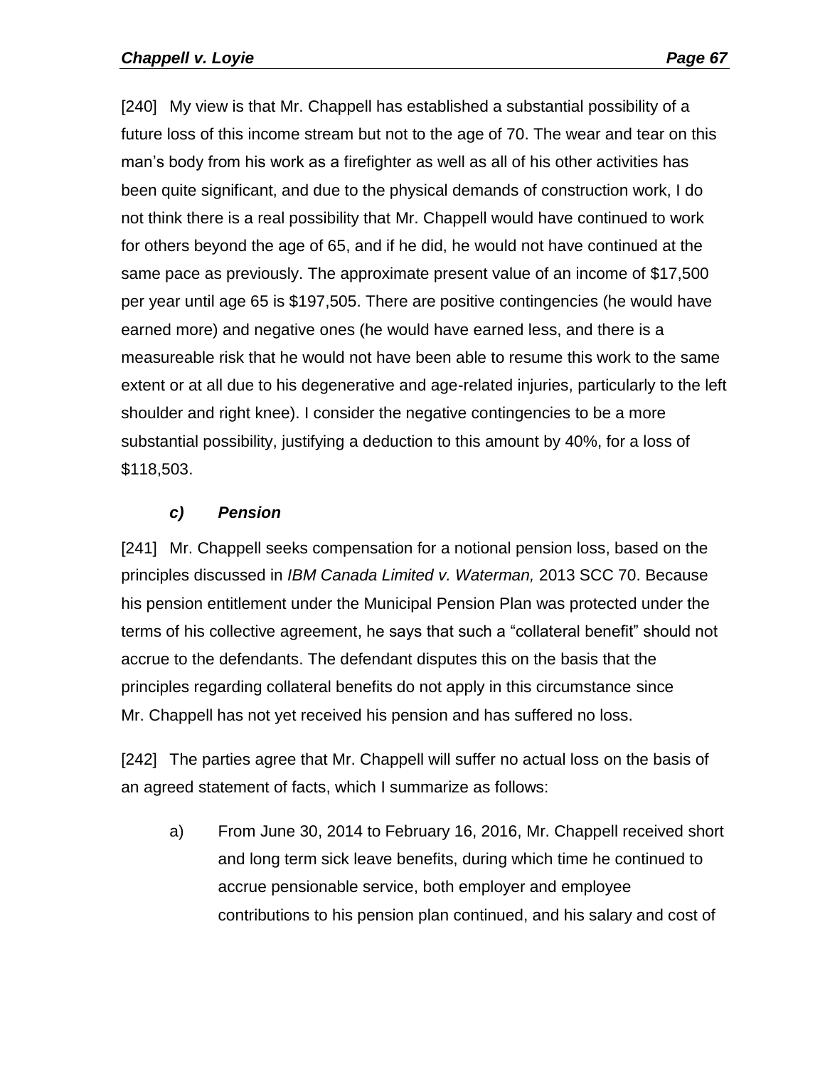[240] My view is that Mr. Chappell has established a substantial possibility of a future loss of this income stream but not to the age of 70. The wear and tear on this man's body from his work as a firefighter as well as all of his other activities has been quite significant, and due to the physical demands of construction work, I do not think there is a real possibility that Mr. Chappell would have continued to work for others beyond the age of 65, and if he did, he would not have continued at the same pace as previously. The approximate present value of an income of $17,500 per year until age 65 is $197,505. There are positive contingencies (he would have earned more) and negative ones (he would have earned less, and there is a measureable risk that he would not have been able to resume this work to the same extent or at all due to his degenerative and age-related injuries, particularly to the left shoulder and right knee). I consider the negative contingencies to be a more substantial possibility, justifying a deduction to this amount by 40%, for a loss of $118,503.

### *c) Pension*

[241] Mr. Chappell seeks compensation for a notional pension loss, based on the principles discussed in *IBM Canada Limited v. Waterman,* 2013 SCC 70. Because his pension entitlement under the Municipal Pension Plan was protected under the terms of his collective agreement, he says that such a "collateral benefit" should not accrue to the defendants. The defendant disputes this on the basis that the principles regarding collateral benefits do not apply in this circumstance since Mr. Chappell has not yet received his pension and has suffered no loss.

[242] The parties agree that Mr. Chappell will suffer no actual loss on the basis of an agreed statement of facts, which I summarize as follows:

a) From June 30, 2014 to February 16, 2016, Mr. Chappell received short and long term sick leave benefits, during which time he continued to accrue pensionable service, both employer and employee contributions to his pension plan continued, and his salary and cost of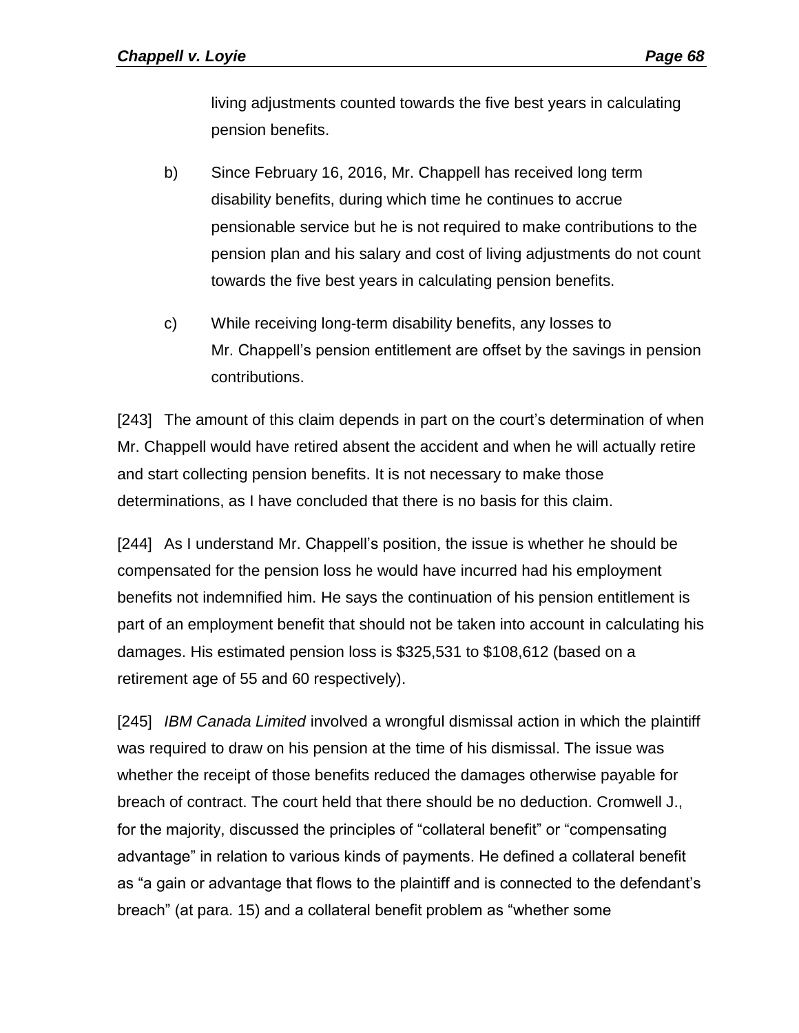living adjustments counted towards the five best years in calculating pension benefits.

b) Since February 16, 2016, Mr. Chappell has received long term disability benefits, during which time he continues to accrue pensionable service but he is not required to make contributions to the pension plan and his salary and cost of living adjustments do not count towards the five best years in calculating pension benefits.

c) While receiving long-term disability benefits, any losses to Mr. Chappell's pension entitlement are offset by the savings in pension contributions.

[243] The amount of this claim depends in part on the court's determination of when Mr. Chappell would have retired absent the accident and when he will actually retire and start collecting pension benefits. It is not necessary to make those determinations, as I have concluded that there is no basis for this claim.

[244] As I understand Mr. Chappell's position, the issue is whether he should be compensated for the pension loss he would have incurred had his employment benefits not indemnified him. He says the continuation of his pension entitlement is part of an employment benefit that should not be taken into account in calculating his damages. His estimated pension loss is $325,531 to $108,612 (based on a retirement age of 55 and 60 respectively).

[245] *IBM Canada Limited* involved a wrongful dismissal action in which the plaintiff was required to draw on his pension at the time of his dismissal. The issue was whether the receipt of those benefits reduced the damages otherwise payable for breach of contract. The court held that there should be no deduction. Cromwell J., for the majority, discussed the principles of "collateral benefit" or "compensating advantage" in relation to various kinds of payments. He defined a collateral benefit as "a gain or advantage that flows to the plaintiff and is connected to the defendant's breach" (at para. 15) and a collateral benefit problem as "whether some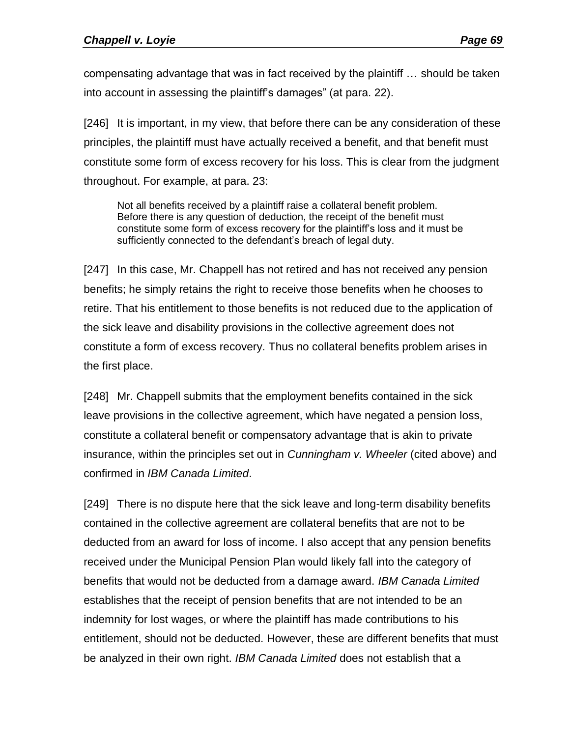compensating advantage that was in fact received by the plaintiff … should be taken into account in assessing the plaintiff's damages" (at para. 22).

[246] It is important, in my view, that before there can be any consideration of these principles, the plaintiff must have actually received a benefit, and that benefit must constitute some form of excess recovery for his loss. This is clear from the judgment throughout. For example, at para. 23:

> Not all benefits received by a plaintiff raise a collateral benefit problem. Before there is any question of deduction, the receipt of the benefit must constitute some form of excess recovery for the plaintiff's loss and it must be sufficiently connected to the defendant's breach of legal duty.

[247] In this case, Mr. Chappell has not retired and has not received any pension benefits; he simply retains the right to receive those benefits when he chooses to retire. That his entitlement to those benefits is not reduced due to the application of the sick leave and disability provisions in the collective agreement does not constitute a form of excess recovery. Thus no collateral benefits problem arises in the first place.

[248] Mr. Chappell submits that the employment benefits contained in the sick leave provisions in the collective agreement, which have negated a pension loss, constitute a collateral benefit or compensatory advantage that is akin to private insurance, within the principles set out in *Cunningham v. Wheeler* (cited above) and confirmed in *IBM Canada Limited*.

[249] There is no dispute here that the sick leave and long-term disability benefits contained in the collective agreement are collateral benefits that are not to be deducted from an award for loss of income. I also accept that any pension benefits received under the Municipal Pension Plan would likely fall into the category of benefits that would not be deducted from a damage award. *IBM Canada Limited* establishes that the receipt of pension benefits that are not intended to be an indemnity for lost wages, or where the plaintiff has made contributions to his entitlement, should not be deducted. However, these are different benefits that must be analyzed in their own right. *IBM Canada Limited* does not establish that a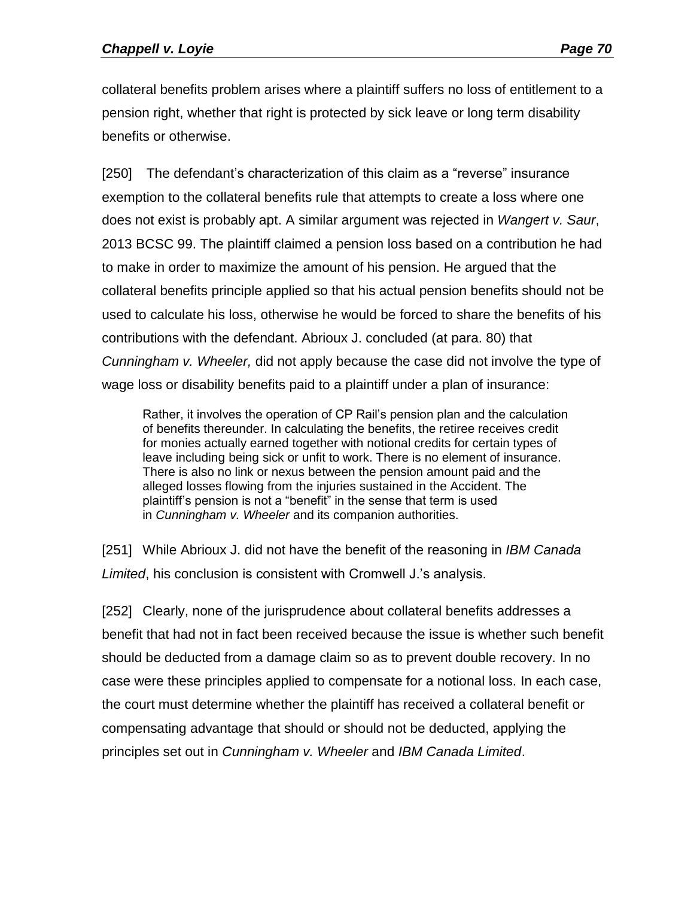collateral benefits problem arises where a plaintiff suffers no loss of entitlement to a pension right, whether that right is protected by sick leave or long term disability benefits or otherwise.

[250] The defendant's characterization of this claim as a "reverse" insurance exemption to the collateral benefits rule that attempts to create a loss where one does not exist is probably apt. A similar argument was rejected in *Wangert v. Saur*, 2013 BCSC 99. The plaintiff claimed a pension loss based on a contribution he had to make in order to maximize the amount of his pension. He argued that the collateral benefits principle applied so that his actual pension benefits should not be used to calculate his loss, otherwise he would be forced to share the benefits of his contributions with the defendant. Abrioux J. concluded (at para. 80) that *Cunningham v. Wheeler,* did not apply because the case did not involve the type of wage loss or disability benefits paid to a plaintiff under a plan of insurance:

> Rather, it involves the operation of CP Rail's pension plan and the calculation of benefits thereunder. In calculating the benefits, the retiree receives credit for monies actually earned together with notional credits for certain types of leave including being sick or unfit to work. There is no element of insurance. There is also no link or nexus between the pension amount paid and the alleged losses flowing from the injuries sustained in the Accident. The plaintiff's pension is not a "benefit" in the sense that term is used in *Cunningham v. Wheeler* and its companion authorities.

[251] While Abrioux J. did not have the benefit of the reasoning in *IBM Canada Limited*, his conclusion is consistent with Cromwell J.'s analysis.

[252] Clearly, none of the jurisprudence about collateral benefits addresses a benefit that had not in fact been received because the issue is whether such benefit should be deducted from a damage claim so as to prevent double recovery. In no case were these principles applied to compensate for a notional loss. In each case, the court must determine whether the plaintiff has received a collateral benefit or compensating advantage that should or should not be deducted, applying the principles set out in *Cunningham v. Wheeler* and *IBM Canada Limited*.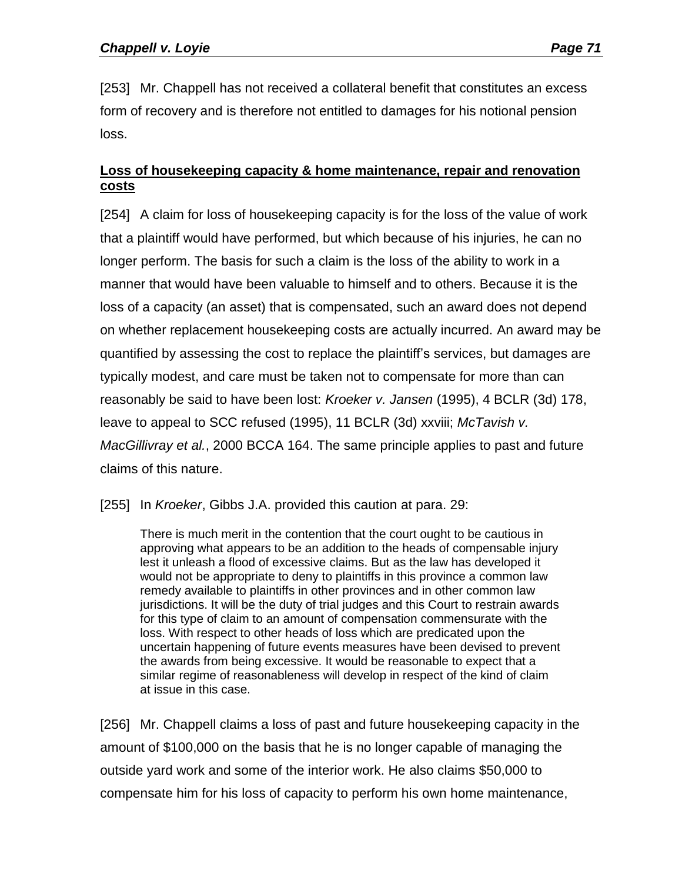[253] Mr. Chappell has not received a collateral benefit that constitutes an excess form of recovery and is therefore not entitled to damages for his notional pension loss.

**<u>Loss of housekeeping capacity & home maintenance, repair and renovation costs</u>**

[254] A claim for loss of housekeeping capacity is for the loss of the value of work that a plaintiff would have performed, but which because of his injuries, he can no longer perform. The basis for such a claim is the loss of the ability to work in a manner that would have been valuable to himself and to others. Because it is the loss of a capacity (an asset) that is compensated, such an award does not depend on whether replacement housekeeping costs are actually incurred. An award may be quantified by assessing the cost to replace the plaintiff's services, but damages are typically modest, and care must be taken not to compensate for more than can reasonably be said to have been lost: *Kroeker v. Jansen* (1995), 4 BCLR (3d) 178, leave to appeal to SCC refused (1995), 11 BCLR (3d) xxviii; *McTavish v. MacGillivray et al.*, 2000 BCCA 164. The same principle applies to past and future claims of this nature.

[255] In *Kroeker*, Gibbs J.A. provided this caution at para. 29:

> There is much merit in the contention that the court ought to be cautious in approving what appears to be an addition to the heads of compensable injury lest it unleash a flood of excessive claims. But as the law has developed it would not be appropriate to deny to plaintiffs in this province a common law remedy available to plaintiffs in other provinces and in other common law jurisdictions. It will be the duty of trial judges and this Court to restrain awards for this type of claim to an amount of compensation commensurate with the loss. With respect to other heads of loss which are predicated upon the uncertain happening of future events measures have been devised to prevent the awards from being excessive. It would be reasonable to expect that a similar regime of reasonableness will develop in respect of the kind of claim at issue in this case.

[256] Mr. Chappell claims a loss of past and future housekeeping capacity in the amount of $100,000 on the basis that he is no longer capable of managing the outside yard work and some of the interior work. He also claims $50,000 to compensate him for his loss of capacity to perform his own home maintenance,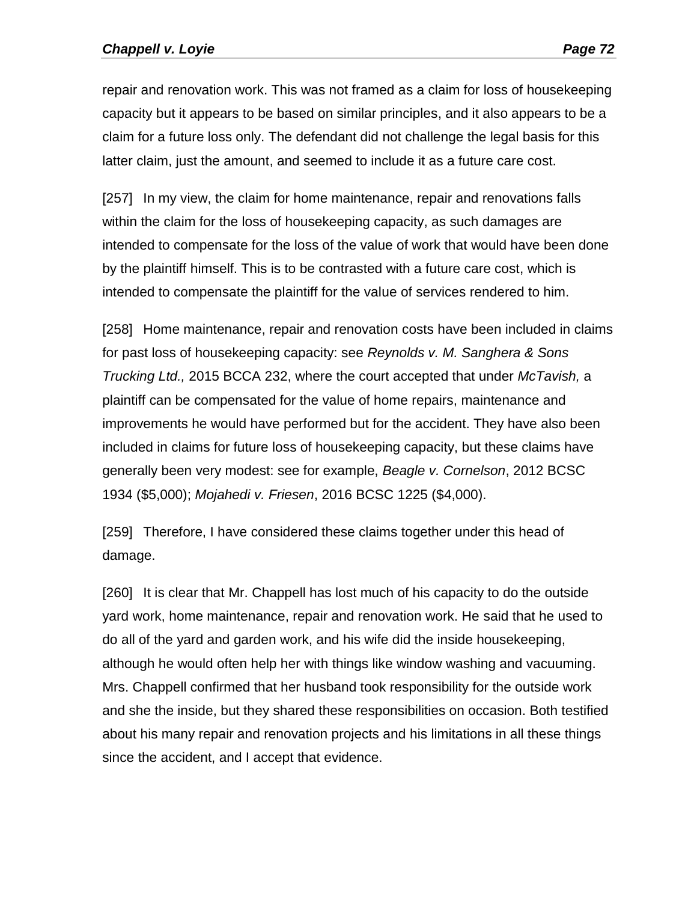repair and renovation work. This was not framed as a claim for loss of housekeeping capacity but it appears to be based on similar principles, and it also appears to be a claim for a future loss only. The defendant did not challenge the legal basis for this latter claim, just the amount, and seemed to include it as a future care cost.

[257] In my view, the claim for home maintenance, repair and renovations falls within the claim for the loss of housekeeping capacity, as such damages are intended to compensate for the loss of the value of work that would have been done by the plaintiff himself. This is to be contrasted with a future care cost, which is intended to compensate the plaintiff for the value of services rendered to him.

[258] Home maintenance, repair and renovation costs have been included in claims for past loss of housekeeping capacity: see *Reynolds v. M. Sanghera & Sons Trucking Ltd.,* 2015 BCCA 232, where the court accepted that under *McTavish,* a plaintiff can be compensated for the value of home repairs, maintenance and improvements he would have performed but for the accident. They have also been included in claims for future loss of housekeeping capacity, but these claims have generally been very modest: see for example, *Beagle v. Cornelson*, 2012 BCSC 1934 ($5,000); *Mojahedi v. Friesen*, 2016 BCSC 1225 ($4,000).

[259] Therefore, I have considered these claims together under this head of damage.

[260] It is clear that Mr. Chappell has lost much of his capacity to do the outside yard work, home maintenance, repair and renovation work. He said that he used to do all of the yard and garden work, and his wife did the inside housekeeping, although he would often help her with things like window washing and vacuuming. Mrs. Chappell confirmed that her husband took responsibility for the outside work and she the inside, but they shared these responsibilities on occasion. Both testified about his many repair and renovation projects and his limitations in all these things since the accident, and I accept that evidence.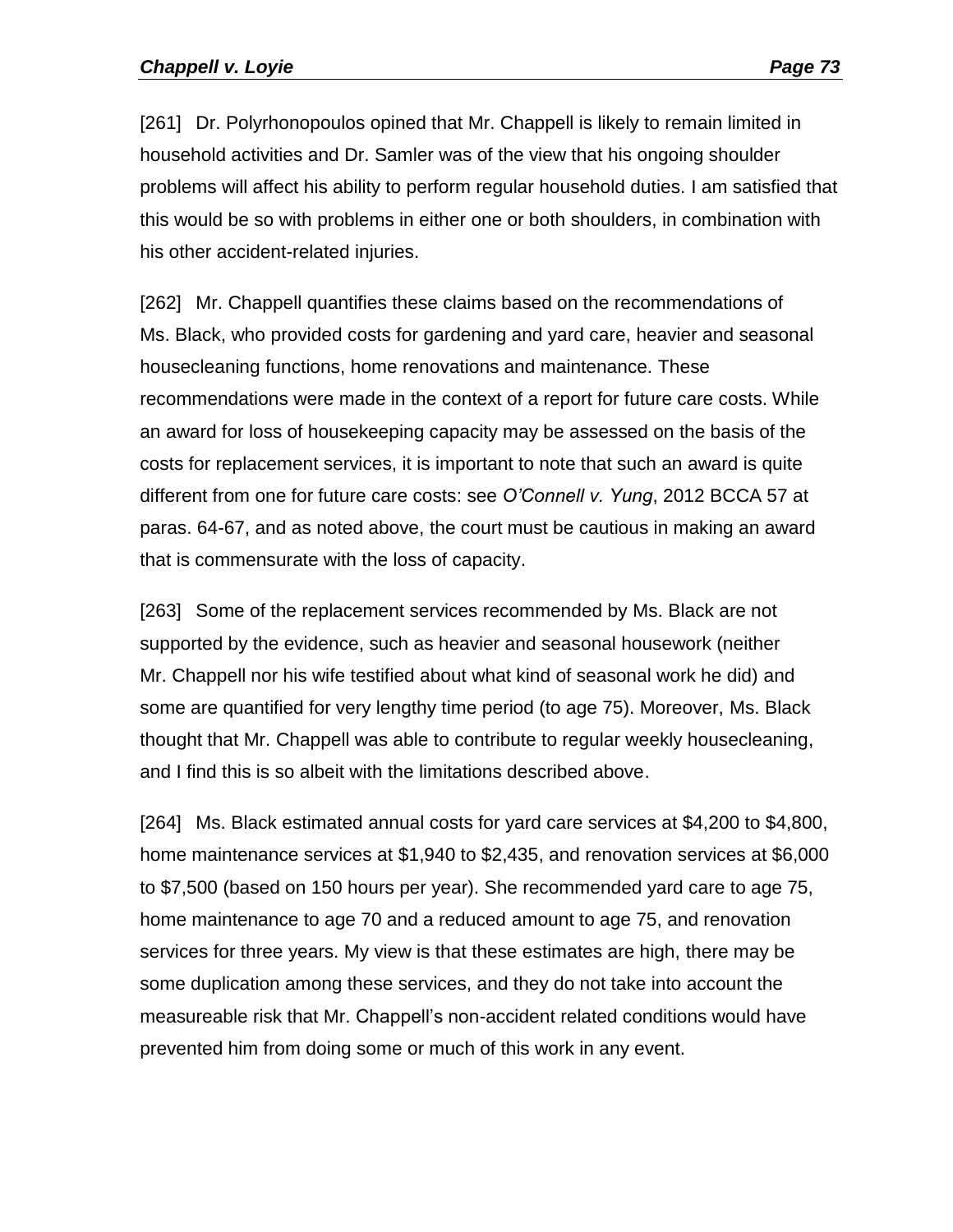[261] Dr. Polyrhonopoulos opined that Mr. Chappell is likely to remain limited in household activities and Dr. Samler was of the view that his ongoing shoulder problems will affect his ability to perform regular household duties. I am satisfied that this would be so with problems in either one or both shoulders, in combination with his other accident-related injuries.

[262] Mr. Chappell quantifies these claims based on the recommendations of Ms. Black, who provided costs for gardening and yard care, heavier and seasonal housecleaning functions, home renovations and maintenance. These recommendations were made in the context of a report for future care costs. While an award for loss of housekeeping capacity may be assessed on the basis of the costs for replacement services, it is important to note that such an award is quite different from one for future care costs: see *O'Connell v. Yung*, 2012 BCCA 57 at paras. 64-67, and as noted above, the court must be cautious in making an award that is commensurate with the loss of capacity.

[263] Some of the replacement services recommended by Ms. Black are not supported by the evidence, such as heavier and seasonal housework (neither Mr. Chappell nor his wife testified about what kind of seasonal work he did) and some are quantified for very lengthy time period (to age 75). Moreover, Ms. Black thought that Mr. Chappell was able to contribute to regular weekly housecleaning, and I find this is so albeit with the limitations described above.

[264] Ms. Black estimated annual costs for yard care services at $4,200 to $4,800, home maintenance services at $1,940 to $2,435, and renovation services at $6,000 to $7,500 (based on 150 hours per year). She recommended yard care to age 75, home maintenance to age 70 and a reduced amount to age 75, and renovation services for three years. My view is that these estimates are high, there may be some duplication among these services, and they do not take into account the measureable risk that Mr. Chappell's non-accident related conditions would have prevented him from doing some or much of this work in any event.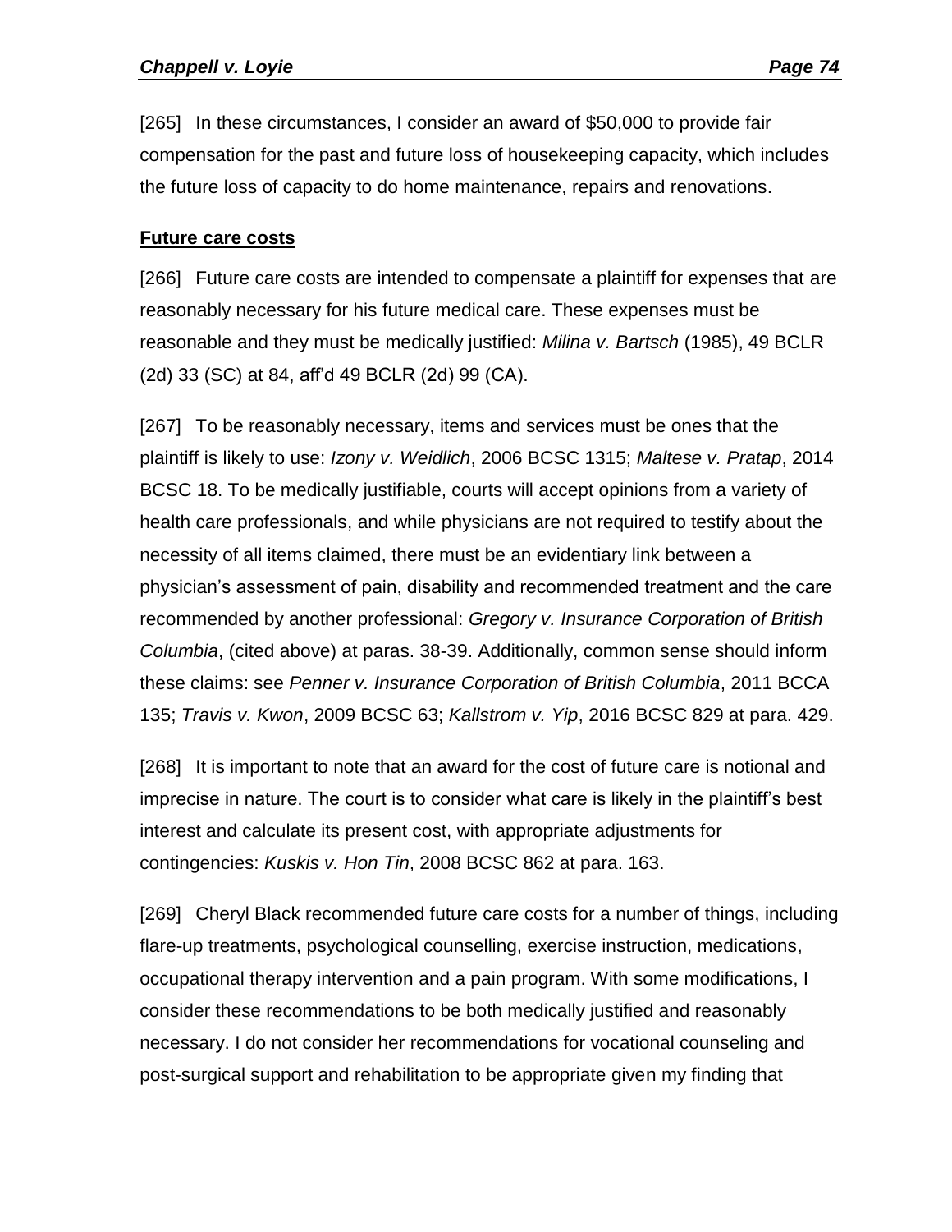[265] In these circumstances, I consider an award of $50,000 to provide fair compensation for the past and future loss of housekeeping capacity, which includes the future loss of capacity to do home maintenance, repairs and renovations.

**Future care costs**

[266] Future care costs are intended to compensate a plaintiff for expenses that are reasonably necessary for his future medical care. These expenses must be reasonable and they must be medically justified: *Milina v. Bartsch* (1985), 49 BCLR (2d) 33 (SC) at 84, aff'd 49 BCLR (2d) 99 (CA).

[267] To be reasonably necessary, items and services must be ones that the plaintiff is likely to use: *Izony v. Weidlich*, 2006 BCSC 1315; *Maltese v. Pratap*, 2014 BCSC 18. To be medically justifiable, courts will accept opinions from a variety of health care professionals, and while physicians are not required to testify about the necessity of all items claimed, there must be an evidentiary link between a physician's assessment of pain, disability and recommended treatment and the care recommended by another professional: *Gregory v. Insurance Corporation of British Columbia*, (cited above) at paras. 38-39. Additionally, common sense should inform these claims: see *Penner v. Insurance Corporation of British Columbia*, 2011 BCCA 135; *Travis v. Kwon*, 2009 BCSC 63; *Kallstrom v. Yip*, 2016 BCSC 829 at para. 429.

[268] It is important to note that an award for the cost of future care is notional and imprecise in nature. The court is to consider what care is likely in the plaintiff's best interest and calculate its present cost, with appropriate adjustments for contingencies: *Kuskis v. Hon Tin*, 2008 BCSC 862 at para. 163.

[269] Cheryl Black recommended future care costs for a number of things, including flare-up treatments, psychological counselling, exercise instruction, medications, occupational therapy intervention and a pain program. With some modifications, I consider these recommendations to be both medically justified and reasonably necessary. I do not consider her recommendations for vocational counseling and post-surgical support and rehabilitation to be appropriate given my finding that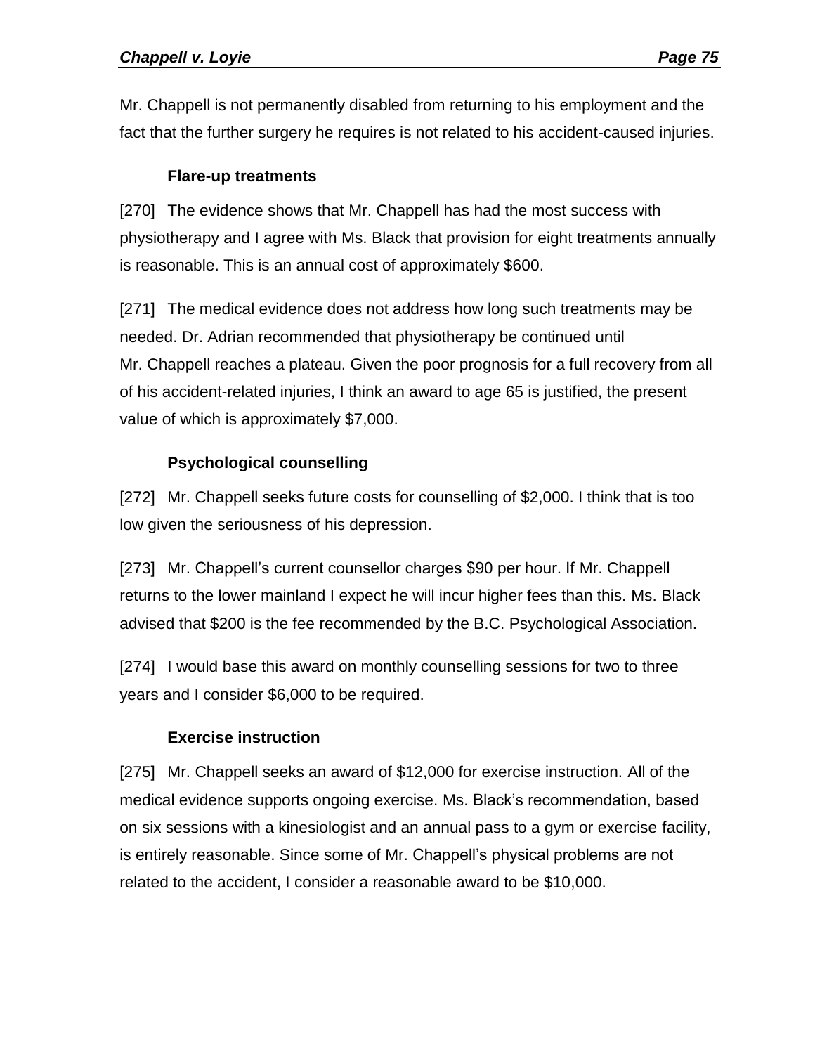Mr. Chappell is not permanently disabled from returning to his employment and the fact that the further surgery he requires is not related to his accident-caused injuries.

### Flare-up treatments

[270] The evidence shows that Mr. Chappell has had the most success with physiotherapy and I agree with Ms. Black that provision for eight treatments annually is reasonable. This is an annual cost of approximately $600.

[271] The medical evidence does not address how long such treatments may be needed. Dr. Adrian recommended that physiotherapy be continued until Mr. Chappell reaches a plateau. Given the poor prognosis for a full recovery from all of his accident-related injuries, I think an award to age 65 is justified, the present value of which is approximately $7,000.

### Psychological counselling

[272] Mr. Chappell seeks future costs for counselling of $2,000. I think that is too low given the seriousness of his depression.

[273] Mr. Chappell's current counsellor charges $90 per hour. If Mr. Chappell returns to the lower mainland I expect he will incur higher fees than this. Ms. Black advised that $200 is the fee recommended by the B.C. Psychological Association.

[274] I would base this award on monthly counselling sessions for two to three years and I consider $6,000 to be required.

### Exercise instruction

[275] Mr. Chappell seeks an award of $12,000 for exercise instruction. All of the medical evidence supports ongoing exercise. Ms. Black's recommendation, based on six sessions with a kinesiologist and an annual pass to a gym or exercise facility, is entirely reasonable. Since some of Mr. Chappell's physical problems are not related to the accident, I consider a reasonable award to be $10,000.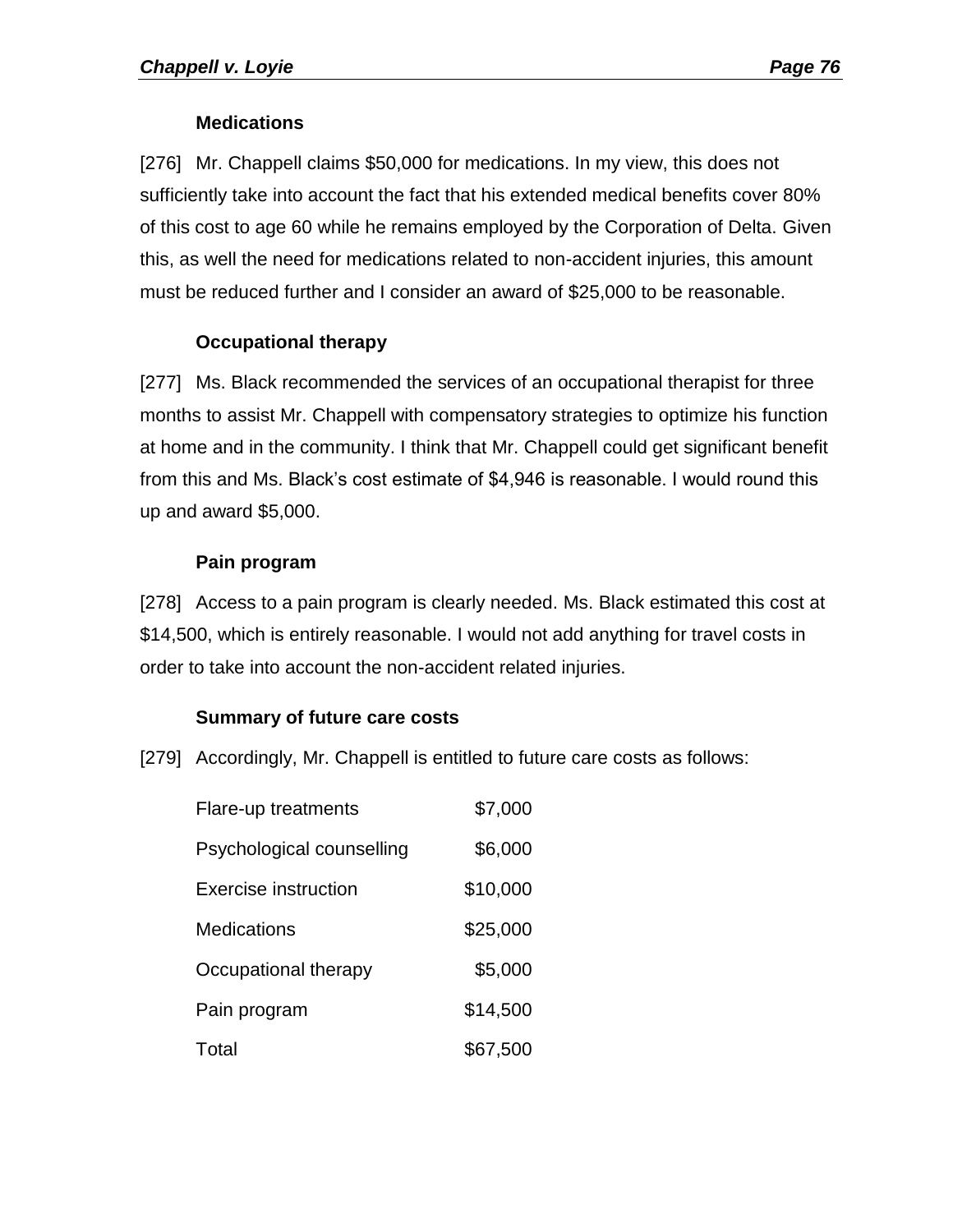#### Medications

[276] Mr. Chappell claims $50,000 for medications. In my view, this does not sufficiently take into account the fact that his extended medical benefits cover 80% of this cost to age 60 while he remains employed by the Corporation of Delta. Given this, as well the need for medications related to non-accident injuries, this amount must be reduced further and I consider an award of $25,000 to be reasonable.

#### Occupational therapy

[277] Ms. Black recommended the services of an occupational therapist for three months to assist Mr. Chappell with compensatory strategies to optimize his function at home and in the community. I think that Mr. Chappell could get significant benefit from this and Ms. Black's cost estimate of $4,946 is reasonable. I would round this up and award $5,000.

#### Pain program

[278] Access to a pain program is clearly needed. Ms. Black estimated this cost at $14,500, which is entirely reasonable. I would not add anything for travel costs in order to take into account the non-accident related injuries.

#### Summary of future care costs

[279] Accordingly, Mr. Chappell is entitled to future care costs as follows:

| | |
|---|---:|
| Flare-up treatments | $7,000 |
| Psychological counselling | $6,000 |
| Exercise instruction | $10,000 |
| Medications | $25,000 |
| Occupational therapy | $5,000 |
| Pain program | $14,500 |
| Total | $67,500 |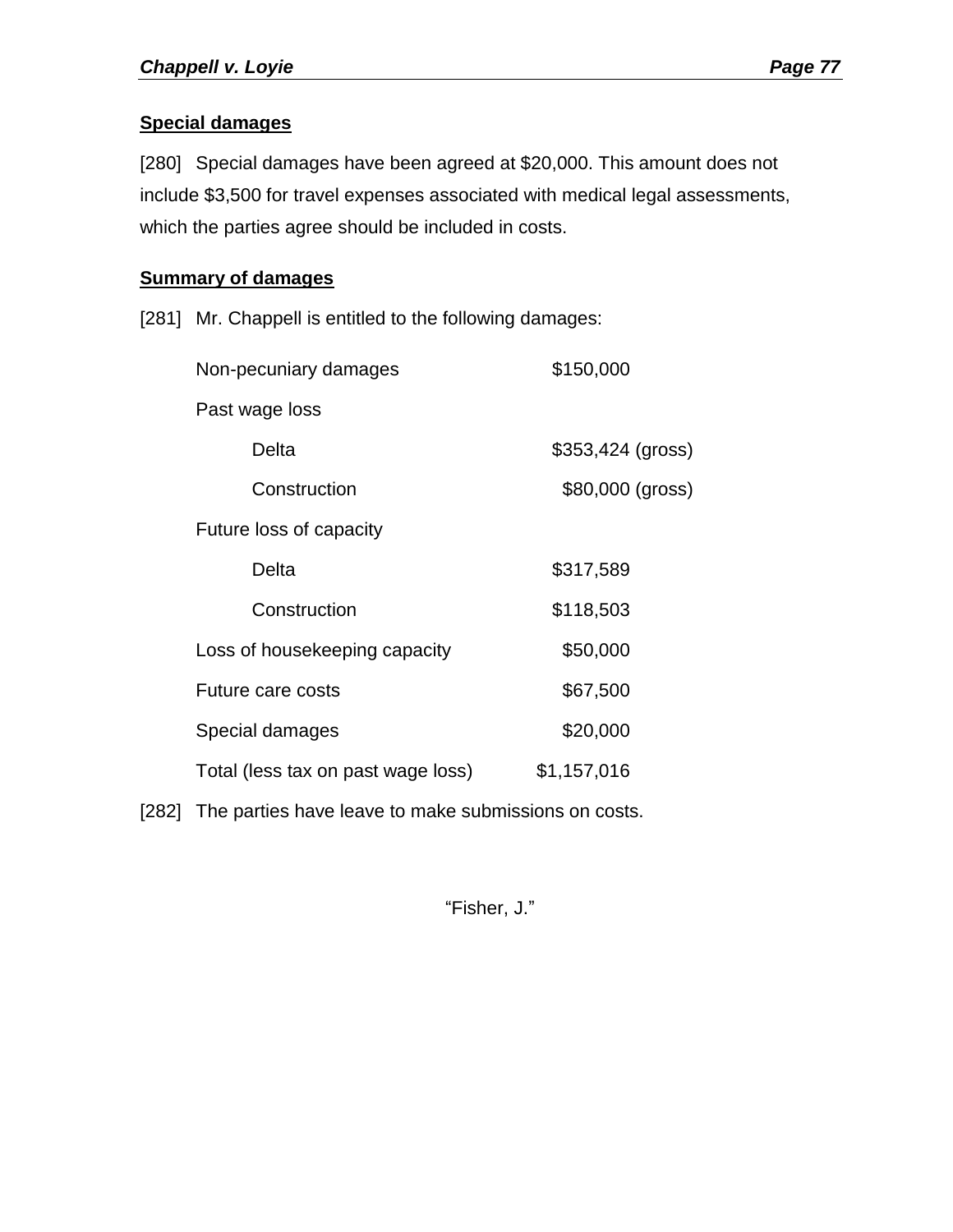**Special damages**

[280] Special damages have been agreed at $20,000. This amount does not include $3,500 for travel expenses associated with medical legal assessments, which the parties agree should be included in costs.

**Summary of damages**

[281] Mr. Chappell is entitled to the following damages:

| | |
|---|---|
| Non-pecuniary damages | $150,000 |
| Past wage loss | |
| Delta | $353,424 (gross) |
| Construction | $80,000 (gross) |
| Future loss of capacity | |
| Delta | $317,589 |
| Construction | $118,503 |
| Loss of housekeeping capacity | $50,000 |
| Future care costs | $67,500 |
| Special damages | $20,000 |
| Total (less tax on past wage loss) | $1,157,016 |

[282] The parties have leave to make submissions on costs.

"Fisher, J."